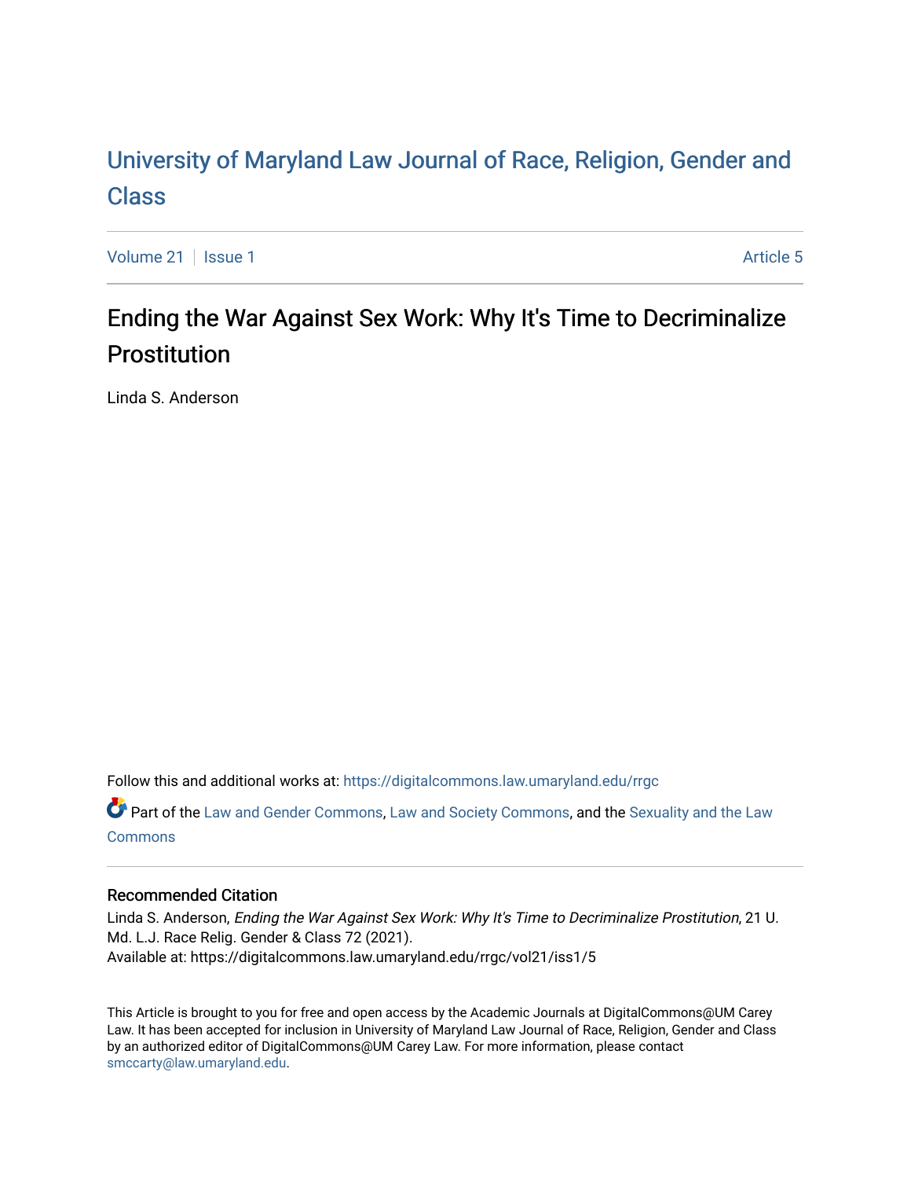# University of Maryland Law Journal of Race, Religion, Gender and Class

Volume 21 | Issue 1 — Article 5

## Ending the War Against Sex Work: Why It's Time to Decriminalize Prostitution

Linda S. Anderson

Follow this and additional works at: https://digitalcommons.law.umaryland.edu/rrgc

Part of the Law and Gender Commons, Law and Society Commons, and the Sexuality and the Law Commons

### Recommended Citation

Linda S. Anderson, *Ending the War Against Sex Work: Why It's Time to Decriminalize Prostitution*, 21 U. Md. L.J. Race Relig. Gender & Class 72 (2021).
Available at: https://digitalcommons.law.umaryland.edu/rrgc/vol21/iss1/5

This Article is brought to you for free and open access by the Academic Journals at DigitalCommons@UM Carey Law. It has been accepted for inclusion in University of Maryland Law Journal of Race, Religion, Gender and Class by an authorized editor of DigitalCommons@UM Carey Law. For more information, please contact smccarty@law.umaryland.edu.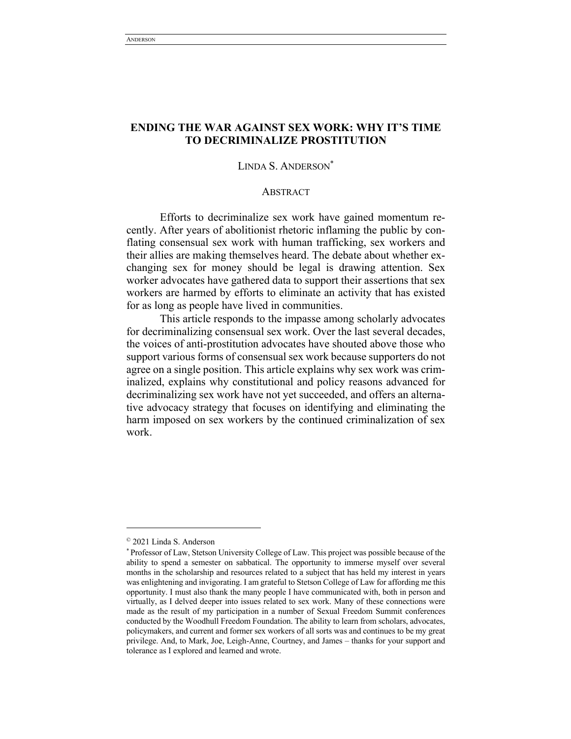# ENDING THE WAR AGAINST SEX WORK: WHY IT'S TIME TO DECRIMINALIZE PROSTITUTION

LINDA S. ANDERSON*

## ABSTRACT

Efforts to decriminalize sex work have gained momentum recently. After years of abolitionist rhetoric inflaming the public by conflating consensual sex work with human trafficking, sex workers and their allies are making themselves heard. The debate about whether exchanging sex for money should be legal is drawing attention. Sex worker advocates have gathered data to support their assertions that sex workers are harmed by efforts to eliminate an activity that has existed for as long as people have lived in communities.

This article responds to the impasse among scholarly advocates for decriminalizing consensual sex work. Over the last several decades, the voices of anti-prostitution advocates have shouted above those who support various forms of consensual sex work because supporters do not agree on a single position. This article explains why sex work was criminalized, explains why constitutional and policy reasons advanced for decriminalizing sex work have not yet succeeded, and offers an alternative advocacy strategy that focuses on identifying and eliminating the harm imposed on sex workers by the continued criminalization of sex work.

---

© 2021 Linda S. Anderson

* Professor of Law, Stetson University College of Law. This project was possible because of the ability to spend a semester on sabbatical. The opportunity to immerse myself over several months in the scholarship and resources related to a subject that has held my interest in years was enlightening and invigorating. I am grateful to Stetson College of Law for affording me this opportunity. I must also thank the many people I have communicated with, both in person and virtually, as I delved deeper into issues related to sex work. Many of these connections were made as the result of my participation in a number of Sexual Freedom Summit conferences conducted by the Woodhull Freedom Foundation. The ability to learn from scholars, advocates, policymakers, and current and former sex workers of all sorts was and continues to be my great privilege. And, to Mark, Joe, Leigh-Anne, Courtney, and James – thanks for your support and tolerance as I explored and learned and wrote.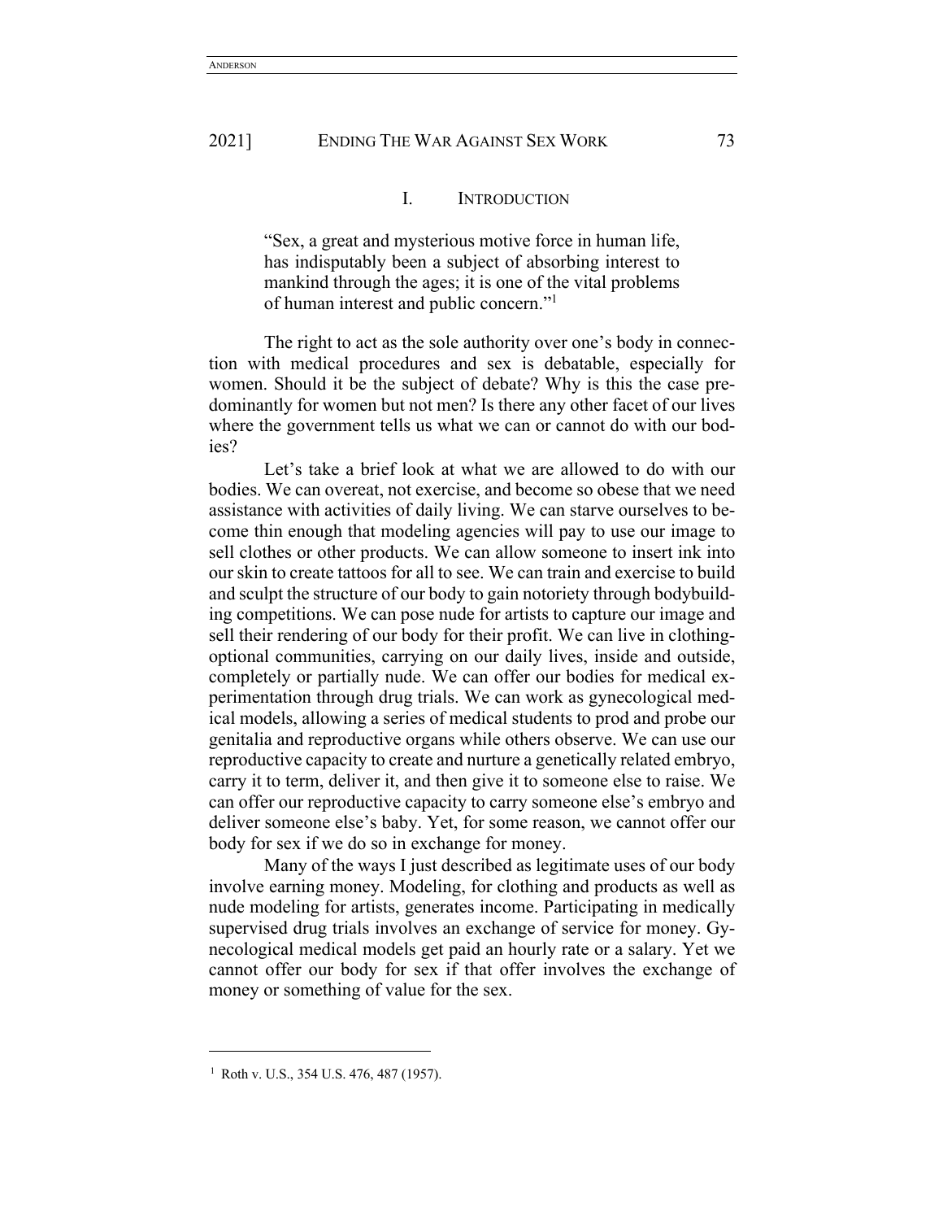## I. INTRODUCTION

> "Sex, a great and mysterious motive force in human life, has indisputably been a subject of absorbing interest to mankind through the ages; it is one of the vital problems of human interest and public concern."[1]

The right to act as the sole authority over one's body in connection with medical procedures and sex is debatable, especially for women. Should it be the subject of debate? Why is this the case predominantly for women but not men? Is there any other facet of our lives where the government tells us what we can or cannot do with our bodies?

Let's take a brief look at what we are allowed to do with our bodies. We can overeat, not exercise, and become so obese that we need assistance with activities of daily living. We can starve ourselves to become thin enough that modeling agencies will pay to use our image to sell clothes or other products. We can allow someone to insert ink into our skin to create tattoos for all to see. We can train and exercise to build and sculpt the structure of our body to gain notoriety through bodybuilding competitions. We can pose nude for artists to capture our image and sell their rendering of our body for their profit. We can live in clothing-optional communities, carrying on our daily lives, inside and outside, completely or partially nude. We can offer our bodies for medical experimentation through drug trials. We can work as gynecological medical models, allowing a series of medical students to prod and probe our genitalia and reproductive organs while others observe. We can use our reproductive capacity to create and nurture a genetically related embryo, carry it to term, deliver it, and then give it to someone else to raise. We can offer our reproductive capacity to carry someone else's embryo and deliver someone else's baby. Yet, for some reason, we cannot offer our body for sex if we do so in exchange for money.

Many of the ways I just described as legitimate uses of our body involve earning money. Modeling, for clothing and products as well as nude modeling for artists, generates income. Participating in medically supervised drug trials involves an exchange of service for money. Gynecological medical models get paid an hourly rate or a salary. Yet we cannot offer our body for sex if that offer involves the exchange of money or something of value for the sex.

---

[1] Roth v. U.S., 354 U.S. 476, 487 (1957).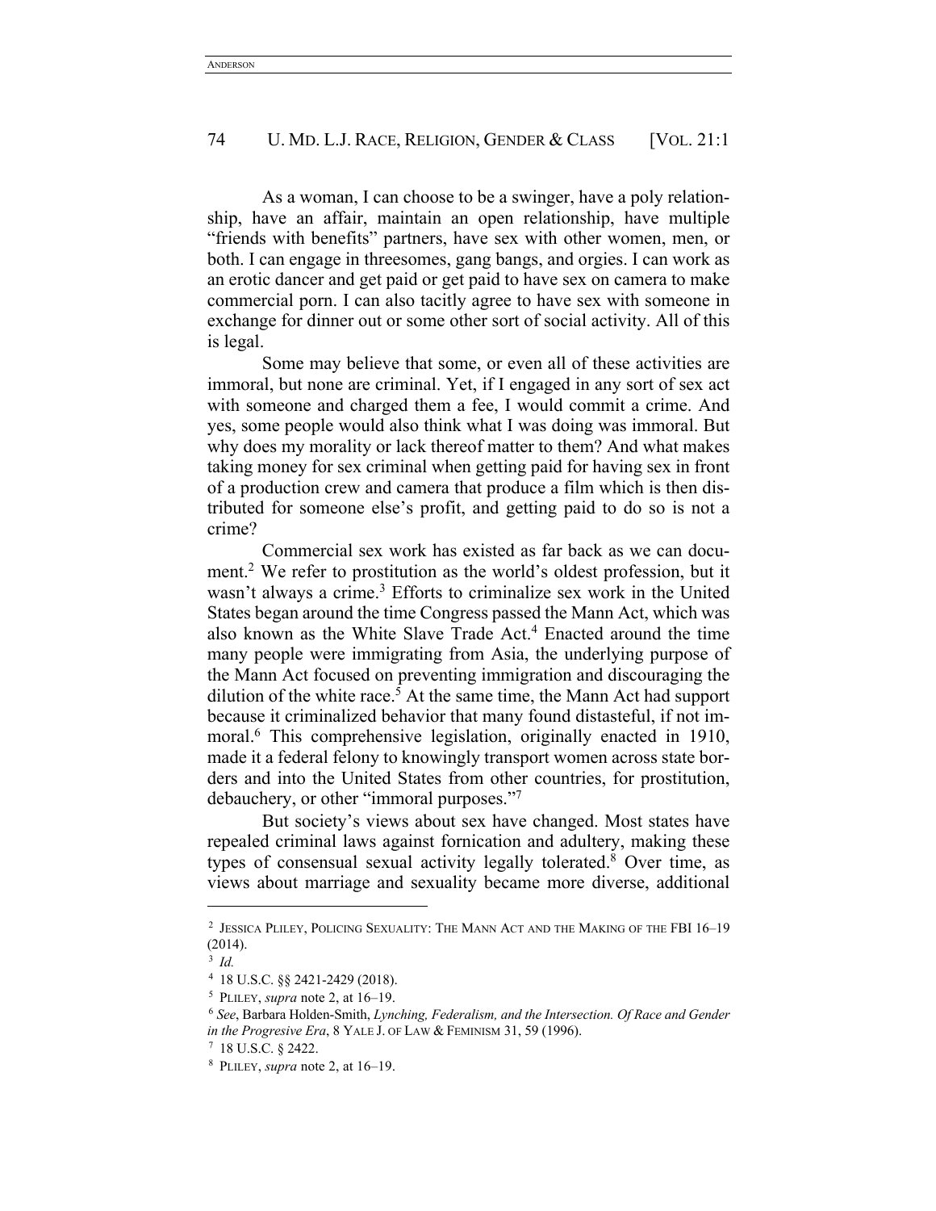As a woman, I can choose to be a swinger, have a poly relationship, have an affair, maintain an open relationship, have multiple "friends with benefits" partners, have sex with other women, men, or both. I can engage in threesomes, gang bangs, and orgies. I can work as an erotic dancer and get paid or get paid to have sex on camera to make commercial porn. I can also tacitly agree to have sex with someone in exchange for dinner out or some other sort of social activity. All of this is legal.

Some may believe that some, or even all of these activities are immoral, but none are criminal. Yet, if I engaged in any sort of sex act with someone and charged them a fee, I would commit a crime. And yes, some people would also think what I was doing was immoral. But why does my morality or lack thereof matter to them? And what makes taking money for sex criminal when getting paid for having sex in front of a production crew and camera that produce a film which is then distributed for someone else's profit, and getting paid to do so is not a crime?

Commercial sex work has existed as far back as we can document.[2] We refer to prostitution as the world's oldest profession, but it wasn't always a crime.[3] Efforts to criminalize sex work in the United States began around the time Congress passed the Mann Act, which was also known as the White Slave Trade Act.[4] Enacted around the time many people were immigrating from Asia, the underlying purpose of the Mann Act focused on preventing immigration and discouraging the dilution of the white race.[5] At the same time, the Mann Act had support because it criminalized behavior that many found distasteful, if not immoral.[6] This comprehensive legislation, originally enacted in 1910, made it a federal felony to knowingly transport women across state borders and into the United States from other countries, for prostitution, debauchery, or other "immoral purposes."[7]

But society's views about sex have changed. Most states have repealed criminal laws against fornication and adultery, making these types of consensual sexual activity legally tolerated.[8] Over time, as views about marriage and sexuality became more diverse, additional

---

[2] JESSICA PLILEY, POLICING SEXUALITY: THE MANN ACT AND THE MAKING OF THE FBI 16–19 (2014).

[3] *Id.*

[4] 18 U.S.C. §§ 2421-2429 (2018).

[5] PLILEY, *supra* note 2, at 16–19.

[6] *See*, Barbara Holden-Smith, *Lynching, Federalism, and the Intersection. Of Race and Gender in the Progresive Era*, 8 YALE J. OF LAW & FEMINISM 31, 59 (1996).

[7] 18 U.S.C. § 2422.

[8] PLILEY, *supra* note 2, at 16–19.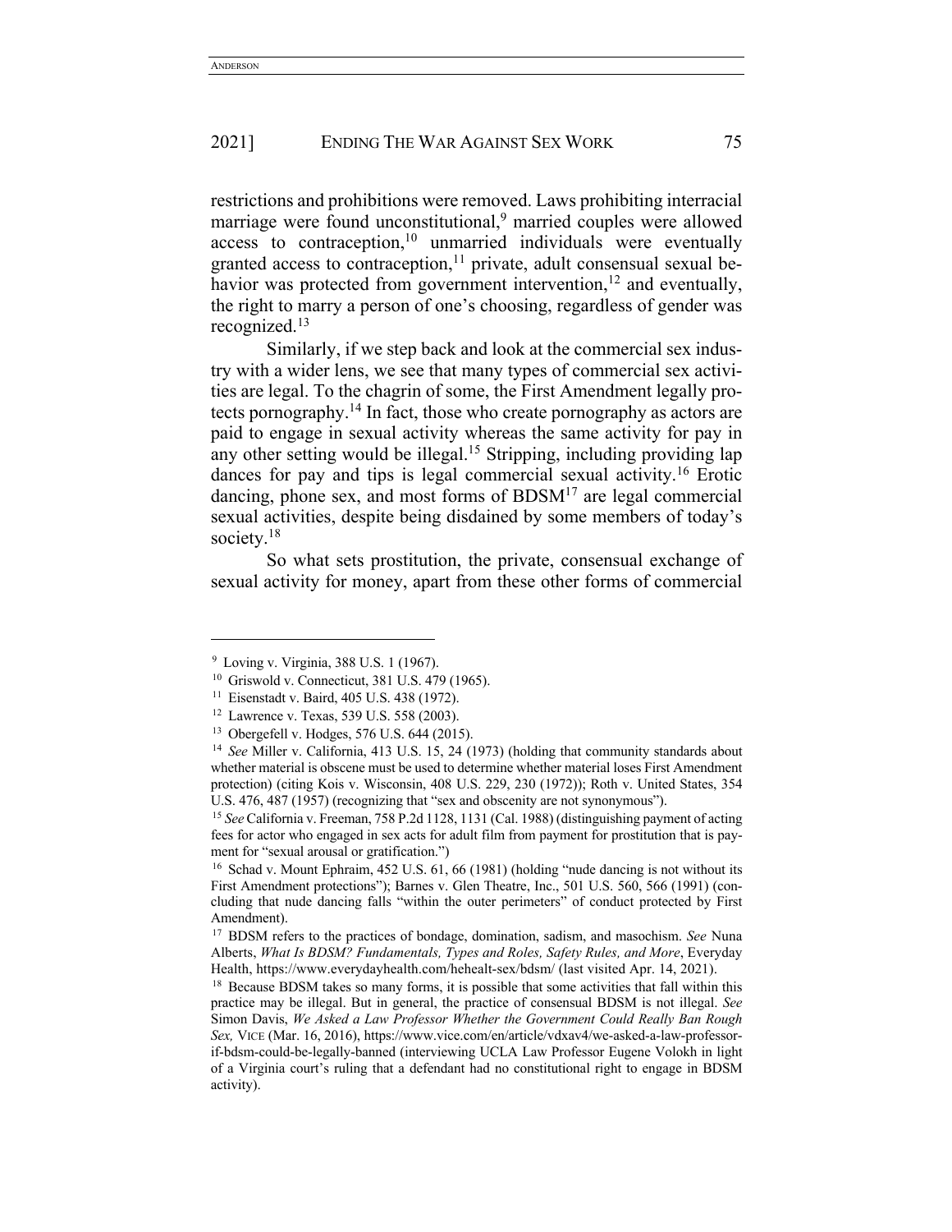restrictions and prohibitions were removed. Laws prohibiting interracial marriage were found unconstitutional,[9] married couples were allowed access to contraception,[10] unmarried individuals were eventually granted access to contraception,[11] private, adult consensual sexual behavior was protected from government intervention,[12] and eventually, the right to marry a person of one's choosing, regardless of gender was recognized.[13]

Similarly, if we step back and look at the commercial sex industry with a wider lens, we see that many types of commercial sex activities are legal. To the chagrin of some, the First Amendment legally protects pornography.[14] In fact, those who create pornography as actors are paid to engage in sexual activity whereas the same activity for pay in any other setting would be illegal.[15] Stripping, including providing lap dances for pay and tips is legal commercial sexual activity.[16] Erotic dancing, phone sex, and most forms of BDSM[17] are legal commercial sexual activities, despite being disdained by some members of today's society.[18]

So what sets prostitution, the private, consensual exchange of sexual activity for money, apart from these other forms of commercial

---

[9] Loving v. Virginia, 388 U.S. 1 (1967).

[10] Griswold v. Connecticut, 381 U.S. 479 (1965).

[11] Eisenstadt v. Baird, 405 U.S. 438 (1972).

[12] Lawrence v. Texas, 539 U.S. 558 (2003).

[13] Obergefell v. Hodges, 576 U.S. 644 (2015).

[14] *See* Miller v. California, 413 U.S. 15, 24 (1973) (holding that community standards about whether material is obscene must be used to determine whether material loses First Amendment protection) (citing Kois v. Wisconsin, 408 U.S. 229, 230 (1972)); Roth v. United States, 354 U.S. 476, 487 (1957) (recognizing that "sex and obscenity are not synonymous").

[15] *See* California v. Freeman, 758 P.2d 1128, 1131 (Cal. 1988) (distinguishing payment of acting fees for actor who engaged in sex acts for adult film from payment for prostitution that is payment for "sexual arousal or gratification.")

[16] Schad v. Mount Ephraim, 452 U.S. 61, 66 (1981) (holding "nude dancing is not without its First Amendment protections"); Barnes v. Glen Theatre, Inc., 501 U.S. 560, 566 (1991) (concluding that nude dancing falls "within the outer perimeters" of conduct protected by First Amendment).

[17] BDSM refers to the practices of bondage, domination, sadism, and masochism. *See* Nuna Alberts, *What Is BDSM? Fundamentals, Types and Roles, Safety Rules, and More*, Everyday Health, https://www.everydayhealth.com/hehealt-sex/bdsm/ (last visited Apr. 14, 2021).

[18] Because BDSM takes so many forms, it is possible that some activities that fall within this practice may be illegal. But in general, the practice of consensual BDSM is not illegal. *See* Simon Davis, *We Asked a Law Professor Whether the Government Could Really Ban Rough Sex,* VICE (Mar. 16, 2016), https://www.vice.com/en/article/vdxav4/we-asked-a-law-professor-if-bdsm-could-be-legally-banned (interviewing UCLA Law Professor Eugene Volokh in light of a Virginia court's ruling that a defendant had no constitutional right to engage in BDSM activity).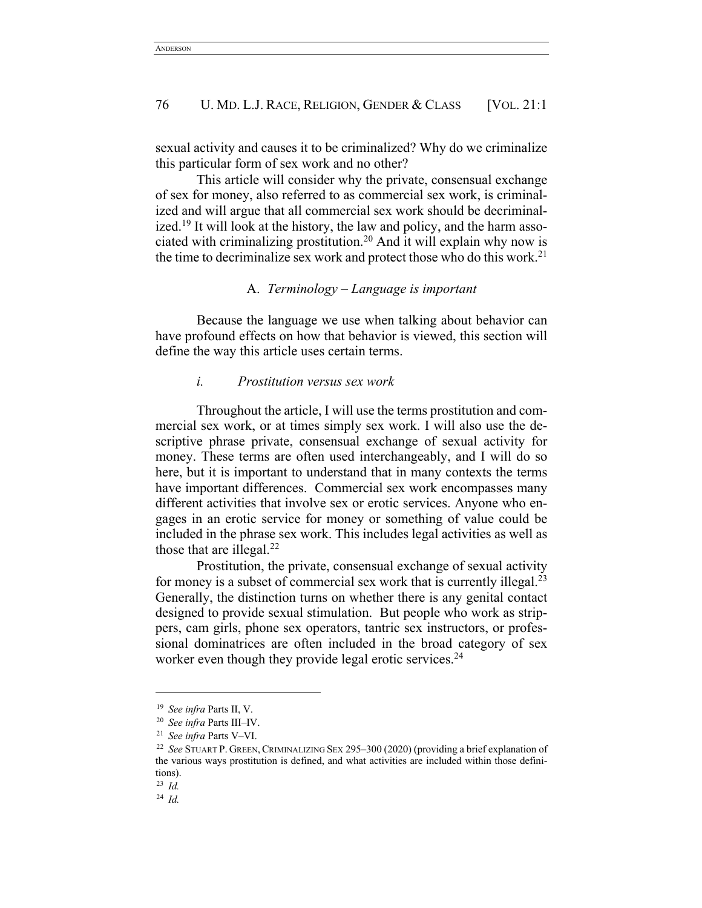sexual activity and causes it to be criminalized? Why do we criminalize this particular form of sex work and no other?

This article will consider why the private, consensual exchange of sex for money, also referred to as commercial sex work, is criminalized and will argue that all commercial sex work should be decriminalized.[19] It will look at the history, the law and policy, and the harm associated with criminalizing prostitution.[20] And it will explain why now is the time to decriminalize sex work and protect those who do this work.[21]

### A. *Terminology – Language is important*

Because the language we use when talking about behavior can have profound effects on how that behavior is viewed, this section will define the way this article uses certain terms.

#### *i. Prostitution versus sex work*

Throughout the article, I will use the terms prostitution and commercial sex work, or at times simply sex work. I will also use the descriptive phrase private, consensual exchange of sexual activity for money. These terms are often used interchangeably, and I will do so here, but it is important to understand that in many contexts the terms have important differences. Commercial sex work encompasses many different activities that involve sex or erotic services. Anyone who engages in an erotic service for money or something of value could be included in the phrase sex work. This includes legal activities as well as those that are illegal.[22]

Prostitution, the private, consensual exchange of sexual activity for money is a subset of commercial sex work that is currently illegal.[23] Generally, the distinction turns on whether there is any genital contact designed to provide sexual stimulation. But people who work as strippers, cam girls, phone sex operators, tantric sex instructors, or professional dominatrices are often included in the broad category of sex worker even though they provide legal erotic services.[24]

---

[19] *See infra* Parts II, V.

[20] *See infra* Parts III–IV.

[21] *See infra* Parts V–VI.

[22] *See* STUART P. GREEN, CRIMINALIZING SEX 295–300 (2020) (providing a brief explanation of the various ways prostitution is defined, and what activities are included within those definitions).

[23] *Id.*

[24] *Id.*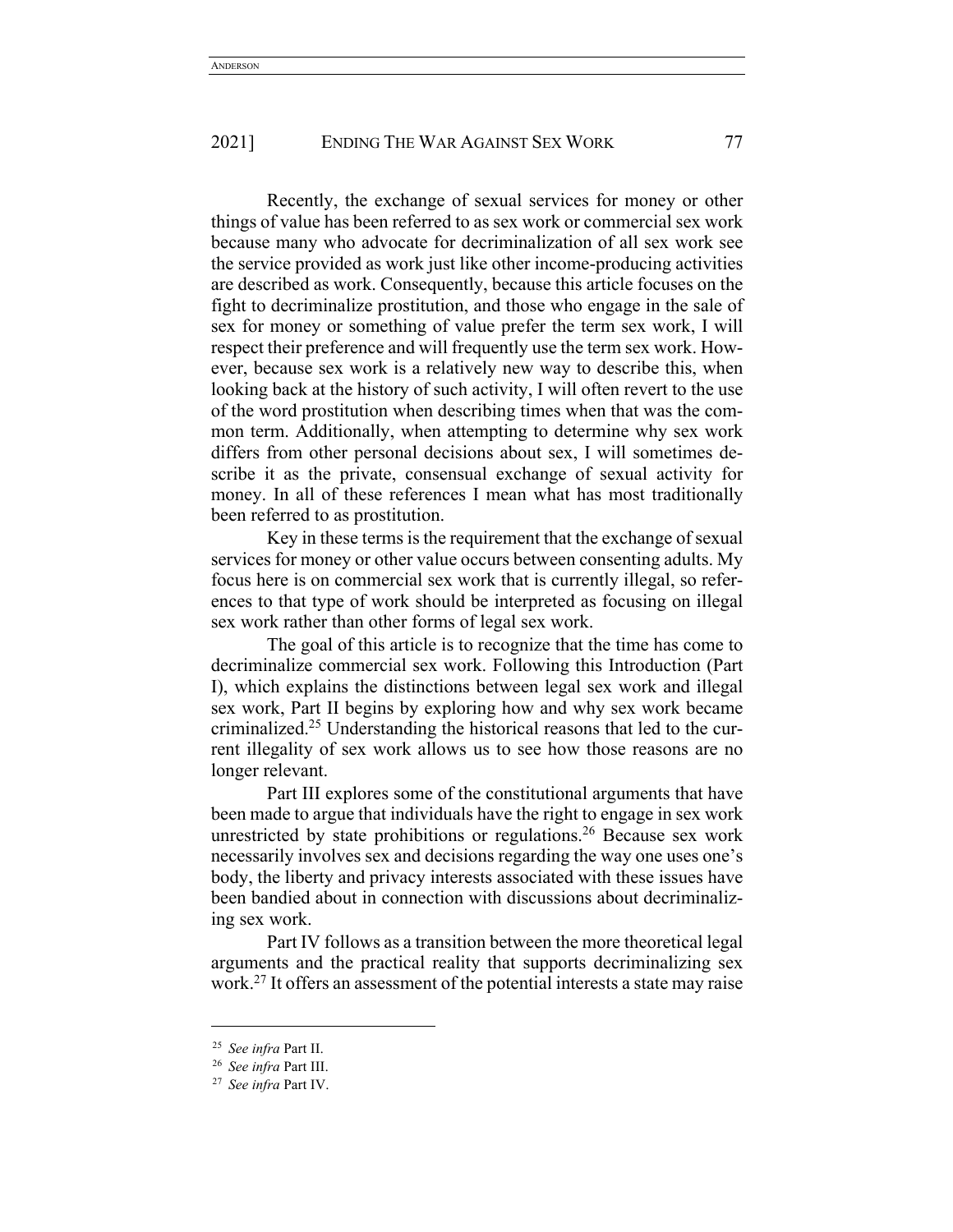Recently, the exchange of sexual services for money or other things of value has been referred to as sex work or commercial sex work because many who advocate for decriminalization of all sex work see the service provided as work just like other income-producing activities are described as work. Consequently, because this article focuses on the fight to decriminalize prostitution, and those who engage in the sale of sex for money or something of value prefer the term sex work, I will respect their preference and will frequently use the term sex work. However, because sex work is a relatively new way to describe this, when looking back at the history of such activity, I will often revert to the use of the word prostitution when describing times when that was the common term. Additionally, when attempting to determine why sex work differs from other personal decisions about sex, I will sometimes describe it as the private, consensual exchange of sexual activity for money. In all of these references I mean what has most traditionally been referred to as prostitution.

Key in these terms is the requirement that the exchange of sexual services for money or other value occurs between consenting adults. My focus here is on commercial sex work that is currently illegal, so references to that type of work should be interpreted as focusing on illegal sex work rather than other forms of legal sex work.

The goal of this article is to recognize that the time has come to decriminalize commercial sex work. Following this Introduction (Part I), which explains the distinctions between legal sex work and illegal sex work, Part II begins by exploring how and why sex work became criminalized.[25] Understanding the historical reasons that led to the current illegality of sex work allows us to see how those reasons are no longer relevant.

Part III explores some of the constitutional arguments that have been made to argue that individuals have the right to engage in sex work unrestricted by state prohibitions or regulations.[26] Because sex work necessarily involves sex and decisions regarding the way one uses one's body, the liberty and privacy interests associated with these issues have been bandied about in connection with discussions about decriminalizing sex work.

Part IV follows as a transition between the more theoretical legal arguments and the practical reality that supports decriminalizing sex work.[27] It offers an assessment of the potential interests a state may raise

---

[25] *See infra* Part II.

[26] *See infra* Part III.

[27] *See infra* Part IV.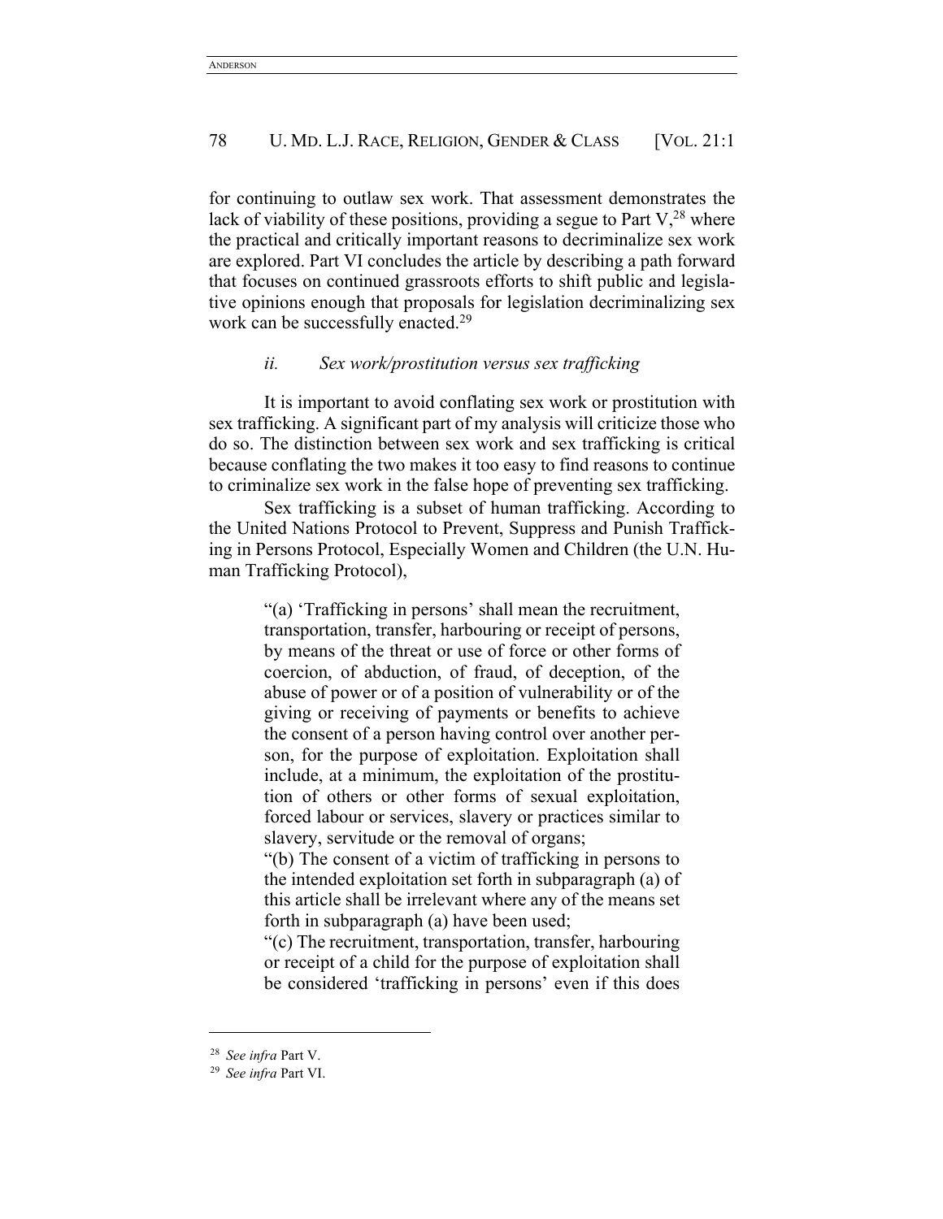for continuing to outlaw sex work. That assessment demonstrates the lack of viability of these positions, providing a segue to Part V,[28] where the practical and critically important reasons to decriminalize sex work are explored. Part VI concludes the article by describing a path forward that focuses on continued grassroots efforts to shift public and legislative opinions enough that proposals for legislation decriminalizing sex work can be successfully enacted.[29]

### *ii. Sex work/prostitution versus sex trafficking*

It is important to avoid conflating sex work or prostitution with sex trafficking. A significant part of my analysis will criticize those who do so. The distinction between sex work and sex trafficking is critical because conflating the two makes it too easy to find reasons to continue to criminalize sex work in the false hope of preventing sex trafficking.

Sex trafficking is a subset of human trafficking. According to the United Nations Protocol to Prevent, Suppress and Punish Trafficking in Persons Protocol, Especially Women and Children (the U.N. Human Trafficking Protocol),

> "(a) 'Trafficking in persons' shall mean the recruitment, transportation, transfer, harbouring or receipt of persons, by means of the threat or use of force or other forms of coercion, of abduction, of fraud, of deception, of the abuse of power or of a position of vulnerability or of the giving or receiving of payments or benefits to achieve the consent of a person having control over another person, for the purpose of exploitation. Exploitation shall include, at a minimum, the exploitation of the prostitution of others or other forms of sexual exploitation, forced labour or services, slavery or practices similar to slavery, servitude or the removal of organs;
>
> "(b) The consent of a victim of trafficking in persons to the intended exploitation set forth in subparagraph (a) of this article shall be irrelevant where any of the means set forth in subparagraph (a) have been used;
>
> "(c) The recruitment, transportation, transfer, harbouring or receipt of a child for the purpose of exploitation shall be considered 'trafficking in persons' even if this does

---

[28] *See infra* Part V.

[29] *See infra* Part VI.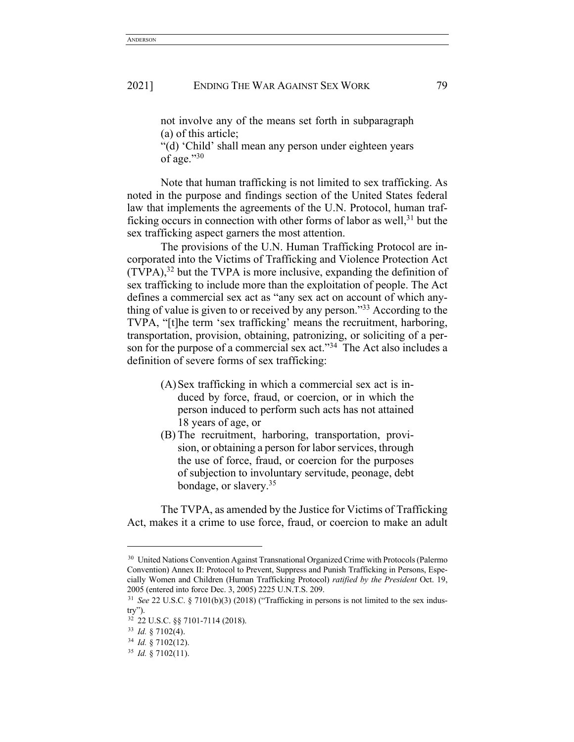> not involve any of the means set forth in subparagraph (a) of this article;
>
> "(d) 'Child' shall mean any person under eighteen years of age."[30]

Note that human trafficking is not limited to sex trafficking. As noted in the purpose and findings section of the United States federal law that implements the agreements of the U.N. Protocol, human trafficking occurs in connection with other forms of labor as well,[31] but the sex trafficking aspect garners the most attention.

The provisions of the U.N. Human Trafficking Protocol are incorporated into the Victims of Trafficking and Violence Protection Act (TVPA),[32] but the TVPA is more inclusive, expanding the definition of sex trafficking to include more than the exploitation of people. The Act defines a commercial sex act as "any sex act on account of which anything of value is given to or received by any person."[33] According to the TVPA, "[t]he term 'sex trafficking' means the recruitment, harboring, transportation, provision, obtaining, patronizing, or soliciting of a person for the purpose of a commercial sex act."[34] The Act also includes a definition of severe forms of sex trafficking:

> (A) Sex trafficking in which a commercial sex act is induced by force, fraud, or coercion, or in which the person induced to perform such acts has not attained 18 years of age, or
>
> (B) The recruitment, harboring, transportation, provision, or obtaining a person for labor services, through the use of force, fraud, or coercion for the purposes of subjection to involuntary servitude, peonage, debt bondage, or slavery.[35]

The TVPA, as amended by the Justice for Victims of Trafficking Act, makes it a crime to use force, fraud, or coercion to make an adult

---

[30] United Nations Convention Against Transnational Organized Crime with Protocols (Palermo Convention) Annex II: Protocol to Prevent, Suppress and Punish Trafficking in Persons, Especially Women and Children (Human Trafficking Protocol) *ratified by the President* Oct. 19, 2005 (entered into force Dec. 3, 2005) 2225 U.N.T.S. 209.

[31] *See* 22 U.S.C. § 7101(b)(3) (2018) ("Trafficking in persons is not limited to the sex industry").

[32] 22 U.S.C. §§ 7101-7114 (2018).

[33] *Id.* § 7102(4).

[34] *Id.* § 7102(12).

[35] *Id.* § 7102(11).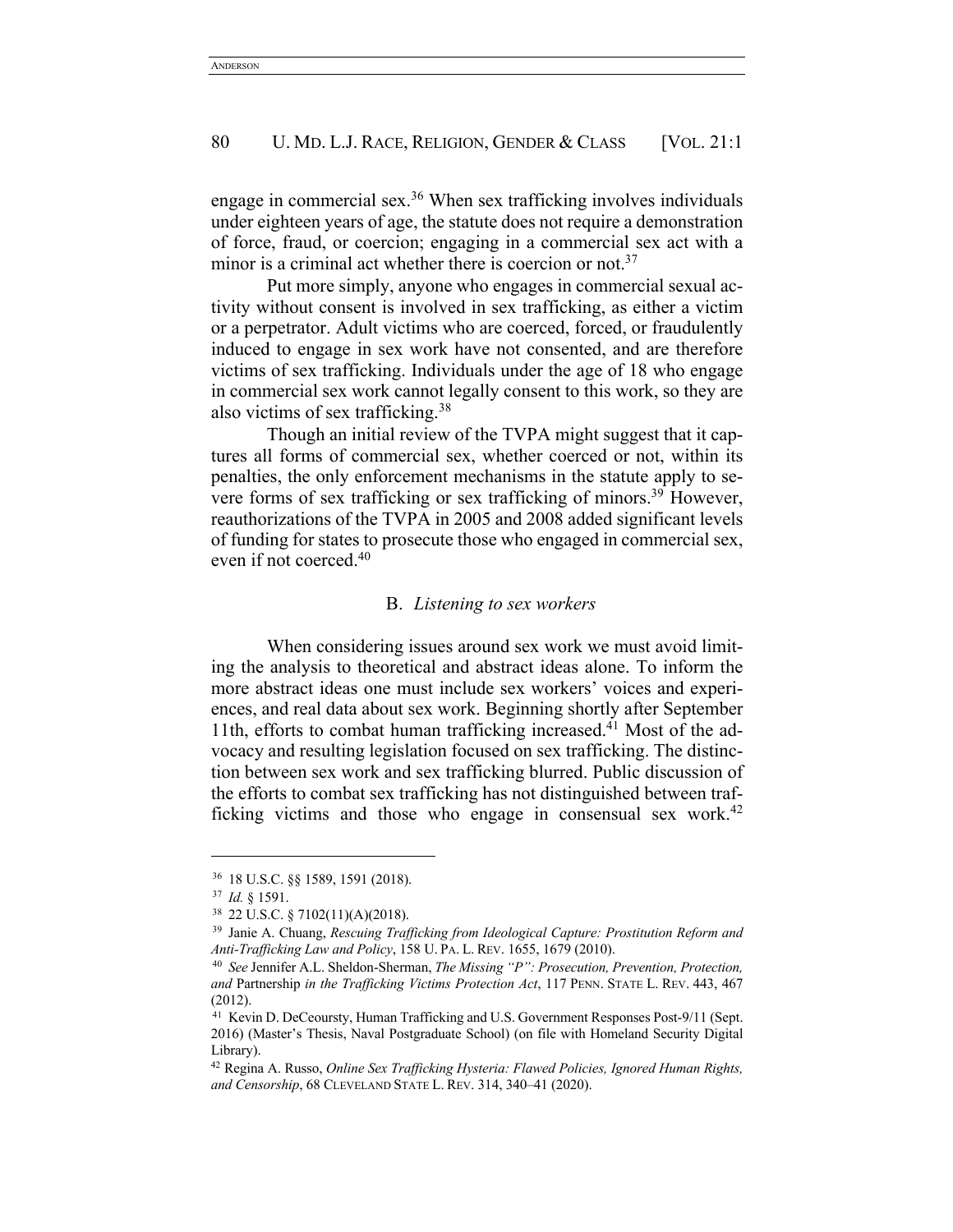engage in commercial sex.[36] When sex trafficking involves individuals under eighteen years of age, the statute does not require a demonstration of force, fraud, or coercion; engaging in a commercial sex act with a minor is a criminal act whether there is coercion or not.[37]

Put more simply, anyone who engages in commercial sexual activity without consent is involved in sex trafficking, as either a victim or a perpetrator. Adult victims who are coerced, forced, or fraudulently induced to engage in sex work have not consented, and are therefore victims of sex trafficking. Individuals under the age of 18 who engage in commercial sex work cannot legally consent to this work, so they are also victims of sex trafficking.[38]

Though an initial review of the TVPA might suggest that it captures all forms of commercial sex, whether coerced or not, within its penalties, the only enforcement mechanisms in the statute apply to severe forms of sex trafficking or sex trafficking of minors.[39] However, reauthorizations of the TVPA in 2005 and 2008 added significant levels of funding for states to prosecute those who engaged in commercial sex, even if not coerced.[40]

### B. *Listening to sex workers*

When considering issues around sex work we must avoid limiting the analysis to theoretical and abstract ideas alone. To inform the more abstract ideas one must include sex workers' voices and experiences, and real data about sex work. Beginning shortly after September 11th, efforts to combat human trafficking increased.[41] Most of the advocacy and resulting legislation focused on sex trafficking. The distinction between sex work and sex trafficking blurred. Public discussion of the efforts to combat sex trafficking has not distinguished between trafficking victims and those who engage in consensual sex work.[42]

---

[36] 18 U.S.C. §§ 1589, 1591 (2018).

[37] *Id.* § 1591.

[38] 22 U.S.C. § 7102(11)(A)(2018).

[39] Janie A. Chuang, *Rescuing Trafficking from Ideological Capture: Prostitution Reform and Anti-Trafficking Law and Policy*, 158 U. PA. L. REV. 1655, 1679 (2010).

[40] *See* Jennifer A.L. Sheldon-Sherman, *The Missing "P": Prosecution, Prevention, Protection, and* Partnership *in the Trafficking Victims Protection Act*, 117 PENN. STATE L. REV. 443, 467 (2012).

[41] Kevin D. DeCeoursty, Human Trafficking and U.S. Government Responses Post-9/11 (Sept. 2016) (Master's Thesis, Naval Postgraduate School) (on file with Homeland Security Digital Library).

[42] Regina A. Russo, *Online Sex Trafficking Hysteria: Flawed Policies, Ignored Human Rights, and Censorship*, 68 CLEVELAND STATE L. REV. 314, 340–41 (2020).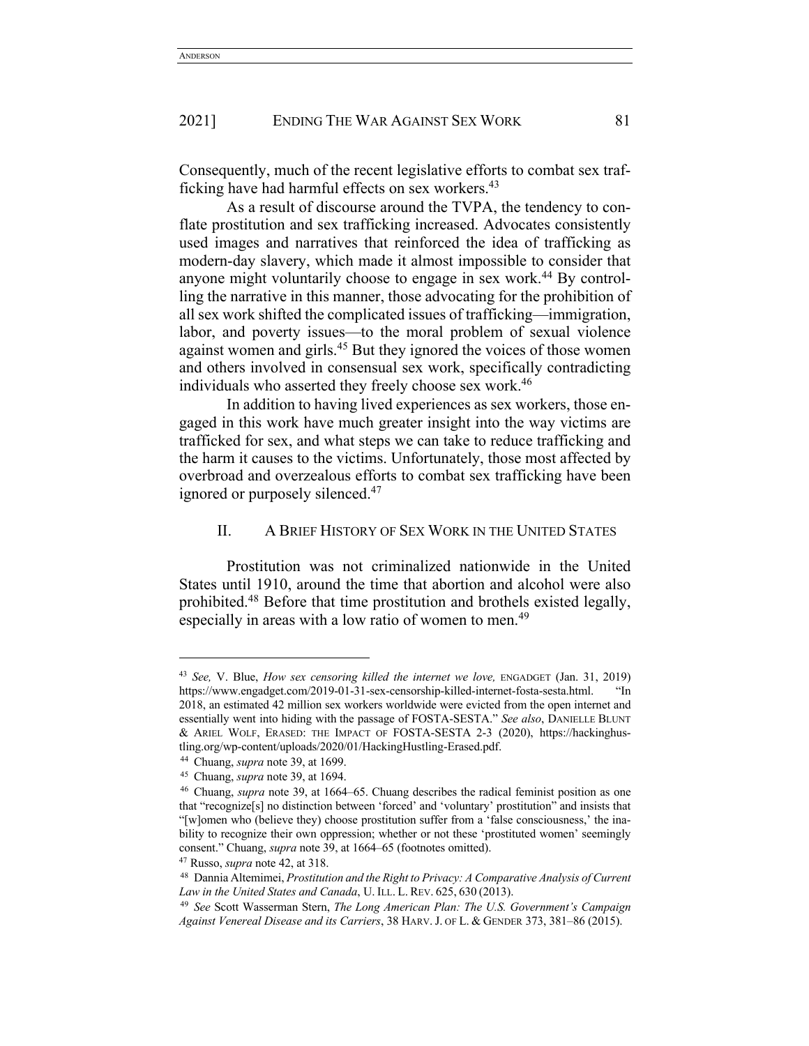Consequently, much of the recent legislative efforts to combat sex trafficking have had harmful effects on sex workers.[43]

As a result of discourse around the TVPA, the tendency to conflate prostitution and sex trafficking increased. Advocates consistently used images and narratives that reinforced the idea of trafficking as modern-day slavery, which made it almost impossible to consider that anyone might voluntarily choose to engage in sex work.[44] By controlling the narrative in this manner, those advocating for the prohibition of all sex work shifted the complicated issues of trafficking—immigration, labor, and poverty issues—to the moral problem of sexual violence against women and girls.[45] But they ignored the voices of those women and others involved in consensual sex work, specifically contradicting individuals who asserted they freely choose sex work.[46]

In addition to having lived experiences as sex workers, those engaged in this work have much greater insight into the way victims are trafficked for sex, and what steps we can take to reduce trafficking and the harm it causes to the victims. Unfortunately, those most affected by overbroad and overzealous efforts to combat sex trafficking have been ignored or purposely silenced.[47]

## II. A Brief History of Sex Work in the United States

Prostitution was not criminalized nationwide in the United States until 1910, around the time that abortion and alcohol were also prohibited.[48] Before that time prostitution and brothels existed legally, especially in areas with a low ratio of women to men.[49]

---

[43] *See,* V. Blue, *How sex censoring killed the internet we love,* ENGADGET (Jan. 31, 2019) https://www.engadget.com/2019-01-31-sex-censorship-killed-internet-fosta-sesta.html. "In 2018, an estimated 42 million sex workers worldwide were evicted from the open internet and essentially went into hiding with the passage of FOSTA-SESTA." *See also*, DANIELLE BLUNT & ARIEL WOLF, ERASED: THE IMPACT OF FOSTA-SESTA 2-3 (2020), https://hackinghustling.org/wp-content/uploads/2020/01/HackingHustling-Erased.pdf.

[44] Chuang, *supra* note 39, at 1699.

[45] Chuang, *supra* note 39, at 1694.

[46] Chuang, *supra* note 39, at 1664–65. Chuang describes the radical feminist position as one that "recognize[s] no distinction between 'forced' and 'voluntary' prostitution" and insists that "[w]omen who (believe they) choose prostitution suffer from a 'false consciousness,' the inability to recognize their own oppression; whether or not these 'prostituted women' seemingly consent." Chuang, *supra* note 39, at 1664–65 (footnotes omitted).

[47] Russo, *supra* note 42, at 318.

[48] Dannia Altemimei, *Prostitution and the Right to Privacy: A Comparative Analysis of Current Law in the United States and Canada*, U. ILL. L. REV. 625, 630 (2013).

[49] *See* Scott Wasserman Stern, *The Long American Plan: The U.S. Government's Campaign Against Venereal Disease and its Carriers*, 38 HARV. J. OF L. & GENDER 373, 381–86 (2015).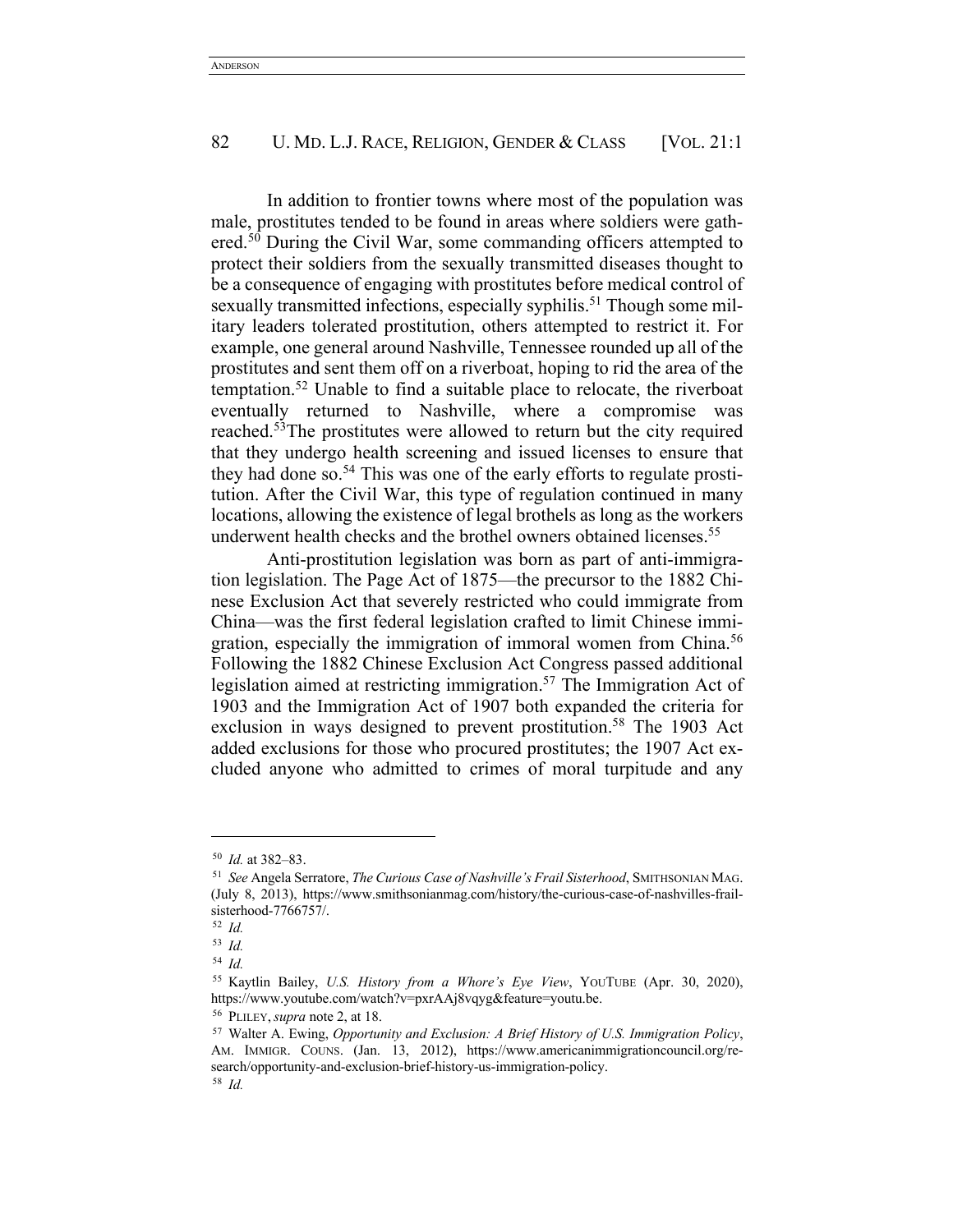In addition to frontier towns where most of the population was male, prostitutes tended to be found in areas where soldiers were gathered.[50] During the Civil War, some commanding officers attempted to protect their soldiers from the sexually transmitted diseases thought to be a consequence of engaging with prostitutes before medical control of sexually transmitted infections, especially syphilis.[51] Though some military leaders tolerated prostitution, others attempted to restrict it. For example, one general around Nashville, Tennessee rounded up all of the prostitutes and sent them off on a riverboat, hoping to rid the area of the temptation.[52] Unable to find a suitable place to relocate, the riverboat eventually returned to Nashville, where a compromise was reached.[53]The prostitutes were allowed to return but the city required that they undergo health screening and issued licenses to ensure that they had done so.[54] This was one of the early efforts to regulate prostitution. After the Civil War, this type of regulation continued in many locations, allowing the existence of legal brothels as long as the workers underwent health checks and the brothel owners obtained licenses.[55]

Anti-prostitution legislation was born as part of anti-immigration legislation. The Page Act of 1875—the precursor to the 1882 Chinese Exclusion Act that severely restricted who could immigrate from China—was the first federal legislation crafted to limit Chinese immigration, especially the immigration of immoral women from China.[56] Following the 1882 Chinese Exclusion Act Congress passed additional legislation aimed at restricting immigration.[57] The Immigration Act of 1903 and the Immigration Act of 1907 both expanded the criteria for exclusion in ways designed to prevent prostitution.[58] The 1903 Act added exclusions for those who procured prostitutes; the 1907 Act excluded anyone who admitted to crimes of moral turpitude and any

---

[50] *Id.* at 382–83.

[51] *See* Angela Serratore, *The Curious Case of Nashville's Frail Sisterhood*, SMITHSONIAN MAG. (July 8, 2013), https://www.smithsonianmag.com/history/the-curious-case-of-nashvilles-frail-sisterhood-7766757/.

[52] *Id.*

[53] *Id.*

[54] *Id.*

[55] Kaytlin Bailey, *U.S. History from a Whore's Eye View*, YOUTUBE (Apr. 30, 2020), https://www.youtube.com/watch?v=pxrAAj8vqyg&feature=youtu.be.

[56] PLILEY, *supra* note 2, at 18.

[57] Walter A. Ewing, *Opportunity and Exclusion: A Brief History of U.S. Immigration Policy*, AM. IMMIGR. COUNS. (Jan. 13, 2012), https://www.americanimmigrationcouncil.org/research/opportunity-and-exclusion-brief-history-us-immigration-policy.

[58] *Id.*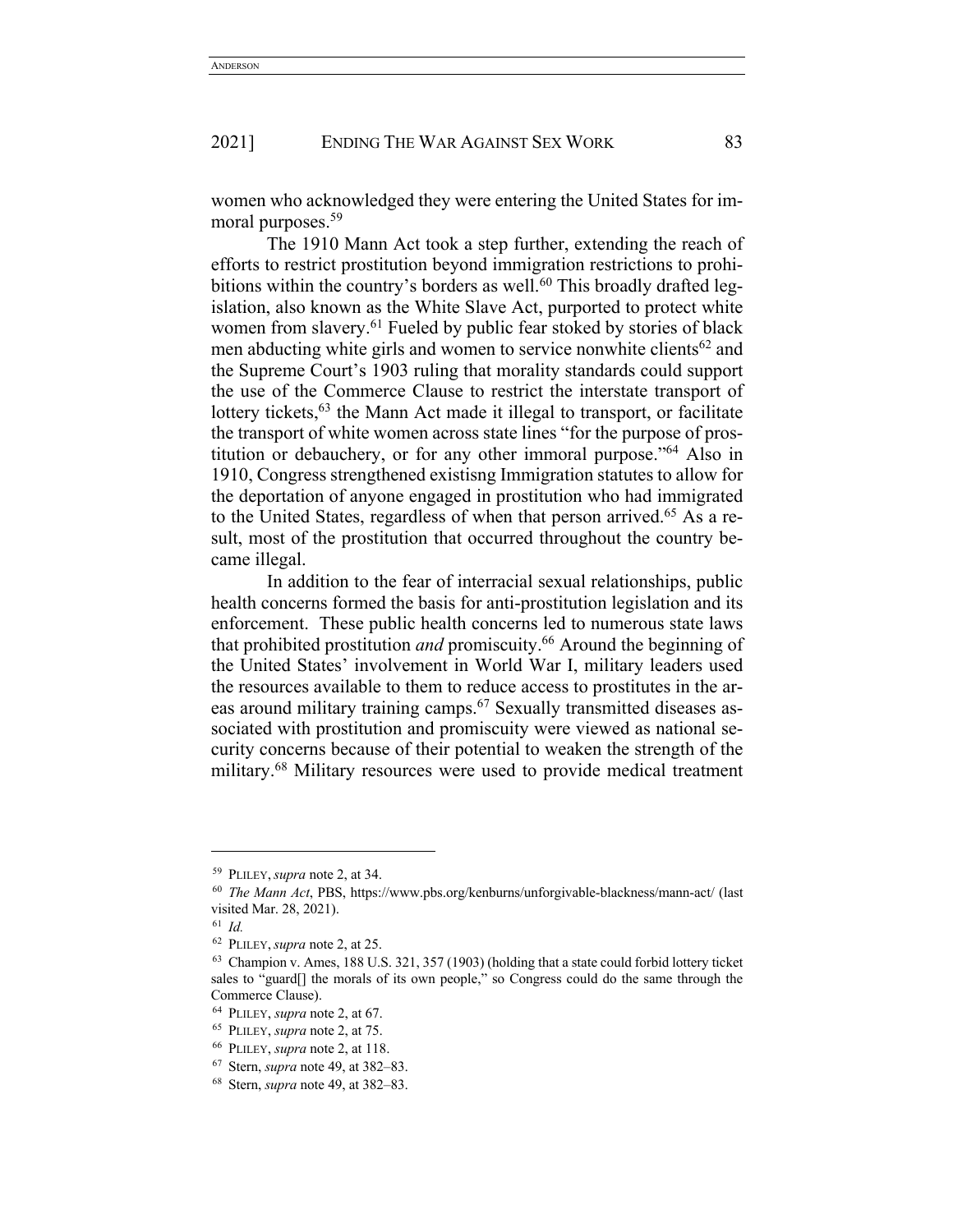women who acknowledged they were entering the United States for immoral purposes.[59]

The 1910 Mann Act took a step further, extending the reach of efforts to restrict prostitution beyond immigration restrictions to prohibitions within the country's borders as well.[60] This broadly drafted legislation, also known as the White Slave Act, purported to protect white women from slavery.[61] Fueled by public fear stoked by stories of black men abducting white girls and women to service nonwhite clients[62] and the Supreme Court's 1903 ruling that morality standards could support the use of the Commerce Clause to restrict the interstate transport of lottery tickets,[63] the Mann Act made it illegal to transport, or facilitate the transport of white women across state lines "for the purpose of prostitution or debauchery, or for any other immoral purpose."[64] Also in 1910, Congress strengthened existisng Immigration statutes to allow for the deportation of anyone engaged in prostitution who had immigrated to the United States, regardless of when that person arrived.[65] As a result, most of the prostitution that occurred throughout the country became illegal.

In addition to the fear of interracial sexual relationships, public health concerns formed the basis for anti-prostitution legislation and its enforcement. These public health concerns led to numerous state laws that prohibited prostitution *and* promiscuity.[66] Around the beginning of the United States' involvement in World War I, military leaders used the resources available to them to reduce access to prostitutes in the areas around military training camps.[67] Sexually transmitted diseases associated with prostitution and promiscuity were viewed as national security concerns because of their potential to weaken the strength of the military.[68] Military resources were used to provide medical treatment

---

[59] PLILEY, *supra* note 2, at 34.

[60] *The Mann Act*, PBS, https://www.pbs.org/kenburns/unforgivable-blackness/mann-act/ (last visited Mar. 28, 2021).

[61] *Id.*

[62] PLILEY, *supra* note 2, at 25.

[63] Champion v. Ames, 188 U.S. 321, 357 (1903) (holding that a state could forbid lottery ticket sales to "guard[] the morals of its own people," so Congress could do the same through the Commerce Clause).

[64] PLILEY, *supra* note 2, at 67.

[65] PLILEY, *supra* note 2, at 75.

[66] PLILEY, *supra* note 2, at 118.

[67] Stern, *supra* note 49, at 382–83.

[68] Stern, *supra* note 49, at 382–83.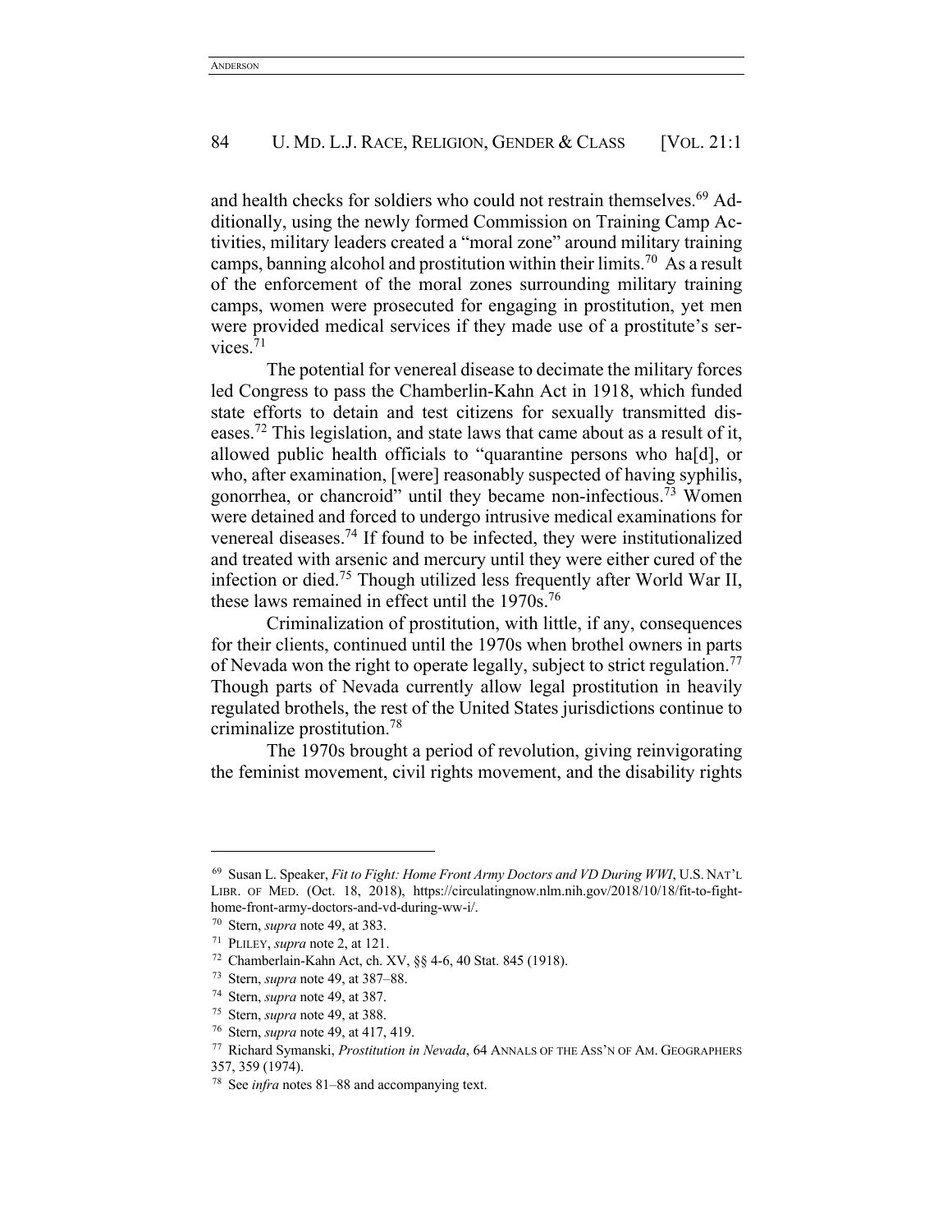and health checks for soldiers who could not restrain themselves.[69] Additionally, using the newly formed Commission on Training Camp Activities, military leaders created a "moral zone" around military training camps, banning alcohol and prostitution within their limits.[70] As a result of the enforcement of the moral zones surrounding military training camps, women were prosecuted for engaging in prostitution, yet men were provided medical services if they made use of a prostitute's services.[71]

The potential for venereal disease to decimate the military forces led Congress to pass the Chamberlin-Kahn Act in 1918, which funded state efforts to detain and test citizens for sexually transmitted diseases.[72] This legislation, and state laws that came about as a result of it, allowed public health officials to "quarantine persons who ha[d], or who, after examination, [were] reasonably suspected of having syphilis, gonorrhea, or chancroid" until they became non-infectious.[73] Women were detained and forced to undergo intrusive medical examinations for venereal diseases.[74] If found to be infected, they were institutionalized and treated with arsenic and mercury until they were either cured of the infection or died.[75] Though utilized less frequently after World War II, these laws remained in effect until the 1970s.[76]

Criminalization of prostitution, with little, if any, consequences for their clients, continued until the 1970s when brothel owners in parts of Nevada won the right to operate legally, subject to strict regulation.[77] Though parts of Nevada currently allow legal prostitution in heavily regulated brothels, the rest of the United States jurisdictions continue to criminalize prostitution.[78]

The 1970s brought a period of revolution, giving reinvigorating the feminist movement, civil rights movement, and the disability rights

---

[69] Susan L. Speaker, *Fit to Fight: Home Front Army Doctors and VD During WWI*, U.S. NAT'L LIBR. OF MED. (Oct. 18, 2018), https://circulatingnow.nlm.nih.gov/2018/10/18/fit-to-fight-home-front-army-doctors-and-vd-during-ww-i/.

[70] Stern, *supra* note 49, at 383.

[71] PLILEY, *supra* note 2, at 121.

[72] Chamberlain-Kahn Act, ch. XV, §§ 4-6, 40 Stat. 845 (1918).

[73] Stern, *supra* note 49, at 387–88.

[74] Stern, *supra* note 49, at 387.

[75] Stern, *supra* note 49, at 388.

[76] Stern, *supra* note 49, at 417, 419.

[77] Richard Symanski, *Prostitution in Nevada*, 64 ANNALS OF THE ASS'N OF AM. GEOGRAPHERS 357, 359 (1974).

[78] See *infra* notes 81–88 and accompanying text.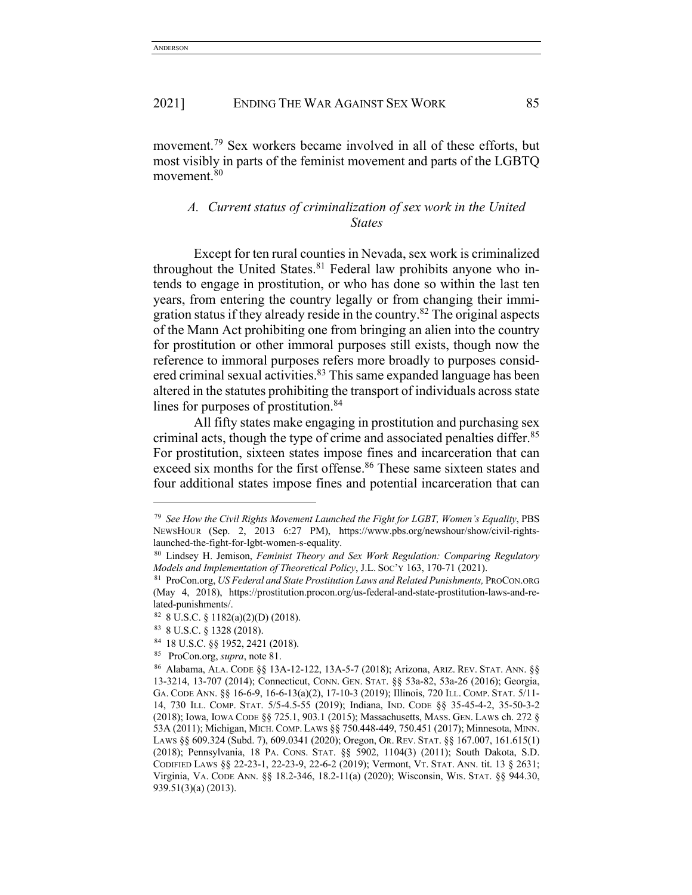movement.[79] Sex workers became involved in all of these efforts, but most visibly in parts of the feminist movement and parts of the LGBTQ movement.[80]

### *A. Current status of criminalization of sex work in the United States*

Except for ten rural counties in Nevada, sex work is criminalized throughout the United States.[81] Federal law prohibits anyone who intends to engage in prostitution, or who has done so within the last ten years, from entering the country legally or from changing their immigration status if they already reside in the country.[82] The original aspects of the Mann Act prohibiting one from bringing an alien into the country for prostitution or other immoral purposes still exists, though now the reference to immoral purposes refers more broadly to purposes considered criminal sexual activities.[83] This same expanded language has been altered in the statutes prohibiting the transport of individuals across state lines for purposes of prostitution.[84]

All fifty states make engaging in prostitution and purchasing sex criminal acts, though the type of crime and associated penalties differ.[85] For prostitution, sixteen states impose fines and incarceration that can exceed six months for the first offense.[86] These same sixteen states and four additional states impose fines and potential incarceration that can

---

[79] *See How the Civil Rights Movement Launched the Fight for LGBT, Women's Equality*, PBS NEWSHOUR (Sep. 2, 2013 6:27 PM), https://www.pbs.org/newshour/show/civil-rights-launched-the-fight-for-lgbt-women-s-equality.

[80] Lindsey H. Jemison, *Feminist Theory and Sex Work Regulation: Comparing Regulatory Models and Implementation of Theoretical Policy*, J.L. SOC'Y 163, 170-71 (2021).

[81] ProCon.org, *US Federal and State Prostitution Laws and Related Punishments,* PROCON.ORG (May 4, 2018), https://prostitution.procon.org/us-federal-and-state-prostitution-laws-and-related-punishments/.

[82] 8 U.S.C. § 1182(a)(2)(D) (2018).

[83] 8 U.S.C. § 1328 (2018).

[84] 18 U.S.C. §§ 1952, 2421 (2018).

[85] ProCon.org, *supra*, note 81.

[86] Alabama, ALA. CODE §§ 13A-12-122, 13A-5-7 (2018); Arizona, ARIZ. REV. STAT. ANN. §§ 13-3214, 13-707 (2014); Connecticut, CONN. GEN. STAT. §§ 53a-82, 53a-26 (2016); Georgia, GA. CODE ANN. §§ 16-6-9, 16-6-13(a)(2), 17-10-3 (2019); Illinois, 720 ILL. COMP. STAT. 5/11-14, 730 ILL. COMP. STAT. 5/5-4.5-55 (2019); Indiana, IND. CODE §§ 35-45-4-2, 35-50-3-2 (2018); Iowa, IOWA CODE §§ 725.1, 903.1 (2015); Massachusetts, MASS. GEN. LAWS ch. 272 § 53A (2011); Michigan, MICH. COMP. LAWS §§ 750.448-449, 750.451 (2017); Minnesota, MINN. LAWS §§ 609.324 (Subd. 7), 609.0341 (2020); Oregon, OR. REV. STAT. §§ 167.007, 161.615(1) (2018); Pennsylvania, 18 PA. CONS. STAT. §§ 5902, 1104(3) (2011); South Dakota, S.D. CODIFIED LAWS §§ 22-23-1, 22-23-9, 22-6-2 (2019); Vermont, VT. STAT. ANN. tit. 13 § 2631; Virginia, VA. CODE ANN. §§ 18.2-346, 18.2-11(a) (2020); Wisconsin, WIS. STAT. §§ 944.30, 939.51(3)(a) (2013).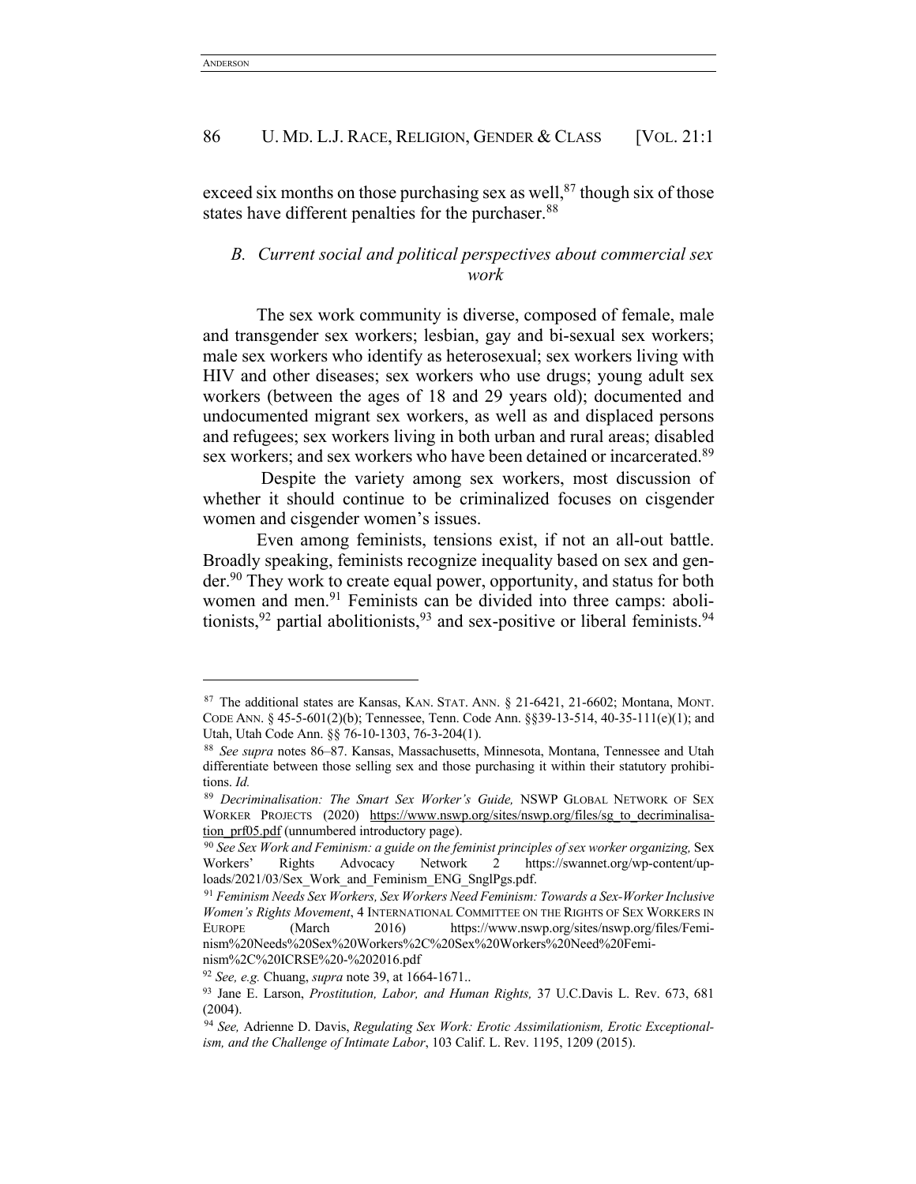exceed six months on those purchasing sex as well,[87] though six of those states have different penalties for the purchaser.[88]

### B. Current social and political perspectives about commercial sex work

The sex work community is diverse, composed of female, male and transgender sex workers; lesbian, gay and bi-sexual sex workers; male sex workers who identify as heterosexual; sex workers living with HIV and other diseases; sex workers who use drugs; young adult sex workers (between the ages of 18 and 29 years old); documented and undocumented migrant sex workers, as well as and displaced persons and refugees; sex workers living in both urban and rural areas; disabled sex workers; and sex workers who have been detained or incarcerated.[89]

Despite the variety among sex workers, most discussion of whether it should continue to be criminalized focuses on cisgender women and cisgender women's issues.

Even among feminists, tensions exist, if not an all-out battle. Broadly speaking, feminists recognize inequality based on sex and gender.[90] They work to create equal power, opportunity, and status for both women and men.[91] Feminists can be divided into three camps: abolitionists,[92] partial abolitionists,[93] and sex-positive or liberal feminists.[94]

---

[87] The additional states are Kansas, KAN. STAT. ANN. § 21-6421, 21-6602; Montana, MONT. CODE ANN. § 45-5-601(2)(b); Tennessee, Tenn. Code Ann. §§39-13-514, 40-35-111(e)(1); and Utah, Utah Code Ann. §§ 76-10-1303, 76-3-204(1).

[88] *See supra* notes 86–87. Kansas, Massachusetts, Minnesota, Montana, Tennessee and Utah differentiate between those selling sex and those purchasing it within their statutory prohibitions. *Id.*

[89] *Decriminalisation: The Smart Sex Worker's Guide,* NSWP GLOBAL NETWORK OF SEX WORKER PROJECTS (2020) https://www.nswp.org/sites/nswp.org/files/sg_to_decriminalisation_prf05.pdf (unnumbered introductory page).

[90] *See Sex Work and Feminism: a guide on the feminist principles of sex worker organizing,* Sex Workers' Rights Advocacy Network 2 https://swannet.org/wp-content/uploads/2021/03/Sex_Work_and_Feminism_ENG_SnglPgs.pdf.

[91] *Feminism Needs Sex Workers, Sex Workers Need Feminism: Towards a Sex-Worker Inclusive Women's Rights Movement*, 4 INTERNATIONAL COMMITTEE ON THE RIGHTS OF SEX WORKERS IN EUROPE (March 2016) https://www.nswp.org/sites/nswp.org/files/Feminism%20Needs%20Sex%20Workers%2C%20Sex%20Workers%20Need%20Feminism%2C%20ICRSE%20-%202016.pdf

[92] *See, e.g.* Chuang, *supra* note 39, at 1664-1671..

[93] Jane E. Larson, *Prostitution, Labor, and Human Rights,* 37 U.C.Davis L. Rev. 673, 681 (2004).

[94] *See,* Adrienne D. Davis, *Regulating Sex Work: Erotic Assimilationism, Erotic Exceptionalism, and the Challenge of Intimate Labor*, 103 Calif. L. Rev. 1195, 1209 (2015).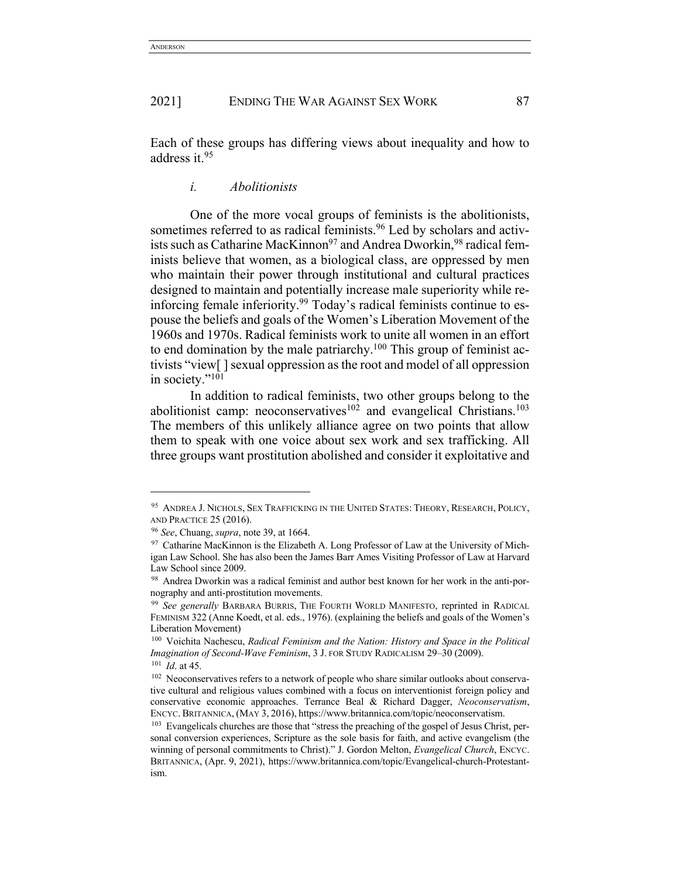Each of these groups has differing views about inequality and how to address it.[95]

### *i. Abolitionists*

One of the more vocal groups of feminists is the abolitionists, sometimes referred to as radical feminists.[96] Led by scholars and activists such as Catharine MacKinnon[97] and Andrea Dworkin,[98] radical feminists believe that women, as a biological class, are oppressed by men who maintain their power through institutional and cultural practices designed to maintain and potentially increase male superiority while reinforcing female inferiority.[99] Today's radical feminists continue to espouse the beliefs and goals of the Women's Liberation Movement of the 1960s and 1970s. Radical feminists work to unite all women in an effort to end domination by the male patriarchy.[100] This group of feminist activists "view[ ] sexual oppression as the root and model of all oppression in society."[101]

In addition to radical feminists, two other groups belong to the abolitionist camp: neoconservatives[102] and evangelical Christians.[103] The members of this unlikely alliance agree on two points that allow them to speak with one voice about sex work and sex trafficking. All three groups want prostitution abolished and consider it exploitative and

---

[95] ANDREA J. NICHOLS, SEX TRAFFICKING IN THE UNITED STATES: THEORY, RESEARCH, POLICY, AND PRACTICE 25 (2016).

[96] *See*, Chuang, *supra*, note 39, at 1664.

[97] Catharine MacKinnon is the Elizabeth A. Long Professor of Law at the University of Michigan Law School. She has also been the James Barr Ames Visiting Professor of Law at Harvard Law School since 2009.

[98] Andrea Dworkin was a radical feminist and author best known for her work in the anti-pornography and anti-prostitution movements.

[99] *See generally* BARBARA BURRIS, THE FOURTH WORLD MANIFESTO, reprinted in RADICAL FEMINISM 322 (Anne Koedt, et al. eds., 1976). (explaining the beliefs and goals of the Women's Liberation Movement)

[100] Voichita Nachescu, *Radical Feminism and the Nation: History and Space in the Political Imagination of Second-Wave Feminism*, 3 J. FOR STUDY RADICALISM 29–30 (2009).

[101] *Id*. at 45.

[102] Neoconservatives refers to a network of people who share similar outlooks about conservative cultural and religious values combined with a focus on interventionist foreign policy and conservative economic approaches. Terrance Beal & Richard Dagger, *Neoconservatism*, ENCYC. BRITANNICA, (MAY 3, 2016), https://www.britannica.com/topic/neoconservatism.

[103] Evangelicals churches are those that "stress the preaching of the gospel of Jesus Christ, personal conversion experiences, Scripture as the sole basis for faith, and active evangelism (the winning of personal commitments to Christ)." J. Gordon Melton, *Evangelical Church*, ENCYC. BRITANNICA, (Apr. 9, 2021), https://www.britannica.com/topic/Evangelical-church-Protestantism.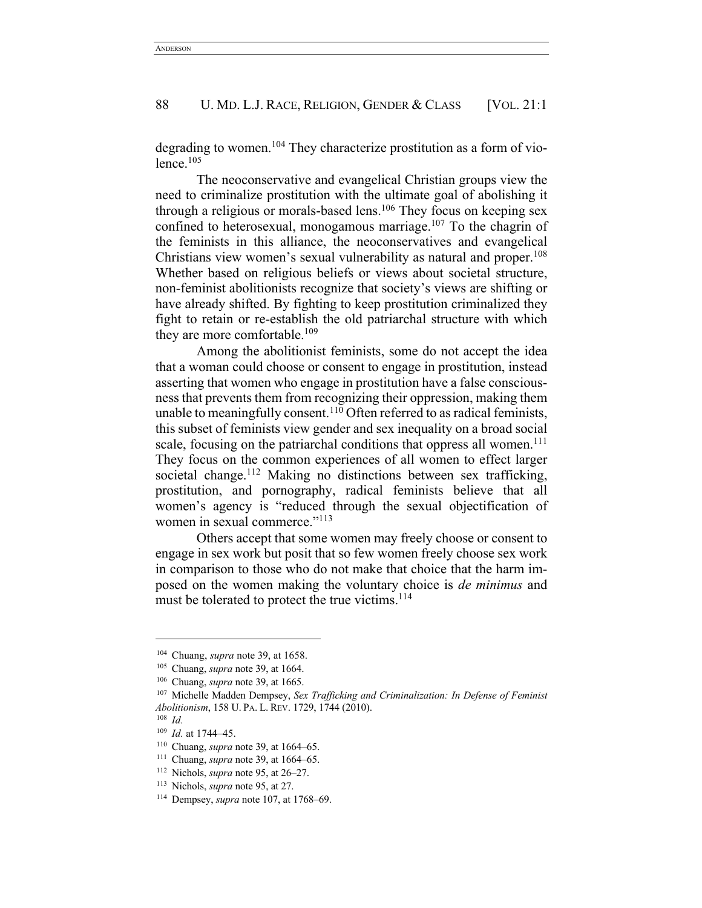degrading to women.[104] They characterize prostitution as a form of violence.[105]

The neoconservative and evangelical Christian groups view the need to criminalize prostitution with the ultimate goal of abolishing it through a religious or morals-based lens.[106] They focus on keeping sex confined to heterosexual, monogamous marriage.[107] To the chagrin of the feminists in this alliance, the neoconservatives and evangelical Christians view women's sexual vulnerability as natural and proper.[108] Whether based on religious beliefs or views about societal structure, non-feminist abolitionists recognize that society's views are shifting or have already shifted. By fighting to keep prostitution criminalized they fight to retain or re-establish the old patriarchal structure with which they are more comfortable.[109]

Among the abolitionist feminists, some do not accept the idea that a woman could choose or consent to engage in prostitution, instead asserting that women who engage in prostitution have a false consciousness that prevents them from recognizing their oppression, making them unable to meaningfully consent.[110] Often referred to as radical feminists, this subset of feminists view gender and sex inequality on a broad social scale, focusing on the patriarchal conditions that oppress all women.[111] They focus on the common experiences of all women to effect larger societal change.[112] Making no distinctions between sex trafficking, prostitution, and pornography, radical feminists believe that all women's agency is "reduced through the sexual objectification of women in sexual commerce."[113]

Others accept that some women may freely choose or consent to engage in sex work but posit that so few women freely choose sex work in comparison to those who do not make that choice that the harm imposed on the women making the voluntary choice is *de minimus* and must be tolerated to protect the true victims.[114]

---

[104] Chuang, *supra* note 39, at 1658.

[105] Chuang, *supra* note 39, at 1664.

[106] Chuang, *supra* note 39, at 1665.

[107] Michelle Madden Dempsey, *Sex Trafficking and Criminalization: In Defense of Feminist Abolitionism*, 158 U. PA. L. REV. 1729, 1744 (2010).

[108] *Id.*

[109] *Id.* at 1744–45.

[110] Chuang, *supra* note 39, at 1664–65.

[111] Chuang, *supra* note 39, at 1664–65.

[112] Nichols, *supra* note 95, at 26–27.

[113] Nichols, *supra* note 95, at 27.

[114] Dempsey, *supra* note 107, at 1768–69.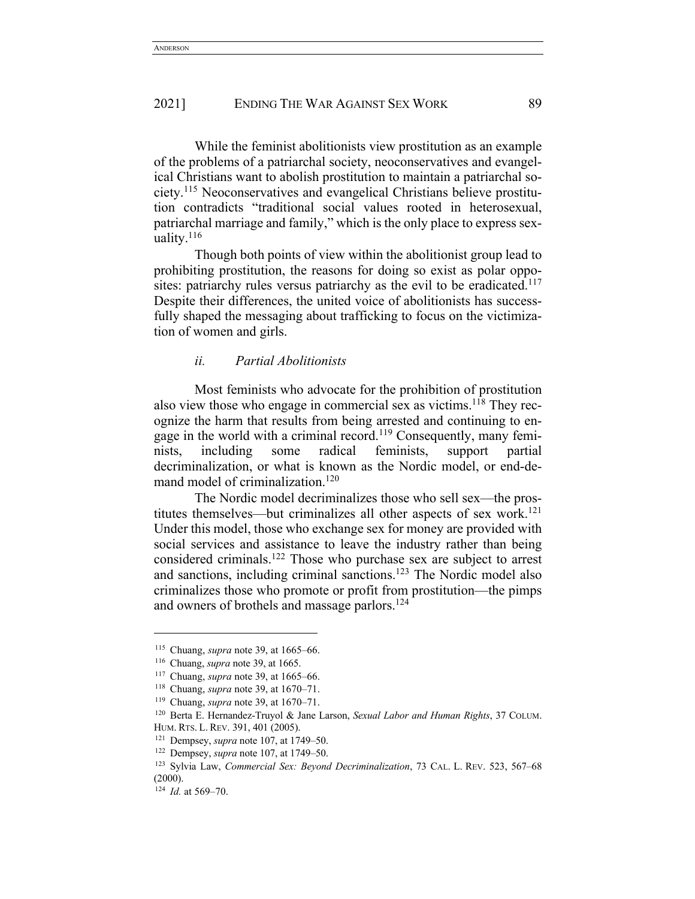While the feminist abolitionists view prostitution as an example of the problems of a patriarchal society, neoconservatives and evangelical Christians want to abolish prostitution to maintain a patriarchal society.[115] Neoconservatives and evangelical Christians believe prostitution contradicts "traditional social values rooted in heterosexual, patriarchal marriage and family," which is the only place to express sexuality.[116]

Though both points of view within the abolitionist group lead to prohibiting prostitution, the reasons for doing so exist as polar opposites: patriarchy rules versus patriarchy as the evil to be eradicated.[117] Despite their differences, the united voice of abolitionists has successfully shaped the messaging about trafficking to focus on the victimization of women and girls.

### *ii. Partial Abolitionists*

Most feminists who advocate for the prohibition of prostitution also view those who engage in commercial sex as victims.[118] They recognize the harm that results from being arrested and continuing to engage in the world with a criminal record.[119] Consequently, many feminists, including some radical feminists, support partial decriminalization, or what is known as the Nordic model, or end-demand model of criminalization.[120]

The Nordic model decriminalizes those who sell sex—the prostitutes themselves—but criminalizes all other aspects of sex work.[121] Under this model, those who exchange sex for money are provided with social services and assistance to leave the industry rather than being considered criminals.[122] Those who purchase sex are subject to arrest and sanctions, including criminal sanctions.[123] The Nordic model also criminalizes those who promote or profit from prostitution—the pimps and owners of brothels and massage parlors.[124]

---

[115] Chuang, *supra* note 39, at 1665–66.

[116] Chuang, *supra* note 39, at 1665.

[117] Chuang, *supra* note 39, at 1665–66.

[118] Chuang, *supra* note 39, at 1670–71.

[119] Chuang, *supra* note 39, at 1670–71.

[120] Berta E. Hernandez-Truyol & Jane Larson, *Sexual Labor and Human Rights*, 37 COLUM. HUM. RTS. L. REV. 391, 401 (2005).

[121] Dempsey, *supra* note 107, at 1749–50.

[122] Dempsey, *supra* note 107, at 1749–50.

[123] Sylvia Law, *Commercial Sex: Beyond Decriminalization*, 73 CAL. L. REV. 523, 567–68 (2000).

[124] *Id.* at 569–70.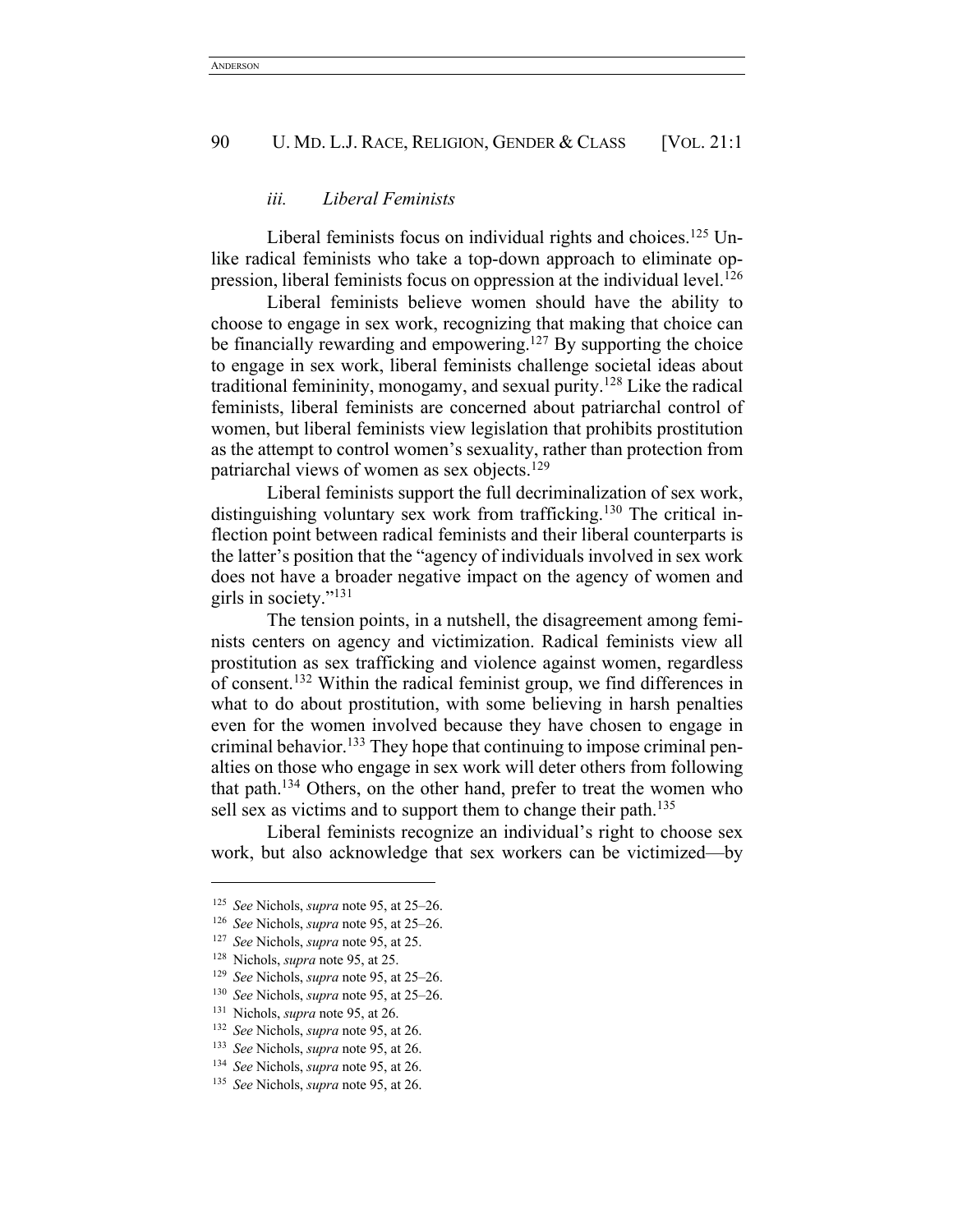### *iii. Liberal Feminists*

Liberal feminists focus on individual rights and choices.[125] Unlike radical feminists who take a top-down approach to eliminate oppression, liberal feminists focus on oppression at the individual level.[126]

Liberal feminists believe women should have the ability to choose to engage in sex work, recognizing that making that choice can be financially rewarding and empowering.[127] By supporting the choice to engage in sex work, liberal feminists challenge societal ideas about traditional femininity, monogamy, and sexual purity.[128] Like the radical feminists, liberal feminists are concerned about patriarchal control of women, but liberal feminists view legislation that prohibits prostitution as the attempt to control women's sexuality, rather than protection from patriarchal views of women as sex objects.[129]

Liberal feminists support the full decriminalization of sex work, distinguishing voluntary sex work from trafficking.[130] The critical inflection point between radical feminists and their liberal counterparts is the latter's position that the "agency of individuals involved in sex work does not have a broader negative impact on the agency of women and girls in society."[131]

The tension points, in a nutshell, the disagreement among feminists centers on agency and victimization. Radical feminists view all prostitution as sex trafficking and violence against women, regardless of consent.[132] Within the radical feminist group, we find differences in what to do about prostitution, with some believing in harsh penalties even for the women involved because they have chosen to engage in criminal behavior.[133] They hope that continuing to impose criminal penalties on those who engage in sex work will deter others from following that path.[134] Others, on the other hand, prefer to treat the women who sell sex as victims and to support them to change their path.[135]

Liberal feminists recognize an individual's right to choose sex work, but also acknowledge that sex workers can be victimized—by

---

[125] *See* Nichols, *supra* note 95, at 25–26.
[126] *See* Nichols, *supra* note 95, at 25–26.
[127] *See* Nichols, *supra* note 95, at 25.
[128] Nichols, *supra* note 95, at 25.
[129] *See* Nichols, *supra* note 95, at 25–26.
[130] *See* Nichols, *supra* note 95, at 25–26.
[131] Nichols, *supra* note 95, at 26.
[132] *See* Nichols, *supra* note 95, at 26.
[133] *See* Nichols, *supra* note 95, at 26.
[134] *See* Nichols, *supra* note 95, at 26.
[135] *See* Nichols, *supra* note 95, at 26.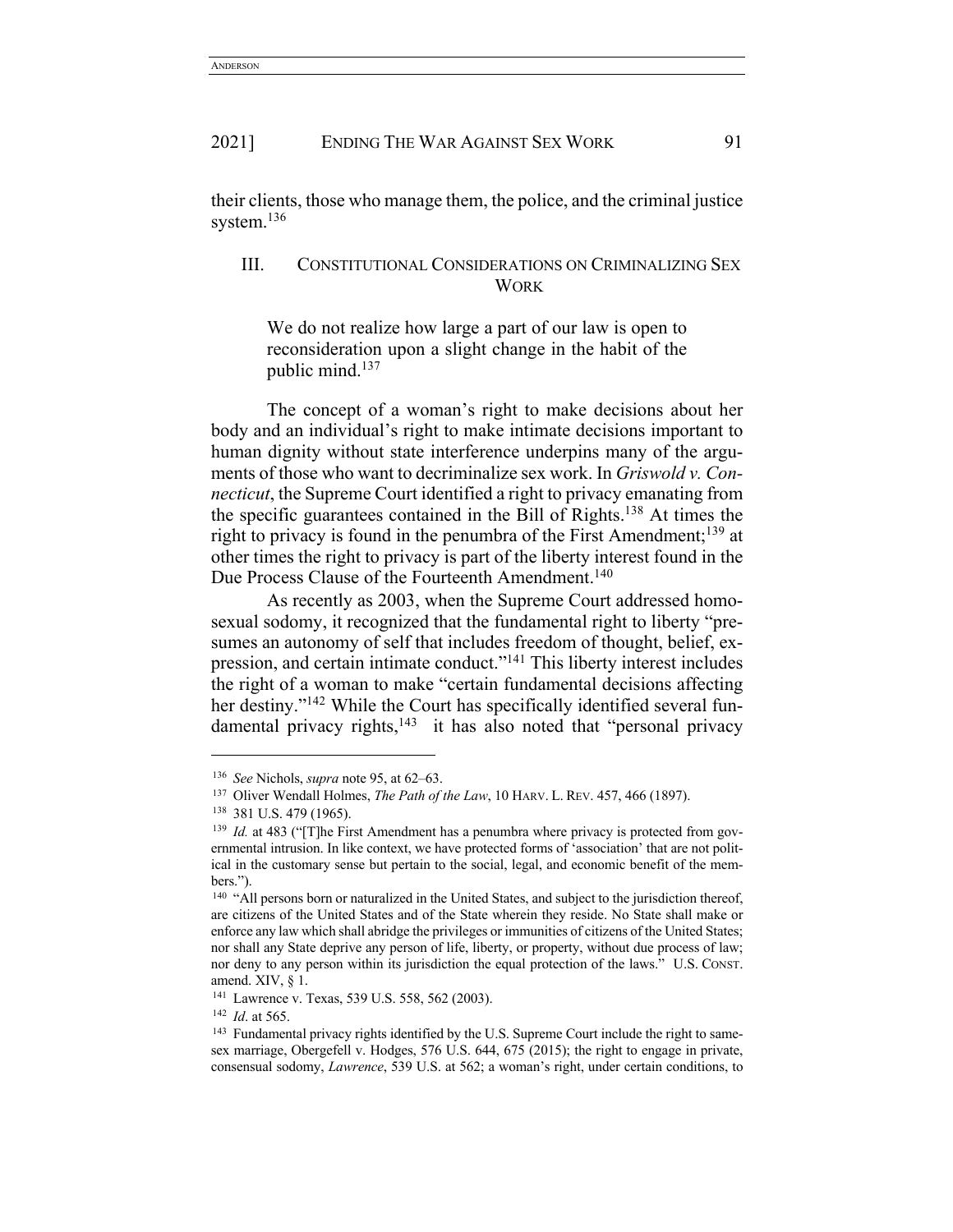their clients, those who manage them, the police, and the criminal justice system.[136]

## III. CONSTITUTIONAL CONSIDERATIONS ON CRIMINALIZING SEX WORK

> We do not realize how large a part of our law is open to reconsideration upon a slight change in the habit of the public mind.[137]

The concept of a woman's right to make decisions about her body and an individual's right to make intimate decisions important to human dignity without state interference underpins many of the arguments of those who want to decriminalize sex work. In *Griswold v. Connecticut*, the Supreme Court identified a right to privacy emanating from the specific guarantees contained in the Bill of Rights.[138] At times the right to privacy is found in the penumbra of the First Amendment;[139] at other times the right to privacy is part of the liberty interest found in the Due Process Clause of the Fourteenth Amendment.[140]

As recently as 2003, when the Supreme Court addressed homosexual sodomy, it recognized that the fundamental right to liberty "presumes an autonomy of self that includes freedom of thought, belief, expression, and certain intimate conduct."[141] This liberty interest includes the right of a woman to make "certain fundamental decisions affecting her destiny."[142] While the Court has specifically identified several fundamental privacy rights,[143] it has also noted that "personal privacy

---

[136] *See* Nichols, *supra* note 95, at 62–63.

[137] Oliver Wendall Holmes, *The Path of the Law*, 10 HARV. L. REV. 457, 466 (1897).

[138] 381 U.S. 479 (1965).

[139] *Id.* at 483 ("[T]he First Amendment has a penumbra where privacy is protected from governmental intrusion. In like context, we have protected forms of 'association' that are not political in the customary sense but pertain to the social, legal, and economic benefit of the members.").

[140] "All persons born or naturalized in the United States, and subject to the jurisdiction thereof, are citizens of the United States and of the State wherein they reside. No State shall make or enforce any law which shall abridge the privileges or immunities of citizens of the United States; nor shall any State deprive any person of life, liberty, or property, without due process of law; nor deny to any person within its jurisdiction the equal protection of the laws." U.S. CONST. amend. XIV, § 1.

[141] Lawrence v. Texas, 539 U.S. 558, 562 (2003).

[142] *Id*. at 565.

[143] Fundamental privacy rights identified by the U.S. Supreme Court include the right to same-sex marriage, Obergefell v. Hodges, 576 U.S. 644, 675 (2015); the right to engage in private, consensual sodomy, *Lawrence*, 539 U.S. at 562; a woman's right, under certain conditions, to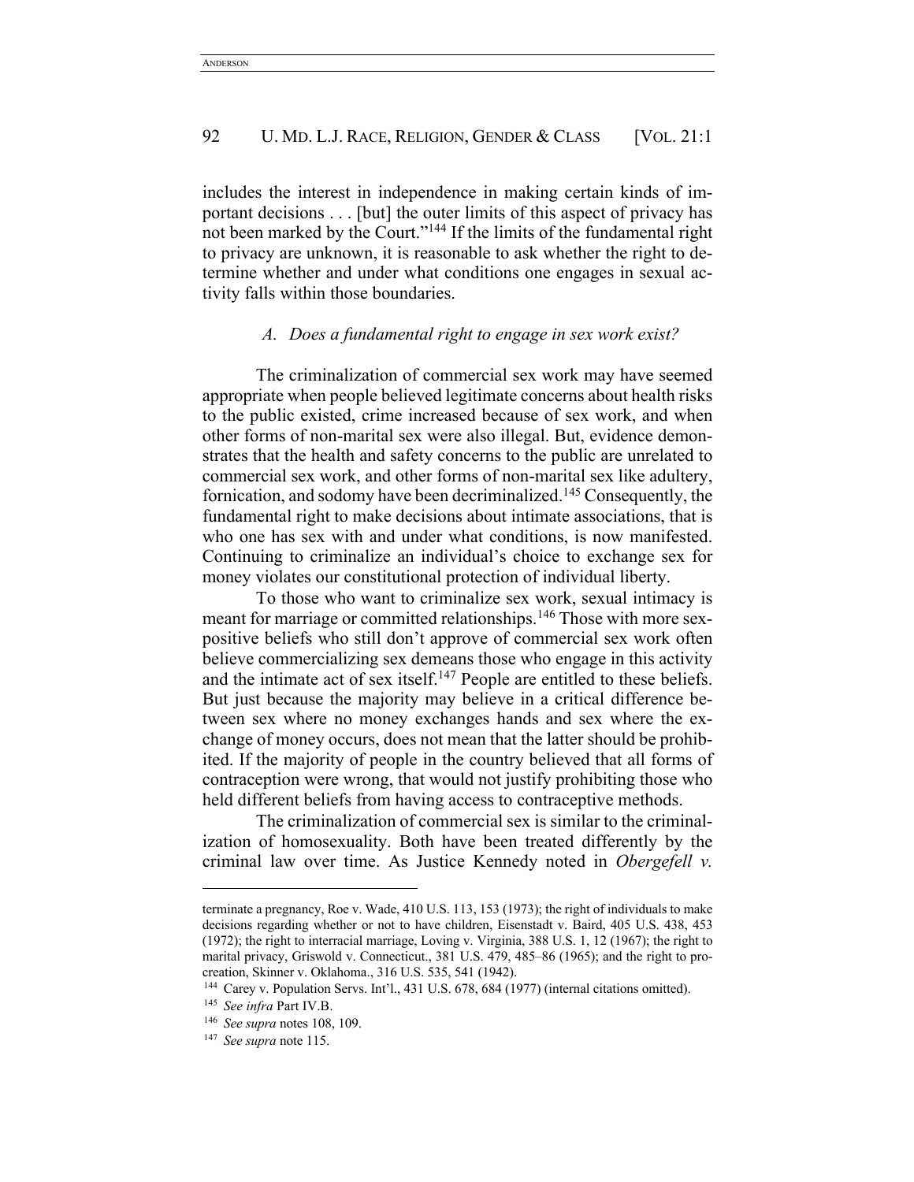includes the interest in independence in making certain kinds of important decisions . . . [but] the outer limits of this aspect of privacy has not been marked by the Court."[144] If the limits of the fundamental right to privacy are unknown, it is reasonable to ask whether the right to determine whether and under what conditions one engages in sexual activity falls within those boundaries.

### *A. Does a fundamental right to engage in sex work exist?*

The criminalization of commercial sex work may have seemed appropriate when people believed legitimate concerns about health risks to the public existed, crime increased because of sex work, and when other forms of non-marital sex were also illegal. But, evidence demonstrates that the health and safety concerns to the public are unrelated to commercial sex work, and other forms of non-marital sex like adultery, fornication, and sodomy have been decriminalized.[145] Consequently, the fundamental right to make decisions about intimate associations, that is who one has sex with and under what conditions, is now manifested. Continuing to criminalize an individual's choice to exchange sex for money violates our constitutional protection of individual liberty.

To those who want to criminalize sex work, sexual intimacy is meant for marriage or committed relationships.[146] Those with more sex-positive beliefs who still don't approve of commercial sex work often believe commercializing sex demeans those who engage in this activity and the intimate act of sex itself.[147] People are entitled to these beliefs. But just because the majority may believe in a critical difference between sex where no money exchanges hands and sex where the exchange of money occurs, does not mean that the latter should be prohibited. If the majority of people in the country believed that all forms of contraception were wrong, that would not justify prohibiting those who held different beliefs from having access to contraceptive methods.

The criminalization of commercial sex is similar to the criminalization of homosexuality. Both have been treated differently by the criminal law over time. As Justice Kennedy noted in *Obergefell v.*

---

terminate a pregnancy, Roe v. Wade, 410 U.S. 113, 153 (1973); the right of individuals to make decisions regarding whether or not to have children, Eisenstadt v. Baird, 405 U.S. 438, 453 (1972); the right to interracial marriage, Loving v. Virginia, 388 U.S. 1, 12 (1967); the right to marital privacy, Griswold v. Connecticut., 381 U.S. 479, 485–86 (1965); and the right to procreation, Skinner v. Oklahoma., 316 U.S. 535, 541 (1942).

[144] Carey v. Population Servs. Int'l., 431 U.S. 678, 684 (1977) (internal citations omitted).

[145] *See infra* Part IV.B.

[146] *See supra* notes 108, 109.

[147] *See supra* note 115.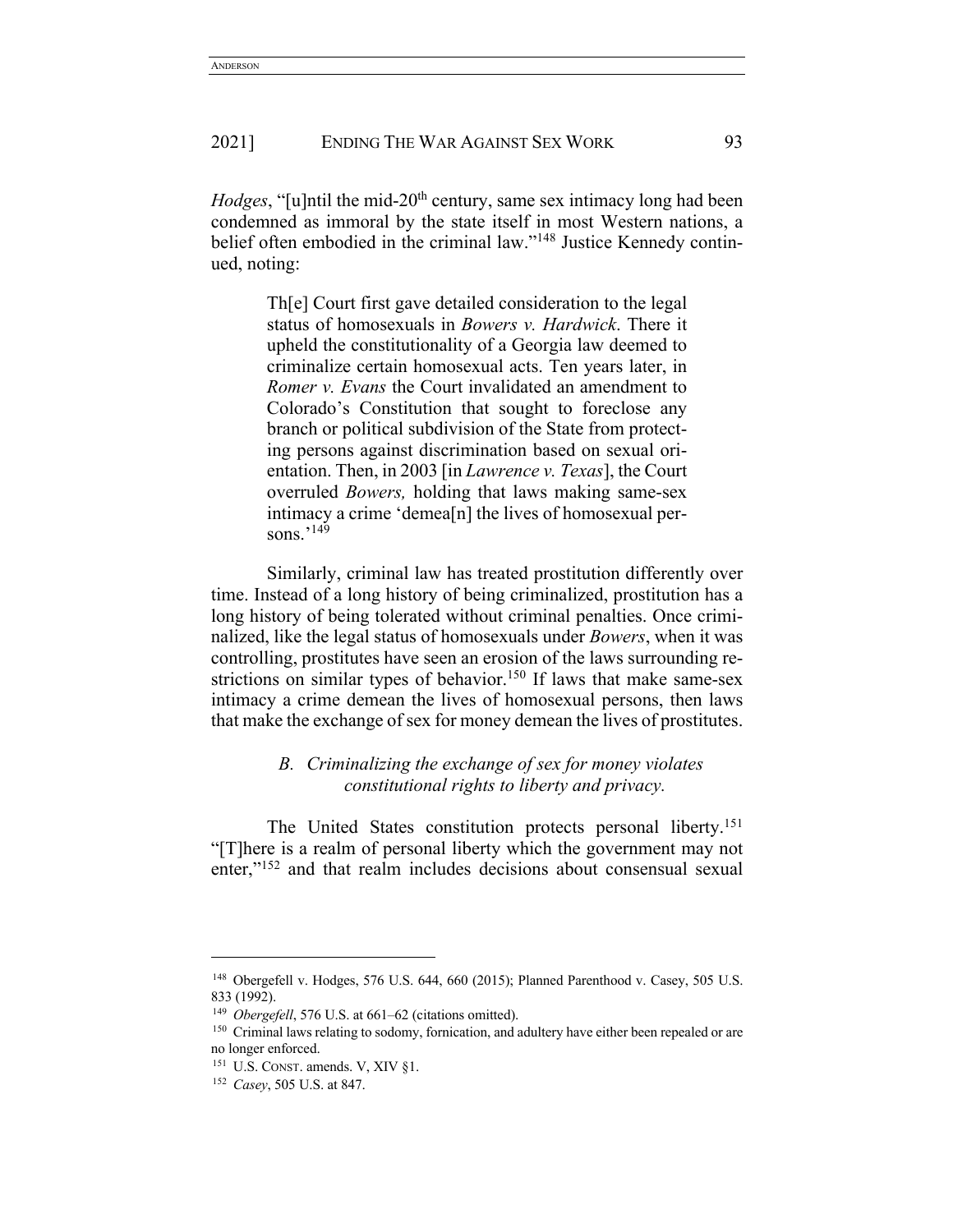*Hodges*, "[u]ntil the mid-20th century, same sex intimacy long had been condemned as immoral by the state itself in most Western nations, a belief often embodied in the criminal law."[148] Justice Kennedy continued, noting:

> Th[e] Court first gave detailed consideration to the legal status of homosexuals in *Bowers v. Hardwick*. There it upheld the constitutionality of a Georgia law deemed to criminalize certain homosexual acts. Ten years later, in *Romer v. Evans* the Court invalidated an amendment to Colorado's Constitution that sought to foreclose any branch or political subdivision of the State from protecting persons against discrimination based on sexual orientation. Then, in 2003 [in *Lawrence v. Texas*], the Court overruled *Bowers,* holding that laws making same-sex intimacy a crime 'demea[n] the lives of homosexual persons.'[149]

Similarly, criminal law has treated prostitution differently over time. Instead of a long history of being criminalized, prostitution has a long history of being tolerated without criminal penalties. Once criminalized, like the legal status of homosexuals under *Bowers*, when it was controlling, prostitutes have seen an erosion of the laws surrounding restrictions on similar types of behavior.[150] If laws that make same-sex intimacy a crime demean the lives of homosexual persons, then laws that make the exchange of sex for money demean the lives of prostitutes.

### *B. Criminalizing the exchange of sex for money violates constitutional rights to liberty and privacy.*

The United States constitution protects personal liberty.[151] "[T]here is a realm of personal liberty which the government may not enter,"[152] and that realm includes decisions about consensual sexual

---

[148] Obergefell v. Hodges, 576 U.S. 644, 660 (2015); Planned Parenthood v. Casey, 505 U.S. 833 (1992).

[149] *Obergefell*, 576 U.S. at 661–62 (citations omitted).

[150] Criminal laws relating to sodomy, fornication, and adultery have either been repealed or are no longer enforced.

[151] U.S. CONST. amends. V, XIV §1.

[152] *Casey*, 505 U.S. at 847.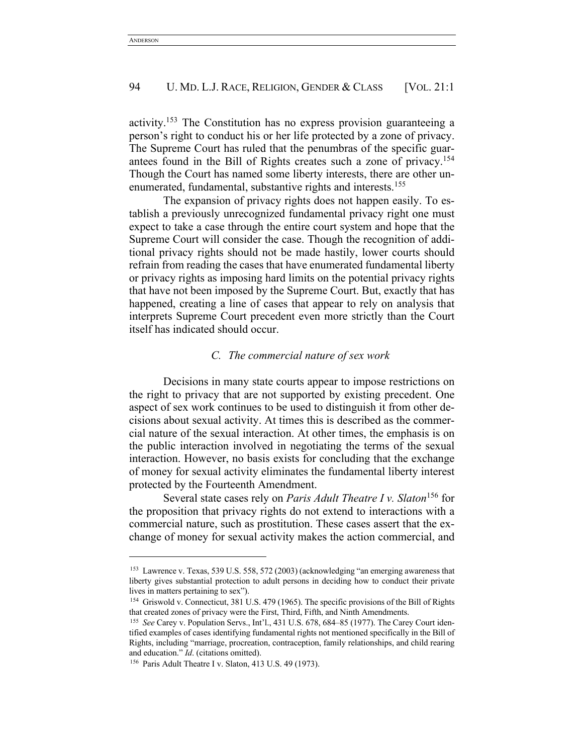activity.[153] The Constitution has no express provision guaranteeing a person's right to conduct his or her life protected by a zone of privacy. The Supreme Court has ruled that the penumbras of the specific guarantees found in the Bill of Rights creates such a zone of privacy.[154] Though the Court has named some liberty interests, there are other unenumerated, fundamental, substantive rights and interests.[155]

The expansion of privacy rights does not happen easily. To establish a previously unrecognized fundamental privacy right one must expect to take a case through the entire court system and hope that the Supreme Court will consider the case. Though the recognition of additional privacy rights should not be made hastily, lower courts should refrain from reading the cases that have enumerated fundamental liberty or privacy rights as imposing hard limits on the potential privacy rights that have not been imposed by the Supreme Court. But, exactly that has happened, creating a line of cases that appear to rely on analysis that interprets Supreme Court precedent even more strictly than the Court itself has indicated should occur.

### *C. The commercial nature of sex work*

Decisions in many state courts appear to impose restrictions on the right to privacy that are not supported by existing precedent. One aspect of sex work continues to be used to distinguish it from other decisions about sexual activity. At times this is described as the commercial nature of the sexual interaction. At other times, the emphasis is on the public interaction involved in negotiating the terms of the sexual interaction. However, no basis exists for concluding that the exchange of money for sexual activity eliminates the fundamental liberty interest protected by the Fourteenth Amendment.

Several state cases rely on *Paris Adult Theatre I v. Slaton*[156] for the proposition that privacy rights do not extend to interactions with a commercial nature, such as prostitution. These cases assert that the exchange of money for sexual activity makes the action commercial, and

---

[153] Lawrence v. Texas, 539 U.S. 558, 572 (2003) (acknowledging "an emerging awareness that liberty gives substantial protection to adult persons in deciding how to conduct their private lives in matters pertaining to sex").

[154] Griswold v. Connecticut, 381 U.S. 479 (1965). The specific provisions of the Bill of Rights that created zones of privacy were the First, Third, Fifth, and Ninth Amendments.

[155] *See* Carey v. Population Servs., Int'l., 431 U.S. 678, 684–85 (1977). The Carey Court identified examples of cases identifying fundamental rights not mentioned specifically in the Bill of Rights, including "marriage, procreation, contraception, family relationships, and child rearing and education." *Id*. (citations omitted).

[156] Paris Adult Theatre I v. Slaton, 413 U.S. 49 (1973).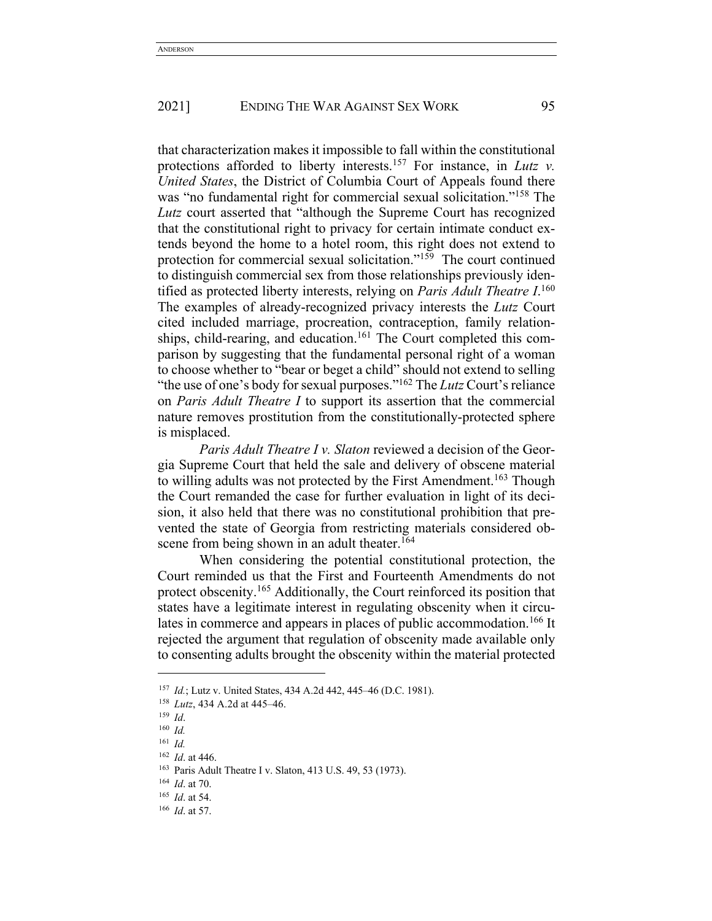that characterization makes it impossible to fall within the constitutional protections afforded to liberty interests.[157] For instance, in *Lutz v. United States*, the District of Columbia Court of Appeals found there was "no fundamental right for commercial sexual solicitation."[158] The *Lutz* court asserted that "although the Supreme Court has recognized that the constitutional right to privacy for certain intimate conduct extends beyond the home to a hotel room, this right does not extend to protection for commercial sexual solicitation."[159] The court continued to distinguish commercial sex from those relationships previously identified as protected liberty interests, relying on *Paris Adult Theatre I*.[160] The examples of already-recognized privacy interests the *Lutz* Court cited included marriage, procreation, contraception, family relationships, child-rearing, and education.[161] The Court completed this comparison by suggesting that the fundamental personal right of a woman to choose whether to "bear or beget a child" should not extend to selling "the use of one's body for sexual purposes."[162] The *Lutz* Court's reliance on *Paris Adult Theatre I* to support its assertion that the commercial nature removes prostitution from the constitutionally-protected sphere is misplaced.

*Paris Adult Theatre I v. Slaton* reviewed a decision of the Georgia Supreme Court that held the sale and delivery of obscene material to willing adults was not protected by the First Amendment.[163] Though the Court remanded the case for further evaluation in light of its decision, it also held that there was no constitutional prohibition that prevented the state of Georgia from restricting materials considered obscene from being shown in an adult theater.[164]

When considering the potential constitutional protection, the Court reminded us that the First and Fourteenth Amendments do not protect obscenity.[165] Additionally, the Court reinforced its position that states have a legitimate interest in regulating obscenity when it circulates in commerce and appears in places of public accommodation.[166] It rejected the argument that regulation of obscenity made available only to consenting adults brought the obscenity within the material protected

---

[157] *Id.*; Lutz v. United States, 434 A.2d 442, 445–46 (D.C. 1981).

[158] *Lutz*, 434 A.2d at 445–46.

[159] *Id*.

[160] *Id.*

[161] *Id.*

[162] *Id*. at 446.

[163] Paris Adult Theatre I v. Slaton, 413 U.S. 49, 53 (1973).

[164] *Id*. at 70.

[165] *Id*. at 54.

[166] *Id*. at 57.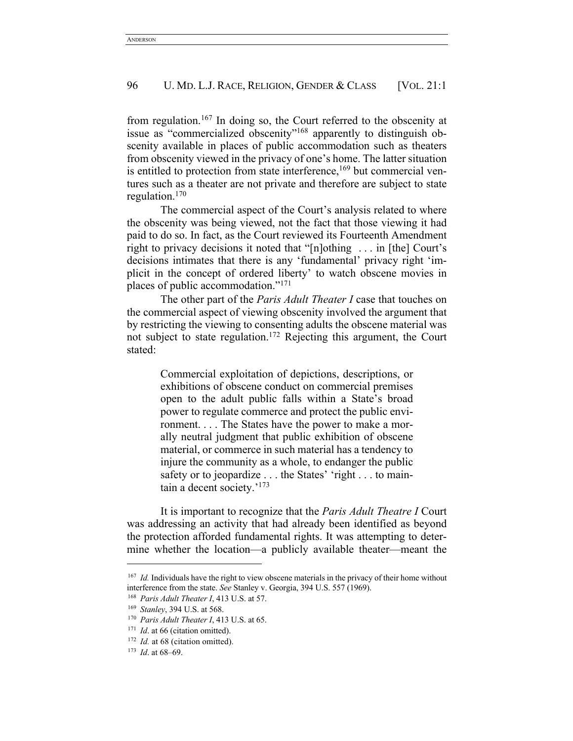from regulation.[167] In doing so, the Court referred to the obscenity at issue as "commercialized obscenity"[168] apparently to distinguish obscenity available in places of public accommodation such as theaters from obscenity viewed in the privacy of one's home. The latter situation is entitled to protection from state interference,[169] but commercial ventures such as a theater are not private and therefore are subject to state regulation.[170]

The commercial aspect of the Court's analysis related to where the obscenity was being viewed, not the fact that those viewing it had paid to do so. In fact, as the Court reviewed its Fourteenth Amendment right to privacy decisions it noted that "[n]othing . . . in [the] Court's decisions intimates that there is any 'fundamental' privacy right 'implicit in the concept of ordered liberty' to watch obscene movies in places of public accommodation."[171]

The other part of the *Paris Adult Theater I* case that touches on the commercial aspect of viewing obscenity involved the argument that by restricting the viewing to consenting adults the obscene material was not subject to state regulation.[172] Rejecting this argument, the Court stated:

> Commercial exploitation of depictions, descriptions, or exhibitions of obscene conduct on commercial premises open to the adult public falls within a State's broad power to regulate commerce and protect the public environment. . . . The States have the power to make a morally neutral judgment that public exhibition of obscene material, or commerce in such material has a tendency to injure the community as a whole, to endanger the public safety or to jeopardize . . . the States' 'right . . . to maintain a decent society.'[173]

It is important to recognize that the *Paris Adult Theatre I* Court was addressing an activity that had already been identified as beyond the protection afforded fundamental rights. It was attempting to determine whether the location—a publicly available theater—meant the

---

[167] *Id.* Individuals have the right to view obscene materials in the privacy of their home without interference from the state. *See* Stanley v. Georgia, 394 U.S. 557 (1969).

[168] *Paris Adult Theater I*, 413 U.S. at 57.

[169] *Stanley*, 394 U.S. at 568.

[170] *Paris Adult Theater I*, 413 U.S. at 65.

[171] *Id*. at 66 (citation omitted).

[172] *Id.* at 68 (citation omitted).

[173] *Id*. at 68–69.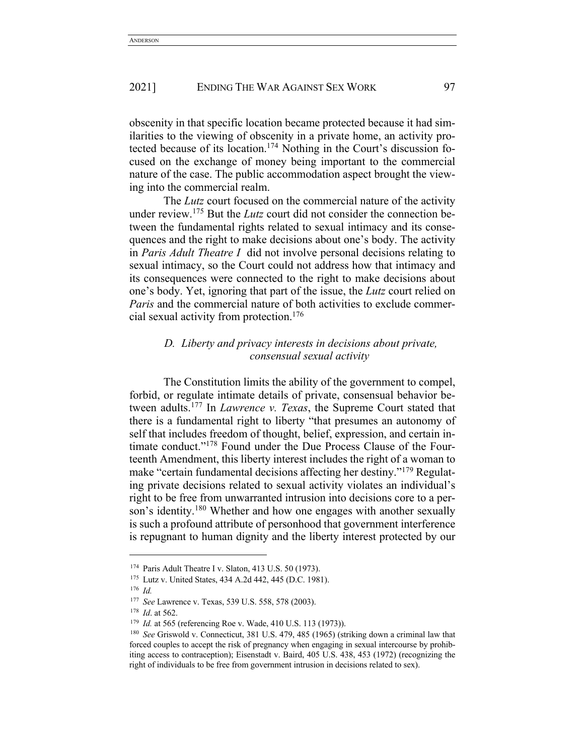obscenity in that specific location became protected because it had similarities to the viewing of obscenity in a private home, an activity protected because of its location.[174] Nothing in the Court's discussion focused on the exchange of money being important to the commercial nature of the case. The public accommodation aspect brought the viewing into the commercial realm.

The *Lutz* court focused on the commercial nature of the activity under review.[175] But the *Lutz* court did not consider the connection between the fundamental rights related to sexual intimacy and its consequences and the right to make decisions about one's body. The activity in *Paris Adult Theatre I* did not involve personal decisions relating to sexual intimacy, so the Court could not address how that intimacy and its consequences were connected to the right to make decisions about one's body. Yet, ignoring that part of the issue, the *Lutz* court relied on *Paris* and the commercial nature of both activities to exclude commercial sexual activity from protection.[176]

### *D. Liberty and privacy interests in decisions about private, consensual sexual activity*

The Constitution limits the ability of the government to compel, forbid, or regulate intimate details of private, consensual behavior between adults.[177] In *Lawrence v. Texas*, the Supreme Court stated that there is a fundamental right to liberty "that presumes an autonomy of self that includes freedom of thought, belief, expression, and certain intimate conduct."[178] Found under the Due Process Clause of the Fourteenth Amendment, this liberty interest includes the right of a woman to make "certain fundamental decisions affecting her destiny."[179] Regulating private decisions related to sexual activity violates an individual's right to be free from unwarranted intrusion into decisions core to a person's identity.[180] Whether and how one engages with another sexually is such a profound attribute of personhood that government interference is repugnant to human dignity and the liberty interest protected by our

---

[174] Paris Adult Theatre I v. Slaton, 413 U.S. 50 (1973).

[175] Lutz v. United States, 434 A.2d 442, 445 (D.C. 1981).

[176] *Id.*

[177] *See* Lawrence v. Texas, 539 U.S. 558, 578 (2003).

[178] *Id*. at 562.

[179] *Id.* at 565 (referencing Roe v. Wade, 410 U.S. 113 (1973)).

[180] *See* Griswold v. Connecticut, 381 U.S. 479, 485 (1965) (striking down a criminal law that forced couples to accept the risk of pregnancy when engaging in sexual intercourse by prohibiting access to contraception); Eisenstadt v. Baird, 405 U.S. 438, 453 (1972) (recognizing the right of individuals to be free from government intrusion in decisions related to sex).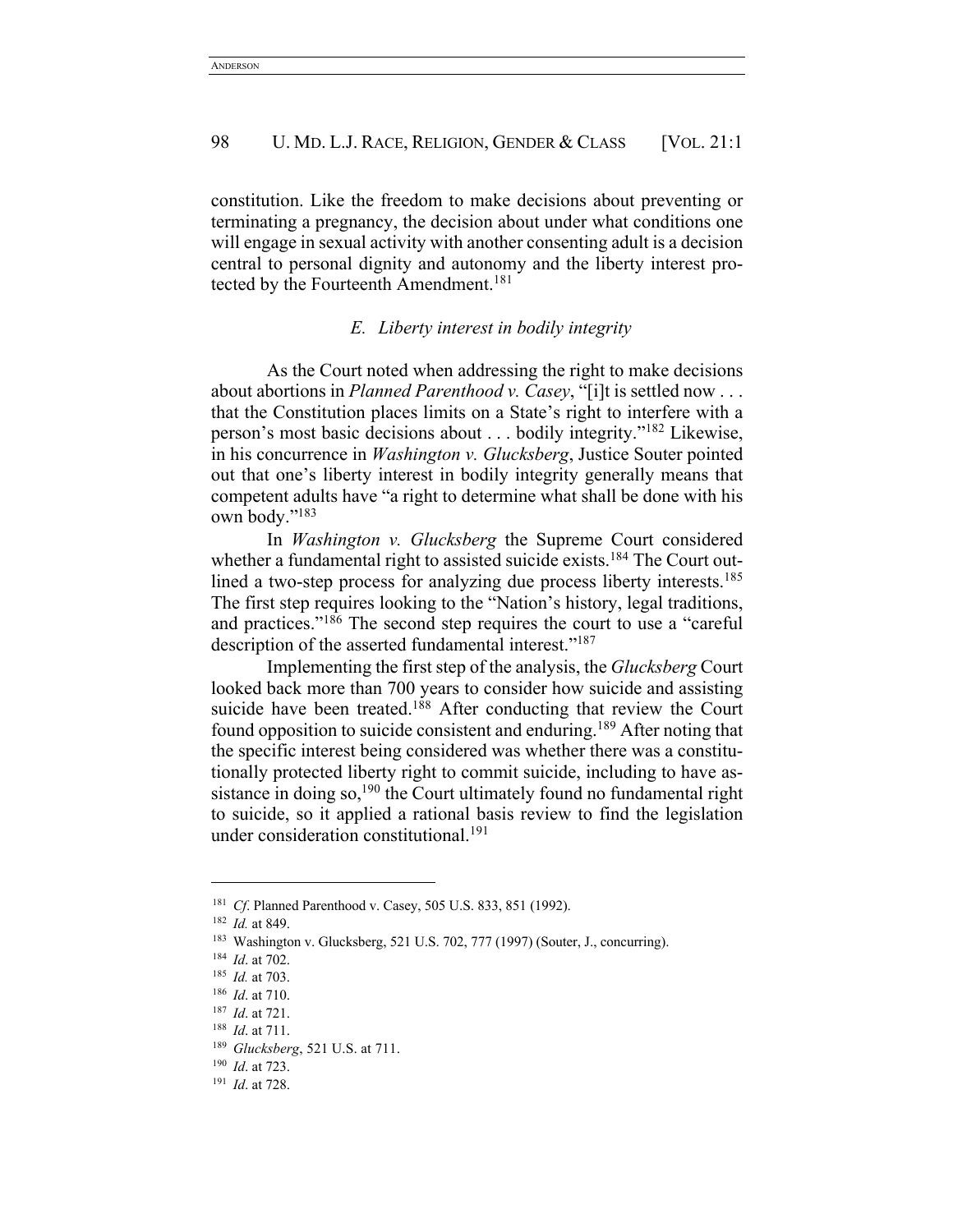constitution. Like the freedom to make decisions about preventing or terminating a pregnancy, the decision about under what conditions one will engage in sexual activity with another consenting adult is a decision central to personal dignity and autonomy and the liberty interest protected by the Fourteenth Amendment.[181]

### *E. Liberty interest in bodily integrity*

As the Court noted when addressing the right to make decisions about abortions in *Planned Parenthood v. Casey*, "[i]t is settled now . . . that the Constitution places limits on a State's right to interfere with a person's most basic decisions about . . . bodily integrity."[182] Likewise, in his concurrence in *Washington v. Glucksberg*, Justice Souter pointed out that one's liberty interest in bodily integrity generally means that competent adults have "a right to determine what shall be done with his own body."[183]

In *Washington v. Glucksberg* the Supreme Court considered whether a fundamental right to assisted suicide exists.[184] The Court outlined a two-step process for analyzing due process liberty interests.[185] The first step requires looking to the "Nation's history, legal traditions, and practices."[186] The second step requires the court to use a "careful description of the asserted fundamental interest."[187]

Implementing the first step of the analysis, the *Glucksberg* Court looked back more than 700 years to consider how suicide and assisting suicide have been treated.[188] After conducting that review the Court found opposition to suicide consistent and enduring.[189] After noting that the specific interest being considered was whether there was a constitutionally protected liberty right to commit suicide, including to have assistance in doing so,[190] the Court ultimately found no fundamental right to suicide, so it applied a rational basis review to find the legislation under consideration constitutional.[191]

---

[181] *Cf*. Planned Parenthood v. Casey, 505 U.S. 833, 851 (1992).

[182] *Id.* at 849.

[183] Washington v. Glucksberg, 521 U.S. 702, 777 (1997) (Souter, J., concurring).

[184] *Id*. at 702.

[185] *Id.* at 703.

[186] *Id*. at 710.

[187] *Id*. at 721.

[188] *Id*. at 711.

[189] *Glucksberg*, 521 U.S. at 711.

[190] *Id*. at 723.

[191] *Id*. at 728.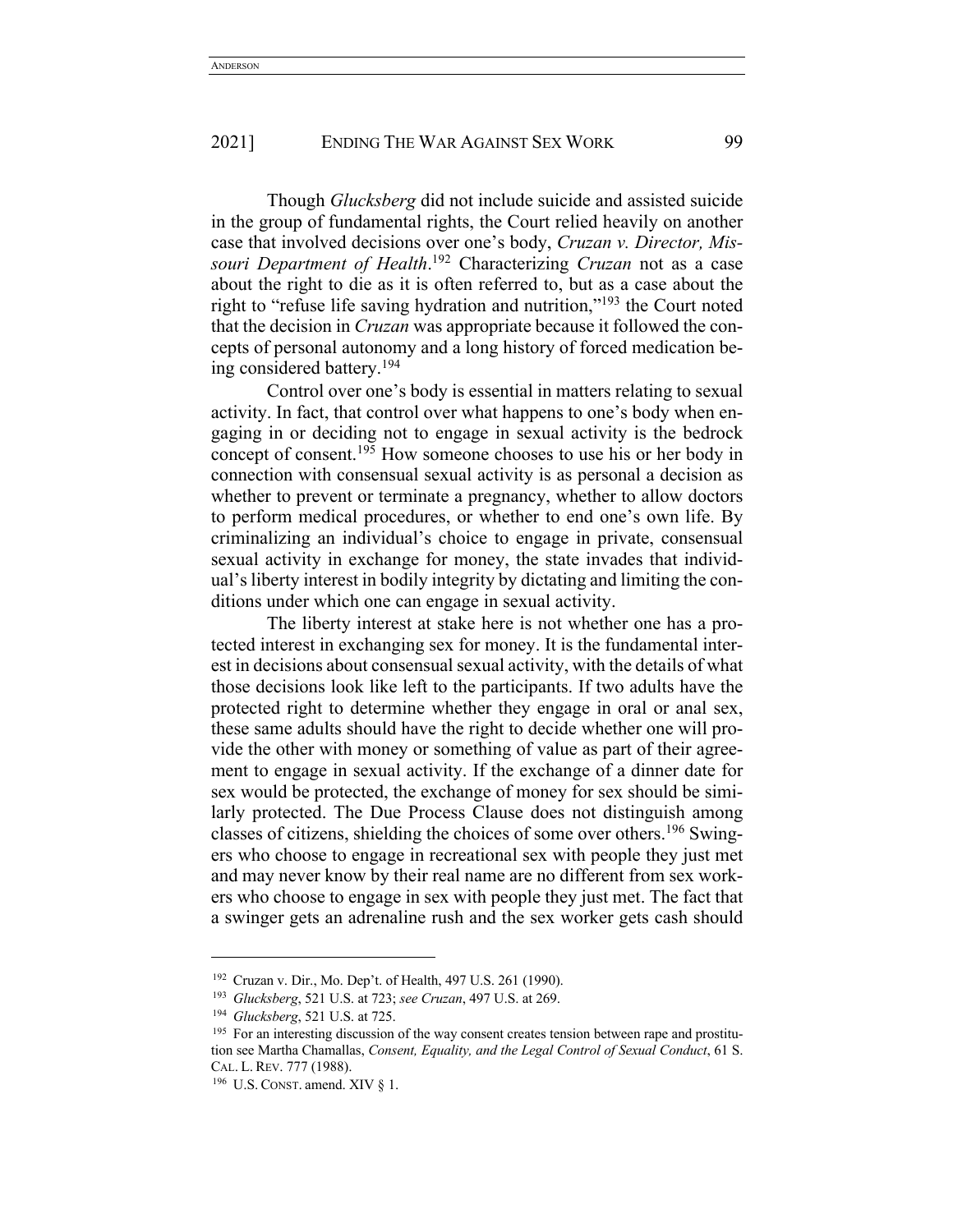Though *Glucksberg* did not include suicide and assisted suicide in the group of fundamental rights, the Court relied heavily on another case that involved decisions over one's body, *Cruzan v. Director, Missouri Department of Health*.[192] Characterizing *Cruzan* not as a case about the right to die as it is often referred to, but as a case about the right to "refuse life saving hydration and nutrition,"[193] the Court noted that the decision in *Cruzan* was appropriate because it followed the concepts of personal autonomy and a long history of forced medication being considered battery.[194]

Control over one's body is essential in matters relating to sexual activity. In fact, that control over what happens to one's body when engaging in or deciding not to engage in sexual activity is the bedrock concept of consent.[195] How someone chooses to use his or her body in connection with consensual sexual activity is as personal a decision as whether to prevent or terminate a pregnancy, whether to allow doctors to perform medical procedures, or whether to end one's own life. By criminalizing an individual's choice to engage in private, consensual sexual activity in exchange for money, the state invades that individual's liberty interest in bodily integrity by dictating and limiting the conditions under which one can engage in sexual activity.

The liberty interest at stake here is not whether one has a protected interest in exchanging sex for money. It is the fundamental interest in decisions about consensual sexual activity, with the details of what those decisions look like left to the participants. If two adults have the protected right to determine whether they engage in oral or anal sex, these same adults should have the right to decide whether one will provide the other with money or something of value as part of their agreement to engage in sexual activity. If the exchange of a dinner date for sex would be protected, the exchange of money for sex should be similarly protected. The Due Process Clause does not distinguish among classes of citizens, shielding the choices of some over others.[196] Swingers who choose to engage in recreational sex with people they just met and may never know by their real name are no different from sex workers who choose to engage in sex with people they just met. The fact that a swinger gets an adrenaline rush and the sex worker gets cash should

---

[192] Cruzan v. Dir., Mo. Dep't. of Health, 497 U.S. 261 (1990).

[193] *Glucksberg*, 521 U.S. at 723; *see Cruzan*, 497 U.S. at 269.

[194] *Glucksberg*, 521 U.S. at 725.

[195] For an interesting discussion of the way consent creates tension between rape and prostitution see Martha Chamallas, *Consent, Equality, and the Legal Control of Sexual Conduct*, 61 S. CAL. L. REV. 777 (1988).

[196] U.S. CONST. amend. XIV § 1.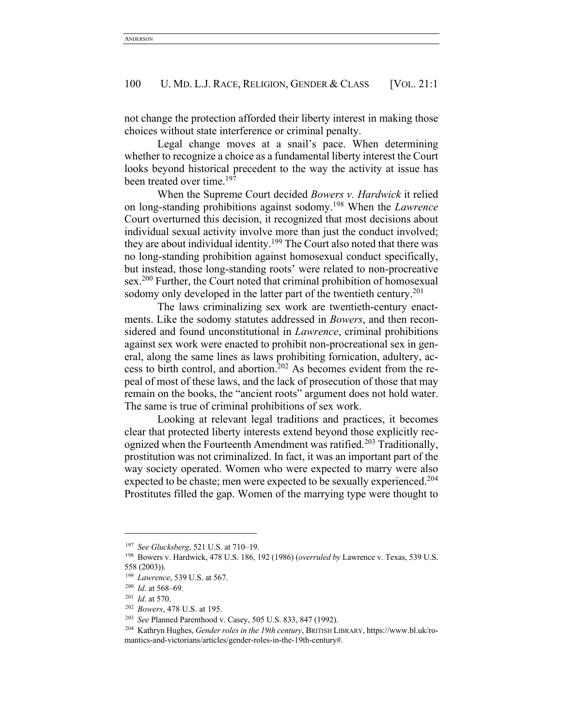not change the protection afforded their liberty interest in making those choices without state interference or criminal penalty.

Legal change moves at a snail's pace. When determining whether to recognize a choice as a fundamental liberty interest the Court looks beyond historical precedent to the way the activity at issue has been treated over time.[197]

When the Supreme Court decided *Bowers v. Hardwick* it relied on long-standing prohibitions against sodomy.[198] When the *Lawrence* Court overturned this decision, it recognized that most decisions about individual sexual activity involve more than just the conduct involved; they are about individual identity.[199] The Court also noted that there was no long-standing prohibition against homosexual conduct specifically, but instead, those long-standing roots' were related to non-procreative sex.[200] Further, the Court noted that criminal prohibition of homosexual sodomy only developed in the latter part of the twentieth century.[201]

The laws criminalizing sex work are twentieth-century enactments. Like the sodomy statutes addressed in *Bowers*, and then reconsidered and found unconstitutional in *Lawrence*, criminal prohibitions against sex work were enacted to prohibit non-procreational sex in general, along the same lines as laws prohibiting fornication, adultery, access to birth control, and abortion.[202] As becomes evident from the repeal of most of these laws, and the lack of prosecution of those that may remain on the books, the "ancient roots" argument does not hold water. The same is true of criminal prohibitions of sex work.

Looking at relevant legal traditions and practices, it becomes clear that protected liberty interests extend beyond those explicitly recognized when the Fourteenth Amendment was ratified.[203] Traditionally, prostitution was not criminalized. In fact, it was an important part of the way society operated. Women who were expected to marry were also expected to be chaste; men were expected to be sexually experienced.[204] Prostitutes filled the gap. Women of the marrying type were thought to

---

[197] *See Glucksberg*, 521 U.S. at 710–19.

[198] Bowers v. Hardwick, 478 U.S. 186, 192 (1986) (*overruled by* Lawrence v. Texas, 539 U.S. 558 (2003)).

[199] *Lawrence*, 539 U.S. at 567.

[200] *Id*. at 568–69.

[201] *Id*. at 570.

[202] *Bowers*, 478 U.S. at 195.

[203] *See* Planned Parenthood v. Casey, 505 U.S. 833, 847 (1992).

[204] Kathryn Hughes, *Gender roles in the 19th century*, BRITISH LIBRARY, https://www.bl.uk/romantics-and-victorians/articles/gender-roles-in-the-19th-century#.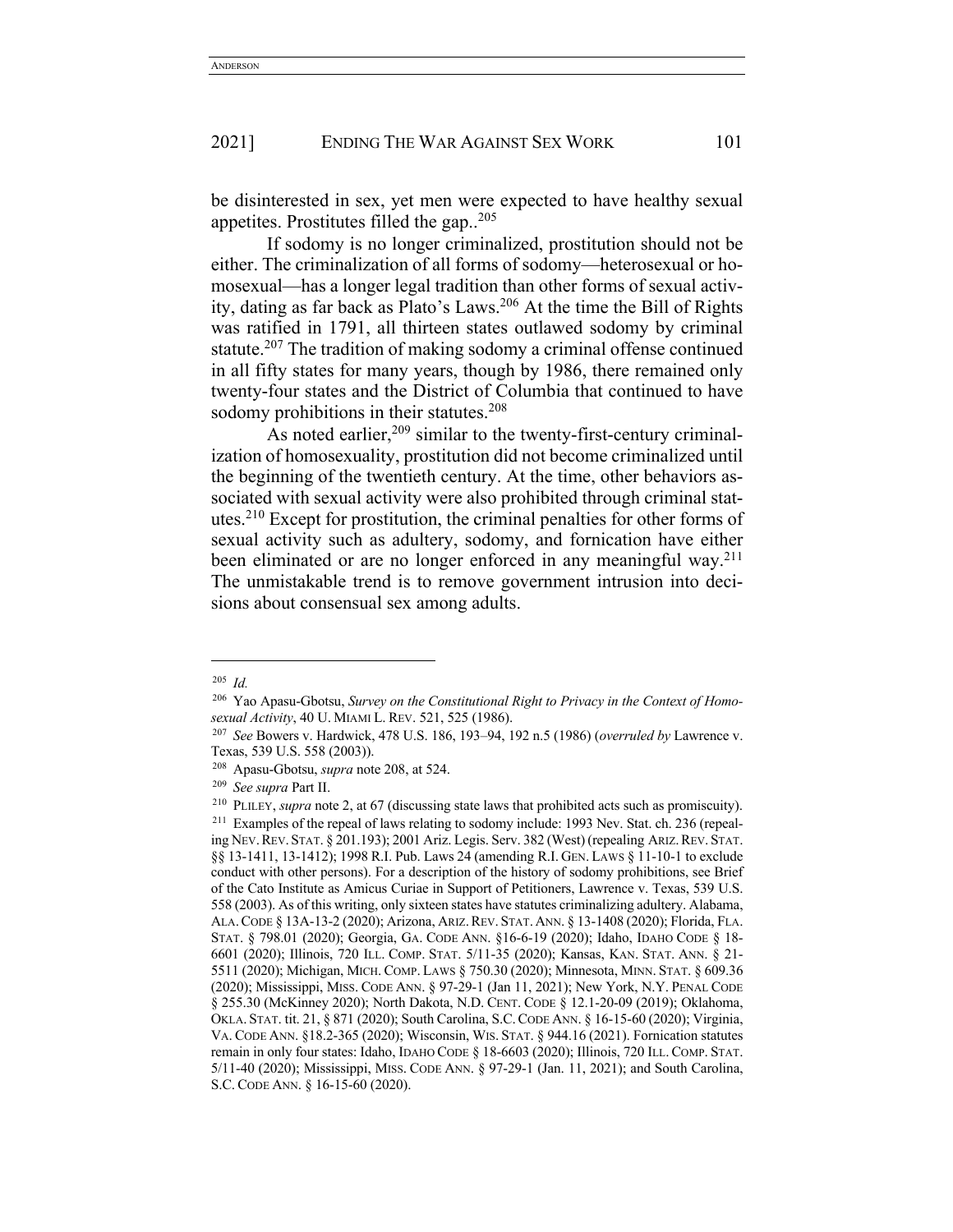be disinterested in sex, yet men were expected to have healthy sexual appetites. Prostitutes filled the gap..[205]

If sodomy is no longer criminalized, prostitution should not be either. The criminalization of all forms of sodomy—heterosexual or homosexual—has a longer legal tradition than other forms of sexual activity, dating as far back as Plato's Laws.[206] At the time the Bill of Rights was ratified in 1791, all thirteen states outlawed sodomy by criminal statute.[207] The tradition of making sodomy a criminal offense continued in all fifty states for many years, though by 1986, there remained only twenty-four states and the District of Columbia that continued to have sodomy prohibitions in their statutes.[208]

As noted earlier,[209] similar to the twenty-first-century criminalization of homosexuality, prostitution did not become criminalized until the beginning of the twentieth century. At the time, other behaviors associated with sexual activity were also prohibited through criminal statutes.[210] Except for prostitution, the criminal penalties for other forms of sexual activity such as adultery, sodomy, and fornication have either been eliminated or are no longer enforced in any meaningful way.[211] The unmistakable trend is to remove government intrusion into decisions about consensual sex among adults.

---

[205] *Id.*

[206] Yao Apasu-Gbotsu, *Survey on the Constitutional Right to Privacy in the Context of Homosexual Activity*, 40 U. MIAMI L. REV. 521, 525 (1986).

[207] *See* Bowers v. Hardwick, 478 U.S. 186, 193–94, 192 n.5 (1986) (*overruled by* Lawrence v. Texas, 539 U.S. 558 (2003)).

[208] Apasu-Gbotsu, *supra* note 208, at 524.

[209] *See supra* Part II.

[210] PLILEY, *supra* note 2, at 67 (discussing state laws that prohibited acts such as promiscuity).

[211] Examples of the repeal of laws relating to sodomy include: 1993 Nev. Stat. ch. 236 (repealing NEV. REV. STAT. § 201.193); 2001 Ariz. Legis. Serv. 382 (West) (repealing ARIZ. REV. STAT. §§ 13-1411, 13-1412); 1998 R.I. Pub. Laws 24 (amending R.I. GEN. LAWS § 11-10-1 to exclude conduct with other persons). For a description of the history of sodomy prohibitions, see Brief of the Cato Institute as Amicus Curiae in Support of Petitioners, Lawrence v. Texas, 539 U.S. 558 (2003). As of this writing, only sixteen states have statutes criminalizing adultery. Alabama, ALA. CODE § 13A-13-2 (2020); Arizona, ARIZ. REV. STAT. ANN. § 13-1408 (2020); Florida, FLA. STAT. § 798.01 (2020); Georgia, GA. CODE ANN. §16-6-19 (2020); Idaho, IDAHO CODE § 18-6601 (2020); Illinois, 720 ILL. COMP. STAT. 5/11-35 (2020); Kansas, KAN. STAT. ANN. § 21-5511 (2020); Michigan, MICH. COMP. LAWS § 750.30 (2020); Minnesota, MINN. STAT. § 609.36 (2020); Mississippi, MISS. CODE ANN. § 97-29-1 (Jan 11, 2021); New York, N.Y. PENAL CODE § 255.30 (McKinney 2020); North Dakota, N.D. CENT. CODE § 12.1-20-09 (2019); Oklahoma, OKLA. STAT. tit. 21, § 871 (2020); South Carolina, S.C. CODE ANN. § 16-15-60 (2020); Virginia, VA. CODE ANN. §18.2-365 (2020); Wisconsin, WIS. STAT. § 944.16 (2021). Fornication statutes remain in only four states: Idaho, IDAHO CODE § 18-6603 (2020); Illinois, 720 ILL. COMP. STAT. 5/11-40 (2020); Mississippi, MISS. CODE ANN. § 97-29-1 (Jan. 11, 2021); and South Carolina, S.C. CODE ANN. § 16-15-60 (2020).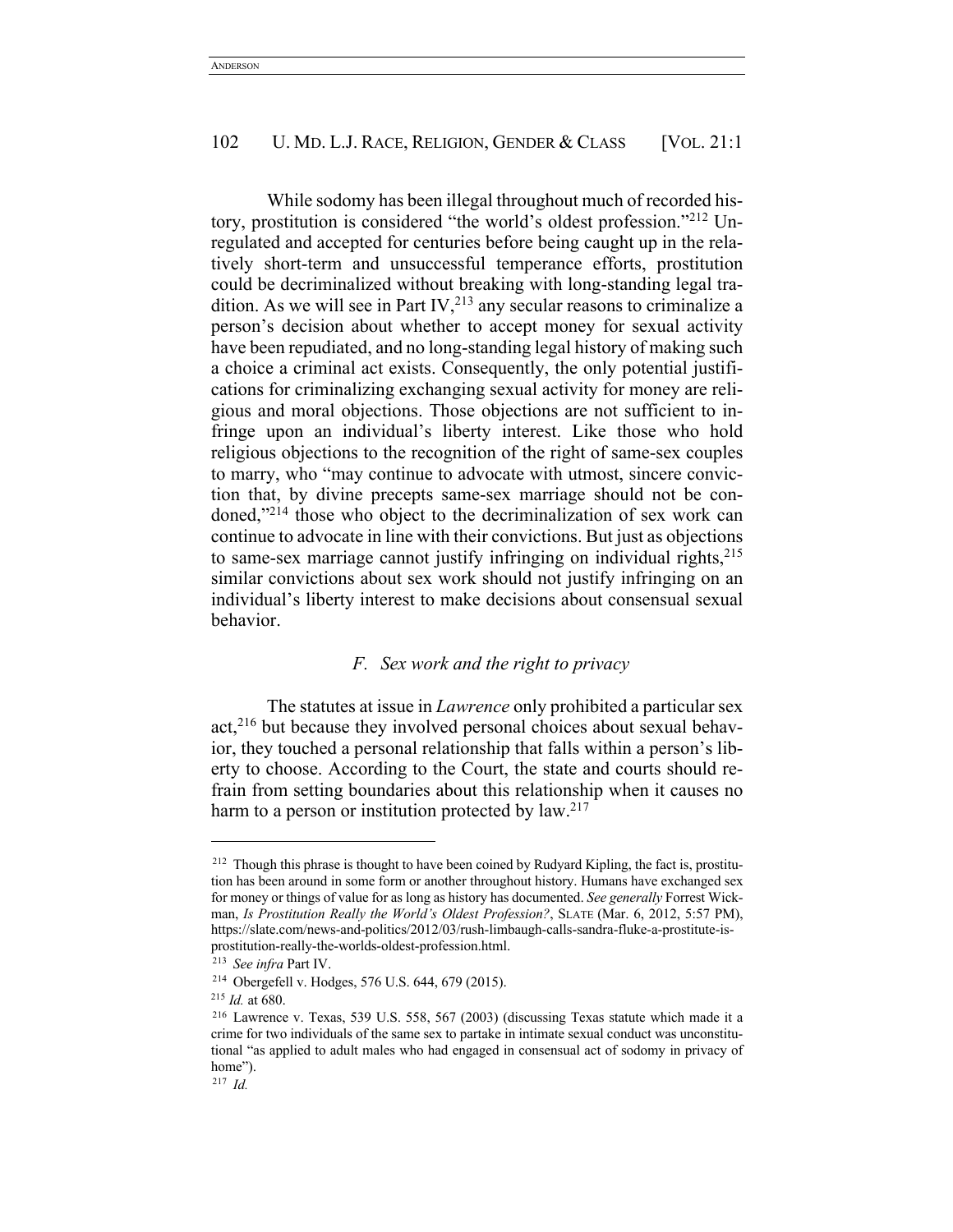While sodomy has been illegal throughout much of recorded history, prostitution is considered "the world's oldest profession."[212] Unregulated and accepted for centuries before being caught up in the relatively short-term and unsuccessful temperance efforts, prostitution could be decriminalized without breaking with long-standing legal tradition. As we will see in Part IV,[213] any secular reasons to criminalize a person's decision about whether to accept money for sexual activity have been repudiated, and no long-standing legal history of making such a choice a criminal act exists. Consequently, the only potential justifications for criminalizing exchanging sexual activity for money are religious and moral objections. Those objections are not sufficient to infringe upon an individual's liberty interest. Like those who hold religious objections to the recognition of the right of same-sex couples to marry, who "may continue to advocate with utmost, sincere conviction that, by divine precepts same-sex marriage should not be condoned,"[214] those who object to the decriminalization of sex work can continue to advocate in line with their convictions. But just as objections to same-sex marriage cannot justify infringing on individual rights,[215] similar convictions about sex work should not justify infringing on an individual's liberty interest to make decisions about consensual sexual behavior.

### *F. Sex work and the right to privacy*

The statutes at issue in *Lawrence* only prohibited a particular sex act,[216] but because they involved personal choices about sexual behavior, they touched a personal relationship that falls within a person's liberty to choose. According to the Court, the state and courts should refrain from setting boundaries about this relationship when it causes no harm to a person or institution protected by law.[217]

---

[212] Though this phrase is thought to have been coined by Rudyard Kipling, the fact is, prostitution has been around in some form or another throughout history. Humans have exchanged sex for money or things of value for as long as history has documented. *See generally* Forrest Wickman, *Is Prostitution Really the World's Oldest Profession?*, SLATE (Mar. 6, 2012, 5:57 PM), https://slate.com/news-and-politics/2012/03/rush-limbaugh-calls-sandra-fluke-a-prostitute-is-prostitution-really-the-worlds-oldest-profession.html.

[213] *See infra* Part IV.

[214] Obergefell v. Hodges, 576 U.S. 644, 679 (2015).

[215] *Id.* at 680.

[216] Lawrence v. Texas, 539 U.S. 558, 567 (2003) (discussing Texas statute which made it a crime for two individuals of the same sex to partake in intimate sexual conduct was unconstitutional "as applied to adult males who had engaged in consensual act of sodomy in privacy of home").

[217] *Id.*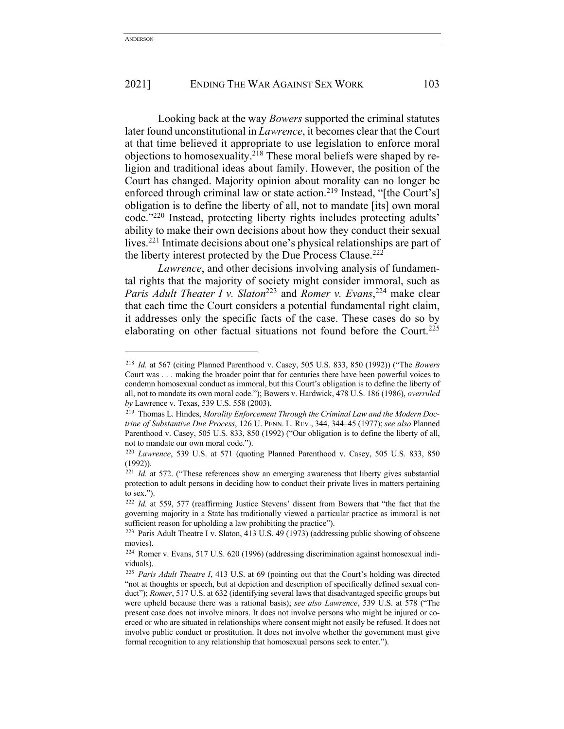Looking back at the way *Bowers* supported the criminal statutes later found unconstitutional in *Lawrence*, it becomes clear that the Court at that time believed it appropriate to use legislation to enforce moral objections to homosexuality.[218] These moral beliefs were shaped by religion and traditional ideas about family. However, the position of the Court has changed. Majority opinion about morality can no longer be enforced through criminal law or state action.[219] Instead, "[the Court's] obligation is to define the liberty of all, not to mandate [its] own moral code."[220] Instead, protecting liberty rights includes protecting adults' ability to make their own decisions about how they conduct their sexual lives.[221] Intimate decisions about one's physical relationships are part of the liberty interest protected by the Due Process Clause.[222]

*Lawrence*, and other decisions involving analysis of fundamental rights that the majority of society might consider immoral, such as *Paris Adult Theater I v. Slaton*[223] and *Romer v. Evans*,[224] make clear that each time the Court considers a potential fundamental right claim, it addresses only the specific facts of the case. These cases do so by elaborating on other factual situations not found before the Court.[225]

---

[218] *Id.* at 567 (citing Planned Parenthood v. Casey, 505 U.S. 833, 850 (1992)) ("The *Bowers* Court was . . . making the broader point that for centuries there have been powerful voices to condemn homosexual conduct as immoral, but this Court's obligation is to define the liberty of all, not to mandate its own moral code."); Bowers v. Hardwick, 478 U.S. 186 (1986), *overruled by* Lawrence v. Texas, 539 U.S. 558 (2003).

[219] Thomas L. Hindes, *Morality Enforcement Through the Criminal Law and the Modern Doctrine of Substantive Due Process*, 126 U. PENN. L. REV., 344, 344–45 (1977); *see also* Planned Parenthood v. Casey, 505 U.S. 833, 850 (1992) ("Our obligation is to define the liberty of all, not to mandate our own moral code.").

[220] *Lawrence*, 539 U.S. at 571 (quoting Planned Parenthood v. Casey, 505 U.S. 833, 850 (1992)).

[221] *Id.* at 572. ("These references show an emerging awareness that liberty gives substantial protection to adult persons in deciding how to conduct their private lives in matters pertaining to sex.").

[222] *Id.* at 559, 577 (reaffirming Justice Stevens' dissent from Bowers that "the fact that the governing majority in a State has traditionally viewed a particular practice as immoral is not sufficient reason for upholding a law prohibiting the practice").

[223] Paris Adult Theatre I v. Slaton, 413 U.S. 49 (1973) (addressing public showing of obscene movies).

[224] Romer v. Evans, 517 U.S. 620 (1996) (addressing discrimination against homosexual individuals).

[225] *Paris Adult Theatre I*, 413 U.S. at 69 (pointing out that the Court's holding was directed "not at thoughts or speech, but at depiction and description of specifically defined sexual conduct"); *Romer*, 517 U.S. at 632 (identifying several laws that disadvantaged specific groups but were upheld because there was a rational basis); *see also Lawrence*, 539 U.S. at 578 ("The present case does not involve minors. It does not involve persons who might be injured or coerced or who are situated in relationships where consent might not easily be refused. It does not involve public conduct or prostitution. It does not involve whether the government must give formal recognition to any relationship that homosexual persons seek to enter.").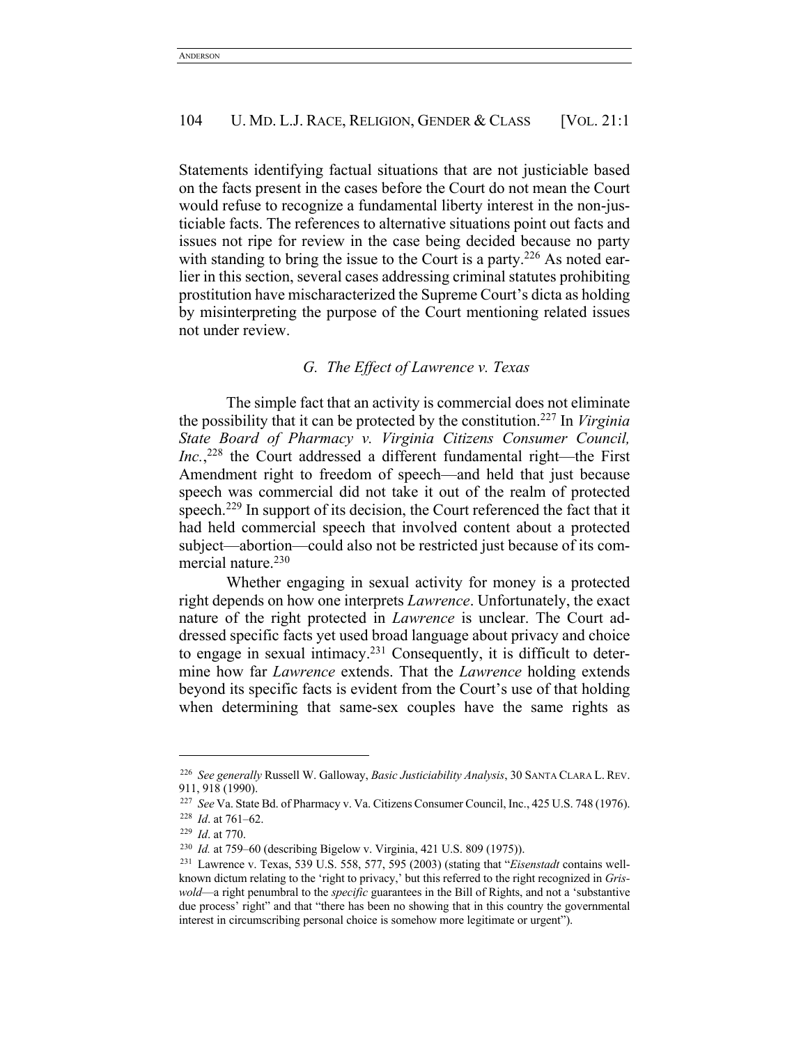Statements identifying factual situations that are not justiciable based on the facts present in the cases before the Court do not mean the Court would refuse to recognize a fundamental liberty interest in the non-justiciable facts. The references to alternative situations point out facts and issues not ripe for review in the case being decided because no party with standing to bring the issue to the Court is a party.[226] As noted earlier in this section, several cases addressing criminal statutes prohibiting prostitution have mischaracterized the Supreme Court's dicta as holding by misinterpreting the purpose of the Court mentioning related issues not under review.

### *G. The Effect of Lawrence v. Texas*

The simple fact that an activity is commercial does not eliminate the possibility that it can be protected by the constitution.[227] In *Virginia State Board of Pharmacy v. Virginia Citizens Consumer Council, Inc.*,[228] the Court addressed a different fundamental right—the First Amendment right to freedom of speech—and held that just because speech was commercial did not take it out of the realm of protected speech.[229] In support of its decision, the Court referenced the fact that it had held commercial speech that involved content about a protected subject—abortion—could also not be restricted just because of its commercial nature.[230]

Whether engaging in sexual activity for money is a protected right depends on how one interprets *Lawrence*. Unfortunately, the exact nature of the right protected in *Lawrence* is unclear. The Court addressed specific facts yet used broad language about privacy and choice to engage in sexual intimacy.[231] Consequently, it is difficult to determine how far *Lawrence* extends. That the *Lawrence* holding extends beyond its specific facts is evident from the Court's use of that holding when determining that same-sex couples have the same rights as

---

[226] *See generally* Russell W. Galloway, *Basic Justiciability Analysis*, 30 SANTA CLARA L. REV. 911, 918 (1990).

[227] *See* Va. State Bd. of Pharmacy v. Va. Citizens Consumer Council, Inc., 425 U.S. 748 (1976).

[228] *Id*. at 761–62.

[229] *Id*. at 770.

[230] *Id.* at 759–60 (describing Bigelow v. Virginia, 421 U.S. 809 (1975)).

[231] Lawrence v. Texas, 539 U.S. 558, 577, 595 (2003) (stating that "*Eisenstadt* contains well-known dictum relating to the 'right to privacy,' but this referred to the right recognized in *Griswold*—a right penumbral to the *specific* guarantees in the Bill of Rights, and not a 'substantive due process' right" and that "there has been no showing that in this country the governmental interest in circumscribing personal choice is somehow more legitimate or urgent").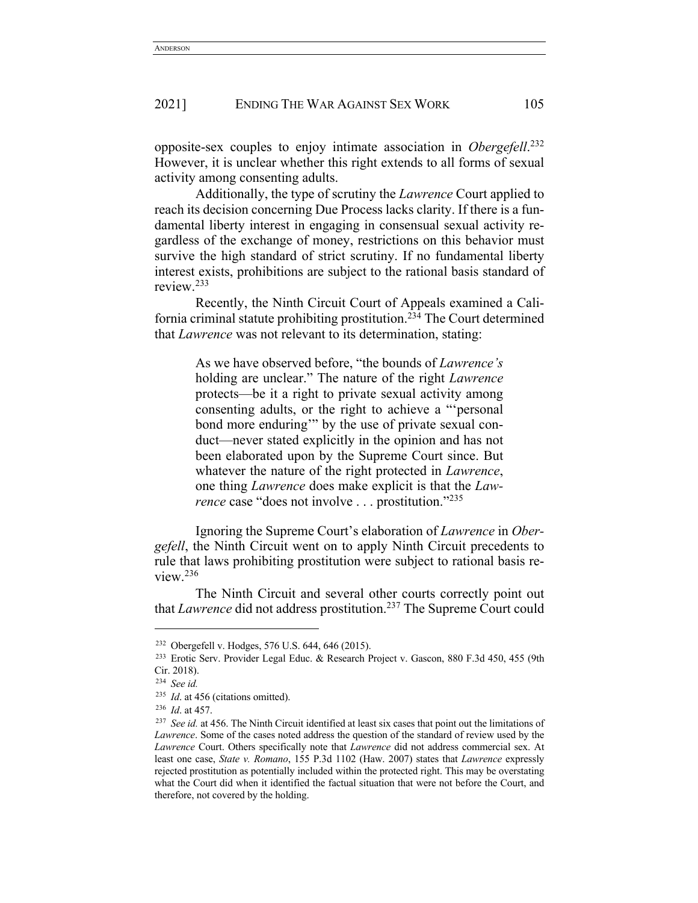opposite-sex couples to enjoy intimate association in *Obergefell*.[232] However, it is unclear whether this right extends to all forms of sexual activity among consenting adults.

Additionally, the type of scrutiny the *Lawrence* Court applied to reach its decision concerning Due Process lacks clarity. If there is a fundamental liberty interest in engaging in consensual sexual activity regardless of the exchange of money, restrictions on this behavior must survive the high standard of strict scrutiny. If no fundamental liberty interest exists, prohibitions are subject to the rational basis standard of review.[233]

Recently, the Ninth Circuit Court of Appeals examined a California criminal statute prohibiting prostitution.[234] The Court determined that *Lawrence* was not relevant to its determination, stating:

> As we have observed before, "the bounds of *Lawrence's* holding are unclear." The nature of the right *Lawrence* protects—be it a right to private sexual activity among consenting adults, or the right to achieve a "'personal bond more enduring'" by the use of private sexual conduct—never stated explicitly in the opinion and has not been elaborated upon by the Supreme Court since. But whatever the nature of the right protected in *Lawrence*, one thing *Lawrence* does make explicit is that the *Lawrence* case "does not involve . . . prostitution."[235]

Ignoring the Supreme Court's elaboration of *Lawrence* in *Obergefell*, the Ninth Circuit went on to apply Ninth Circuit precedents to rule that laws prohibiting prostitution were subject to rational basis review.[236]

The Ninth Circuit and several other courts correctly point out that *Lawrence* did not address prostitution.[237] The Supreme Court could

---

[232] Obergefell v. Hodges, 576 U.S. 644, 646 (2015).

[233] Erotic Serv. Provider Legal Educ. & Research Project v. Gascon, 880 F.3d 450, 455 (9th Cir. 2018).

[234] *See id.*

[235] *Id*. at 456 (citations omitted).

[236] *Id*. at 457.

[237] *See id.* at 456. The Ninth Circuit identified at least six cases that point out the limitations of *Lawrence*. Some of the cases noted address the question of the standard of review used by the *Lawrence* Court. Others specifically note that *Lawrence* did not address commercial sex. At least one case, *State v. Romano*, 155 P.3d 1102 (Haw. 2007) states that *Lawrence* expressly rejected prostitution as potentially included within the protected right. This may be overstating what the Court did when it identified the factual situation that were not before the Court, and therefore, not covered by the holding.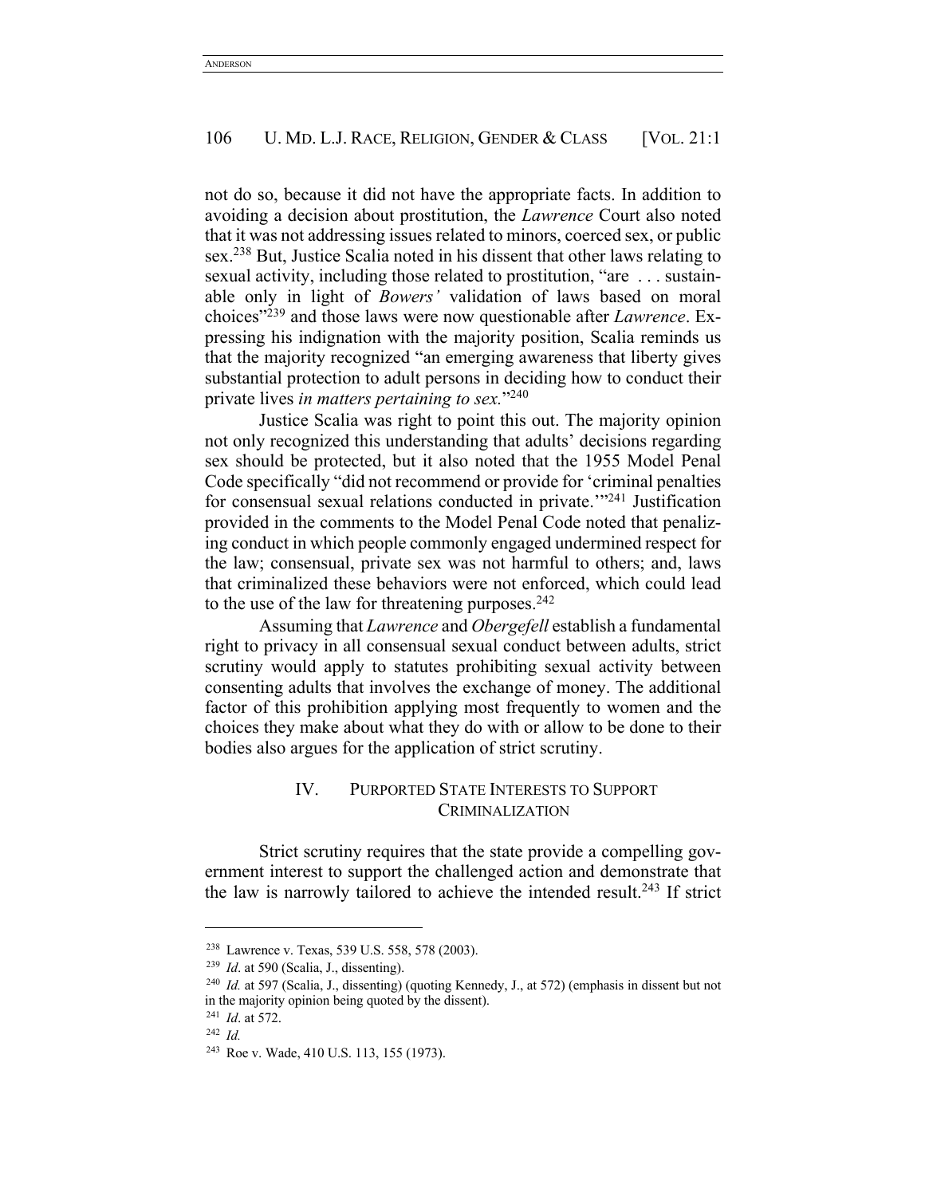not do so, because it did not have the appropriate facts. In addition to avoiding a decision about prostitution, the *Lawrence* Court also noted that it was not addressing issues related to minors, coerced sex, or public sex.[238] But, Justice Scalia noted in his dissent that other laws relating to sexual activity, including those related to prostitution, "are . . . sustainable only in light of *Bowers'* validation of laws based on moral choices"[239] and those laws were now questionable after *Lawrence*. Expressing his indignation with the majority position, Scalia reminds us that the majority recognized "an emerging awareness that liberty gives substantial protection to adult persons in deciding how to conduct their private lives *in matters pertaining to sex.*"[240]

Justice Scalia was right to point this out. The majority opinion not only recognized this understanding that adults' decisions regarding sex should be protected, but it also noted that the 1955 Model Penal Code specifically "did not recommend or provide for 'criminal penalties for consensual sexual relations conducted in private.'"[241] Justification provided in the comments to the Model Penal Code noted that penalizing conduct in which people commonly engaged undermined respect for the law; consensual, private sex was not harmful to others; and, laws that criminalized these behaviors were not enforced, which could lead to the use of the law for threatening purposes.[242]

Assuming that *Lawrence* and *Obergefell* establish a fundamental right to privacy in all consensual sexual conduct between adults, strict scrutiny would apply to statutes prohibiting sexual activity between consenting adults that involves the exchange of money. The additional factor of this prohibition applying most frequently to women and the choices they make about what they do with or allow to be done to their bodies also argues for the application of strict scrutiny.

## IV. PURPORTED STATE INTERESTS TO SUPPORT CRIMINALIZATION

Strict scrutiny requires that the state provide a compelling government interest to support the challenged action and demonstrate that the law is narrowly tailored to achieve the intended result.[243] If strict

---

[238] Lawrence v. Texas, 539 U.S. 558, 578 (2003).

[239] *Id*. at 590 (Scalia, J., dissenting).

[240] *Id.* at 597 (Scalia, J., dissenting) (quoting Kennedy, J., at 572) (emphasis in dissent but not in the majority opinion being quoted by the dissent).

[241] *Id*. at 572.

[242] *Id.*

[243] Roe v. Wade, 410 U.S. 113, 155 (1973).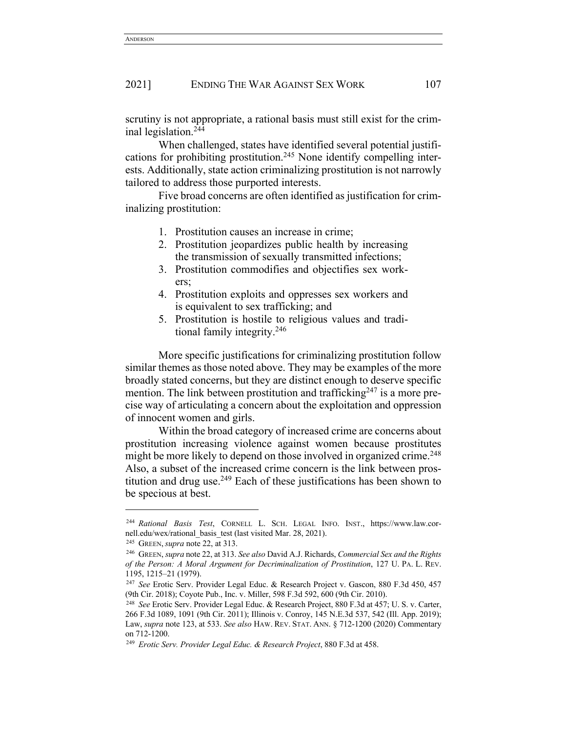scrutiny is not appropriate, a rational basis must still exist for the criminal legislation.[244]

When challenged, states have identified several potential justifications for prohibiting prostitution.[245] None identify compelling interests. Additionally, state action criminalizing prostitution is not narrowly tailored to address those purported interests.

Five broad concerns are often identified as justification for criminalizing prostitution:

1. Prostitution causes an increase in crime;
2. Prostitution jeopardizes public health by increasing the transmission of sexually transmitted infections;
3. Prostitution commodifies and objectifies sex workers;
4. Prostitution exploits and oppresses sex workers and is equivalent to sex trafficking; and
5. Prostitution is hostile to religious values and traditional family integrity.[246]

More specific justifications for criminalizing prostitution follow similar themes as those noted above. They may be examples of the more broadly stated concerns, but they are distinct enough to deserve specific mention. The link between prostitution and trafficking[247] is a more precise way of articulating a concern about the exploitation and oppression of innocent women and girls.

Within the broad category of increased crime are concerns about prostitution increasing violence against women because prostitutes might be more likely to depend on those involved in organized crime.[248] Also, a subset of the increased crime concern is the link between prostitution and drug use.[249] Each of these justifications has been shown to be specious at best.

---

[244] *Rational Basis Test*, CORNELL L. SCH. LEGAL INFO. INST., https://www.law.cornell.edu/wex/rational_basis_test (last visited Mar. 28, 2021).

[245] GREEN, *supra* note 22, at 313.

[246] GREEN, *supra* note 22, at 313. *See also* David A.J. Richards, *Commercial Sex and the Rights of the Person: A Moral Argument for Decriminalization of Prostitution*, 127 U. PA. L. REV. 1195, 1215–21 (1979).

[247] *See* Erotic Serv. Provider Legal Educ. & Research Project v. Gascon, 880 F.3d 450, 457 (9th Cir. 2018); Coyote Pub., Inc. v. Miller, 598 F.3d 592, 600 (9th Cir. 2010).

[248] *See* Erotic Serv. Provider Legal Educ. & Research Project, 880 F.3d at 457; U. S. v. Carter, 266 F.3d 1089, 1091 (9th Cir. 2011); Illinois v. Conroy, 145 N.E.3d 537, 542 (Ill. App. 2019); Law, *supra* note 123, at 533. *See also* HAW. REV. STAT. ANN. § 712-1200 (2020) Commentary on 712-1200.

[249] *Erotic Serv. Provider Legal Educ. & Research Project*, 880 F.3d at 458.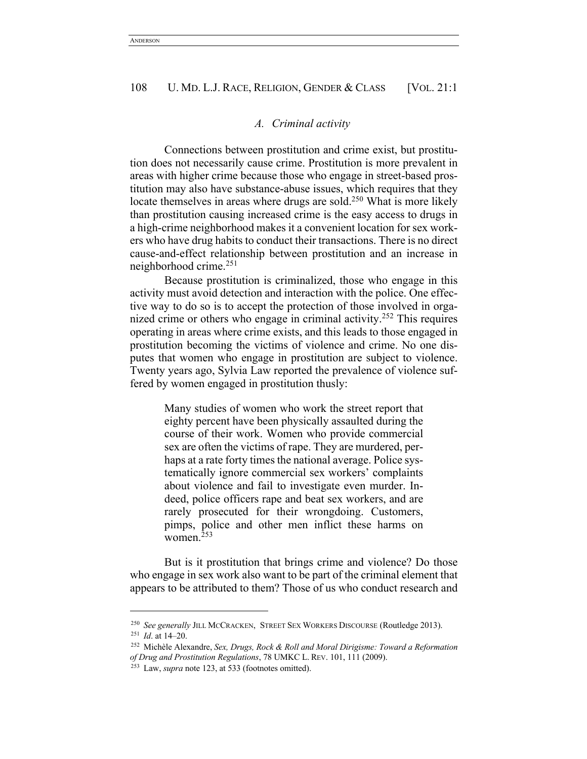### *A. Criminal activity*

Connections between prostitution and crime exist, but prostitution does not necessarily cause crime. Prostitution is more prevalent in areas with higher crime because those who engage in street-based prostitution may also have substance-abuse issues, which requires that they locate themselves in areas where drugs are sold.[250] What is more likely than prostitution causing increased crime is the easy access to drugs in a high-crime neighborhood makes it a convenient location for sex workers who have drug habits to conduct their transactions. There is no direct cause-and-effect relationship between prostitution and an increase in neighborhood crime.[251]

Because prostitution is criminalized, those who engage in this activity must avoid detection and interaction with the police. One effective way to do so is to accept the protection of those involved in organized crime or others who engage in criminal activity.[252] This requires operating in areas where crime exists, and this leads to those engaged in prostitution becoming the victims of violence and crime. No one disputes that women who engage in prostitution are subject to violence. Twenty years ago, Sylvia Law reported the prevalence of violence suffered by women engaged in prostitution thusly:

> Many studies of women who work the street report that eighty percent have been physically assaulted during the course of their work. Women who provide commercial sex are often the victims of rape. They are murdered, perhaps at a rate forty times the national average. Police systematically ignore commercial sex workers' complaints about violence and fail to investigate even murder. Indeed, police officers rape and beat sex workers, and are rarely prosecuted for their wrongdoing. Customers, pimps, police and other men inflict these harms on women.[253]

But is it prostitution that brings crime and violence? Do those who engage in sex work also want to be part of the criminal element that appears to be attributed to them? Those of us who conduct research and

---

[250] *See generally* JILL MCCRACKEN, STREET SEX WORKERS DISCOURSE (Routledge 2013).

[251] *Id*. at 14–20.

[252] Michèle Alexandre, *Sex, Drugs, Rock & Roll and Moral Dirigisme: Toward a Reformation of Drug and Prostitution Regulations*, 78 UMKC L. REV. 101, 111 (2009).

[253] Law, *supra* note 123, at 533 (footnotes omitted).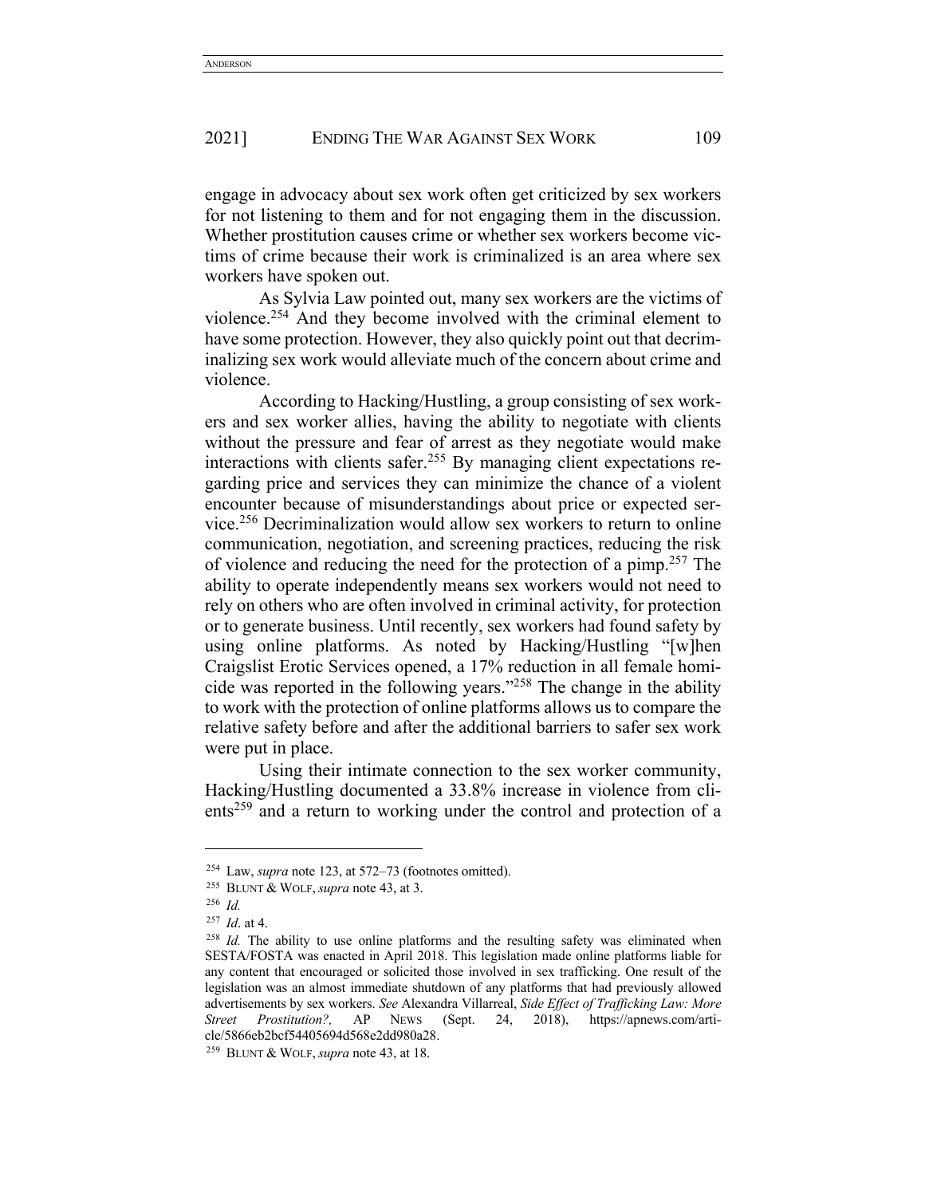engage in advocacy about sex work often get criticized by sex workers for not listening to them and for not engaging them in the discussion. Whether prostitution causes crime or whether sex workers become victims of crime because their work is criminalized is an area where sex workers have spoken out.

As Sylvia Law pointed out, many sex workers are the victims of violence.[254] And they become involved with the criminal element to have some protection. However, they also quickly point out that decriminalizing sex work would alleviate much of the concern about crime and violence.

According to Hacking/Hustling, a group consisting of sex workers and sex worker allies, having the ability to negotiate with clients without the pressure and fear of arrest as they negotiate would make interactions with clients safer.[255] By managing client expectations regarding price and services they can minimize the chance of a violent encounter because of misunderstandings about price or expected service.[256] Decriminalization would allow sex workers to return to online communication, negotiation, and screening practices, reducing the risk of violence and reducing the need for the protection of a pimp.[257] The ability to operate independently means sex workers would not need to rely on others who are often involved in criminal activity, for protection or to generate business. Until recently, sex workers had found safety by using online platforms. As noted by Hacking/Hustling "[w]hen Craigslist Erotic Services opened, a 17% reduction in all female homicide was reported in the following years."[258] The change in the ability to work with the protection of online platforms allows us to compare the relative safety before and after the additional barriers to safer sex work were put in place.

Using their intimate connection to the sex worker community, Hacking/Hustling documented a 33.8% increase in violence from clients[259] and a return to working under the control and protection of a

---

[254] Law, *supra* note 123, at 572–73 (footnotes omitted).

[255] BLUNT & WOLF, *supra* note 43, at 3.

[256] *Id.*

[257] *Id*. at 4.

[258] *Id.* The ability to use online platforms and the resulting safety was eliminated when SESTA/FOSTA was enacted in April 2018. This legislation made online platforms liable for any content that encouraged or solicited those involved in sex trafficking. One result of the legislation was an almost immediate shutdown of any platforms that had previously allowed advertisements by sex workers. *See* Alexandra Villarreal, *Side Effect of Trafficking Law: More Street Prostitution?,* AP NEWS (Sept. 24, 2018), https://apnews.com/article/5866eb2bcf54405694d568e2dd980a28.

[259] BLUNT & WOLF, *supra* note 43, at 18.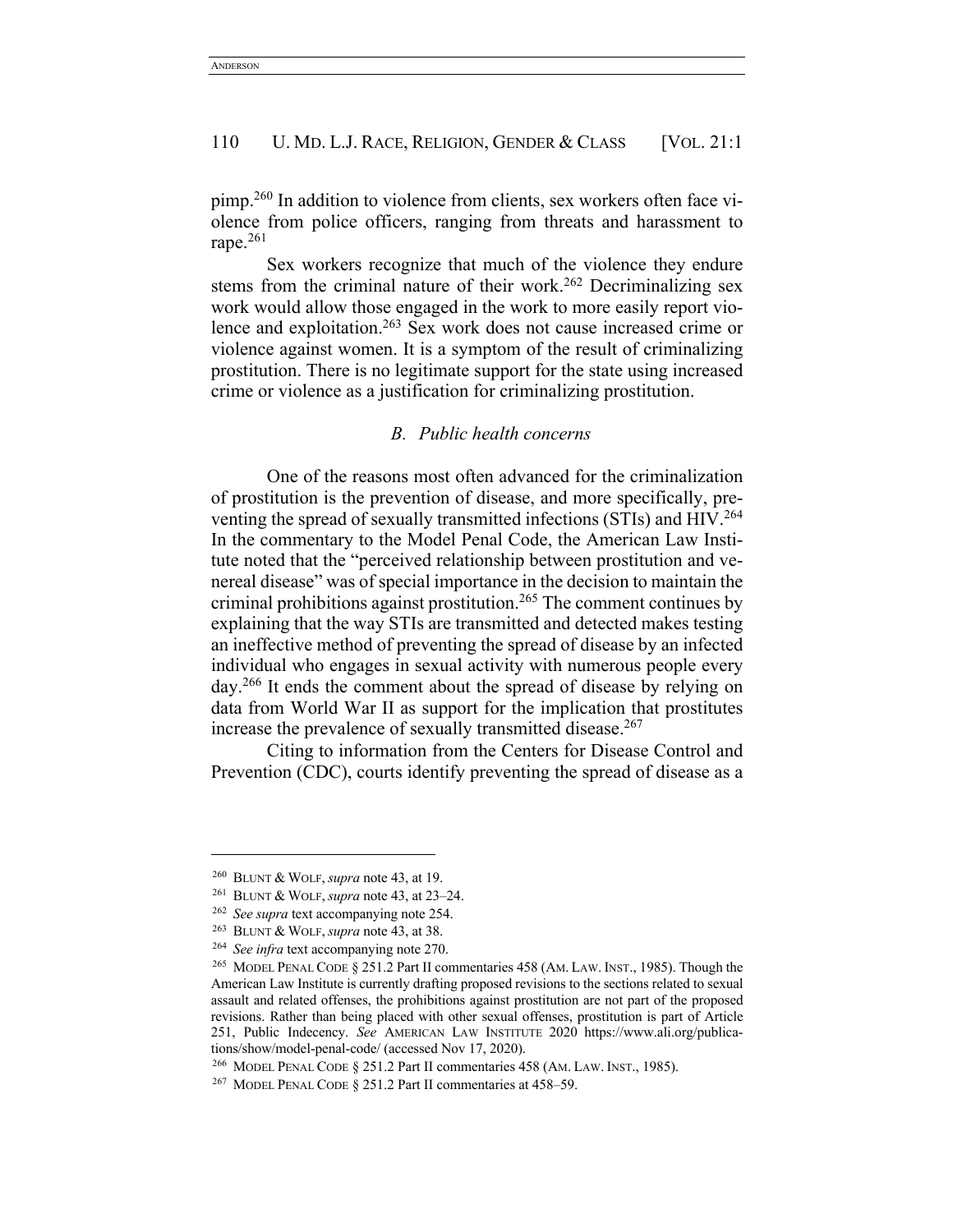pimp.[260] In addition to violence from clients, sex workers often face violence from police officers, ranging from threats and harassment to rape.[261]

Sex workers recognize that much of the violence they endure stems from the criminal nature of their work.[262] Decriminalizing sex work would allow those engaged in the work to more easily report violence and exploitation.[263] Sex work does not cause increased crime or violence against women. It is a symptom of the result of criminalizing prostitution. There is no legitimate support for the state using increased crime or violence as a justification for criminalizing prostitution.

### *B. Public health concerns*

One of the reasons most often advanced for the criminalization of prostitution is the prevention of disease, and more specifically, preventing the spread of sexually transmitted infections (STIs) and HIV.[264] In the commentary to the Model Penal Code, the American Law Institute noted that the "perceived relationship between prostitution and venereal disease" was of special importance in the decision to maintain the criminal prohibitions against prostitution.[265] The comment continues by explaining that the way STIs are transmitted and detected makes testing an ineffective method of preventing the spread of disease by an infected individual who engages in sexual activity with numerous people every day.[266] It ends the comment about the spread of disease by relying on data from World War II as support for the implication that prostitutes increase the prevalence of sexually transmitted disease.[267]

Citing to information from the Centers for Disease Control and Prevention (CDC), courts identify preventing the spread of disease as a

---

[260] BLUNT & WOLF, *supra* note 43, at 19.

[261] BLUNT & WOLF, *supra* note 43, at 23–24.

[262] *See supra* text accompanying note 254.

[263] BLUNT & WOLF, *supra* note 43, at 38.

[264] *See infra* text accompanying note 270.

[265] MODEL PENAL CODE § 251.2 Part II commentaries 458 (AM. LAW. INST., 1985). Though the American Law Institute is currently drafting proposed revisions to the sections related to sexual assault and related offenses, the prohibitions against prostitution are not part of the proposed revisions. Rather than being placed with other sexual offenses, prostitution is part of Article 251, Public Indecency. *See* AMERICAN LAW INSTITUTE 2020 https://www.ali.org/publications/show/model-penal-code/ (accessed Nov 17, 2020).

[266] MODEL PENAL CODE § 251.2 Part II commentaries 458 (AM. LAW. INST., 1985).

[267] MODEL PENAL CODE § 251.2 Part II commentaries at 458–59.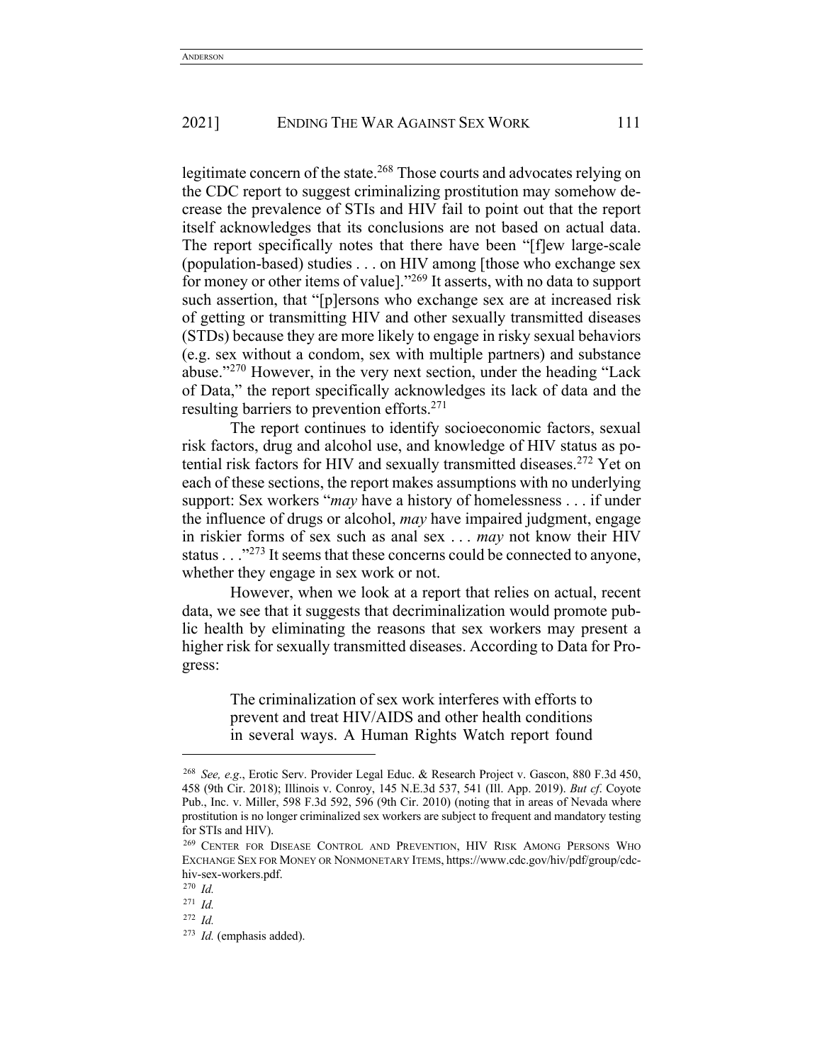legitimate concern of the state.[268] Those courts and advocates relying on the CDC report to suggest criminalizing prostitution may somehow decrease the prevalence of STIs and HIV fail to point out that the report itself acknowledges that its conclusions are not based on actual data. The report specifically notes that there have been "[f]ew large-scale (population-based) studies . . . on HIV among [those who exchange sex for money or other items of value]."[269] It asserts, with no data to support such assertion, that "[p]ersons who exchange sex are at increased risk of getting or transmitting HIV and other sexually transmitted diseases (STDs) because they are more likely to engage in risky sexual behaviors (e.g. sex without a condom, sex with multiple partners) and substance abuse."[270] However, in the very next section, under the heading "Lack of Data," the report specifically acknowledges its lack of data and the resulting barriers to prevention efforts.[271]

The report continues to identify socioeconomic factors, sexual risk factors, drug and alcohol use, and knowledge of HIV status as potential risk factors for HIV and sexually transmitted diseases.[272] Yet on each of these sections, the report makes assumptions with no underlying support: Sex workers "*may* have a history of homelessness . . . if under the influence of drugs or alcohol, *may* have impaired judgment, engage in riskier forms of sex such as anal sex . . . *may* not know their HIV status . . ."[273] It seems that these concerns could be connected to anyone, whether they engage in sex work or not.

However, when we look at a report that relies on actual, recent data, we see that it suggests that decriminalization would promote public health by eliminating the reasons that sex workers may present a higher risk for sexually transmitted diseases. According to Data for Progress:

> The criminalization of sex work interferes with efforts to prevent and treat HIV/AIDS and other health conditions in several ways. A Human Rights Watch report found

---

[268] *See, e.g*., Erotic Serv. Provider Legal Educ. & Research Project v. Gascon, 880 F.3d 450, 458 (9th Cir. 2018); Illinois v. Conroy, 145 N.E.3d 537, 541 (Ill. App. 2019). *But cf*. Coyote Pub., Inc. v. Miller, 598 F.3d 592, 596 (9th Cir. 2010) (noting that in areas of Nevada where prostitution is no longer criminalized sex workers are subject to frequent and mandatory testing for STIs and HIV).

[269] CENTER FOR DISEASE CONTROL AND PREVENTION, HIV RISK AMONG PERSONS WHO EXCHANGE SEX FOR MONEY OR NONMONETARY ITEMS, https://www.cdc.gov/hiv/pdf/group/cdc-hiv-sex-workers.pdf.

[270] *Id.*

[271] *Id.*

[272] *Id.*

[273] *Id.* (emphasis added).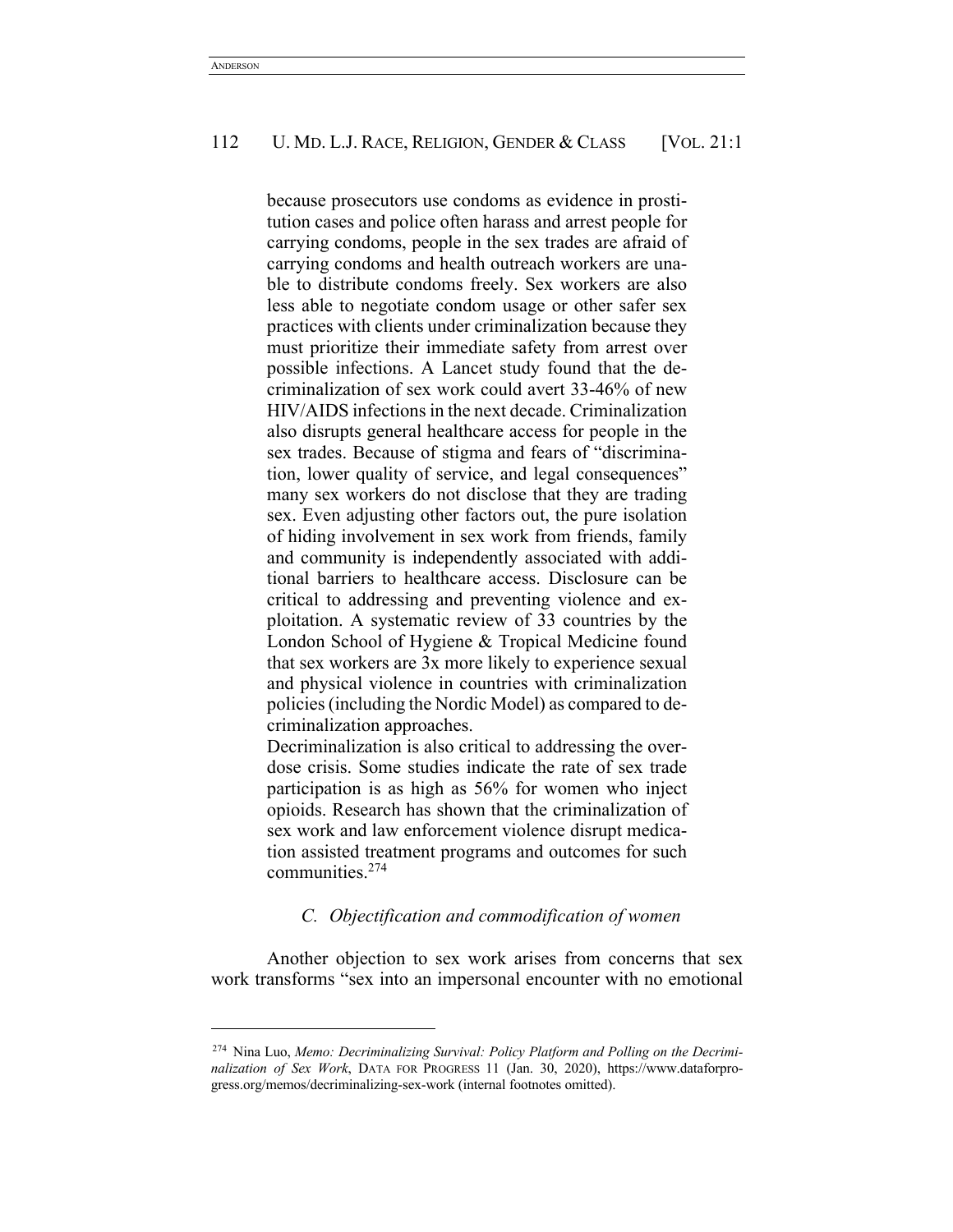> because prosecutors use condoms as evidence in prostitution cases and police often harass and arrest people for carrying condoms, people in the sex trades are afraid of carrying condoms and health outreach workers are unable to distribute condoms freely. Sex workers are also less able to negotiate condom usage or other safer sex practices with clients under criminalization because they must prioritize their immediate safety from arrest over possible infections. A Lancet study found that the decriminalization of sex work could avert 33-46% of new HIV/AIDS infections in the next decade. Criminalization also disrupts general healthcare access for people in the sex trades. Because of stigma and fears of "discrimination, lower quality of service, and legal consequences" many sex workers do not disclose that they are trading sex. Even adjusting other factors out, the pure isolation of hiding involvement in sex work from friends, family and community is independently associated with additional barriers to healthcare access. Disclosure can be critical to addressing and preventing violence and exploitation. A systematic review of 33 countries by the London School of Hygiene & Tropical Medicine found that sex workers are 3x more likely to experience sexual and physical violence in countries with criminalization policies (including the Nordic Model) as compared to decriminalization approaches.
>
> Decriminalization is also critical to addressing the overdose crisis. Some studies indicate the rate of sex trade participation is as high as 56% for women who inject opioids. Research has shown that the criminalization of sex work and law enforcement violence disrupt medication assisted treatment programs and outcomes for such communities.[274]

### *C. Objectification and commodification of women*

Another objection to sex work arises from concerns that sex work transforms "sex into an impersonal encounter with no emotional

[274] Nina Luo, *Memo: Decriminalizing Survival: Policy Platform and Polling on the Decriminalization of Sex Work*, DATA FOR PROGRESS 11 (Jan. 30, 2020), https://www.dataforprogress.org/memos/decriminalizing-sex-work (internal footnotes omitted).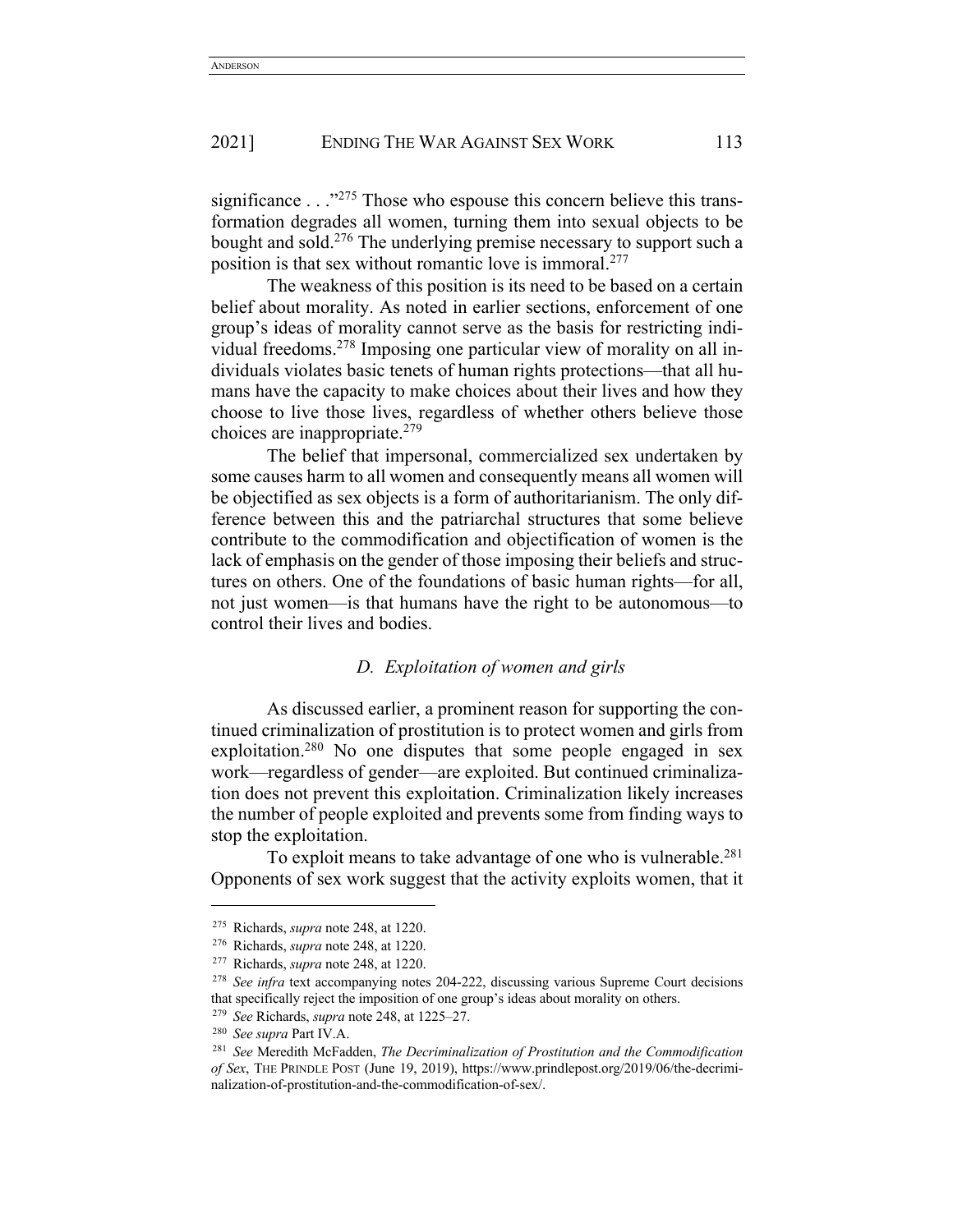significance . . ."[275] Those who espouse this concern believe this transformation degrades all women, turning them into sexual objects to be bought and sold.[276] The underlying premise necessary to support such a position is that sex without romantic love is immoral.[277]

The weakness of this position is its need to be based on a certain belief about morality. As noted in earlier sections, enforcement of one group's ideas of morality cannot serve as the basis for restricting individual freedoms.[278] Imposing one particular view of morality on all individuals violates basic tenets of human rights protections—that all humans have the capacity to make choices about their lives and how they choose to live those lives, regardless of whether others believe those choices are inappropriate.[279]

The belief that impersonal, commercialized sex undertaken by some causes harm to all women and consequently means all women will be objectified as sex objects is a form of authoritarianism. The only difference between this and the patriarchal structures that some believe contribute to the commodification and objectification of women is the lack of emphasis on the gender of those imposing their beliefs and structures on others. One of the foundations of basic human rights—for all, not just women—is that humans have the right to be autonomous—to control their lives and bodies.

### *D. Exploitation of women and girls*

As discussed earlier, a prominent reason for supporting the continued criminalization of prostitution is to protect women and girls from exploitation.[280] No one disputes that some people engaged in sex work—regardless of gender—are exploited. But continued criminalization does not prevent this exploitation. Criminalization likely increases the number of people exploited and prevents some from finding ways to stop the exploitation.

To exploit means to take advantage of one who is vulnerable.[281] Opponents of sex work suggest that the activity exploits women, that it

---

[275] Richards, *supra* note 248, at 1220.

[276] Richards, *supra* note 248, at 1220.

[277] Richards, *supra* note 248, at 1220.

[278] *See infra* text accompanying notes 204-222, discussing various Supreme Court decisions that specifically reject the imposition of one group's ideas about morality on others.

[279] *See* Richards, *supra* note 248, at 1225–27.

[280] *See supra* Part IV.A.

[281] *See* Meredith McFadden, *The Decriminalization of Prostitution and the Commodification of Sex*, THE PRINDLE POST (June 19, 2019), https://www.prindlepost.org/2019/06/the-decriminalization-of-prostitution-and-the-commodification-of-sex/.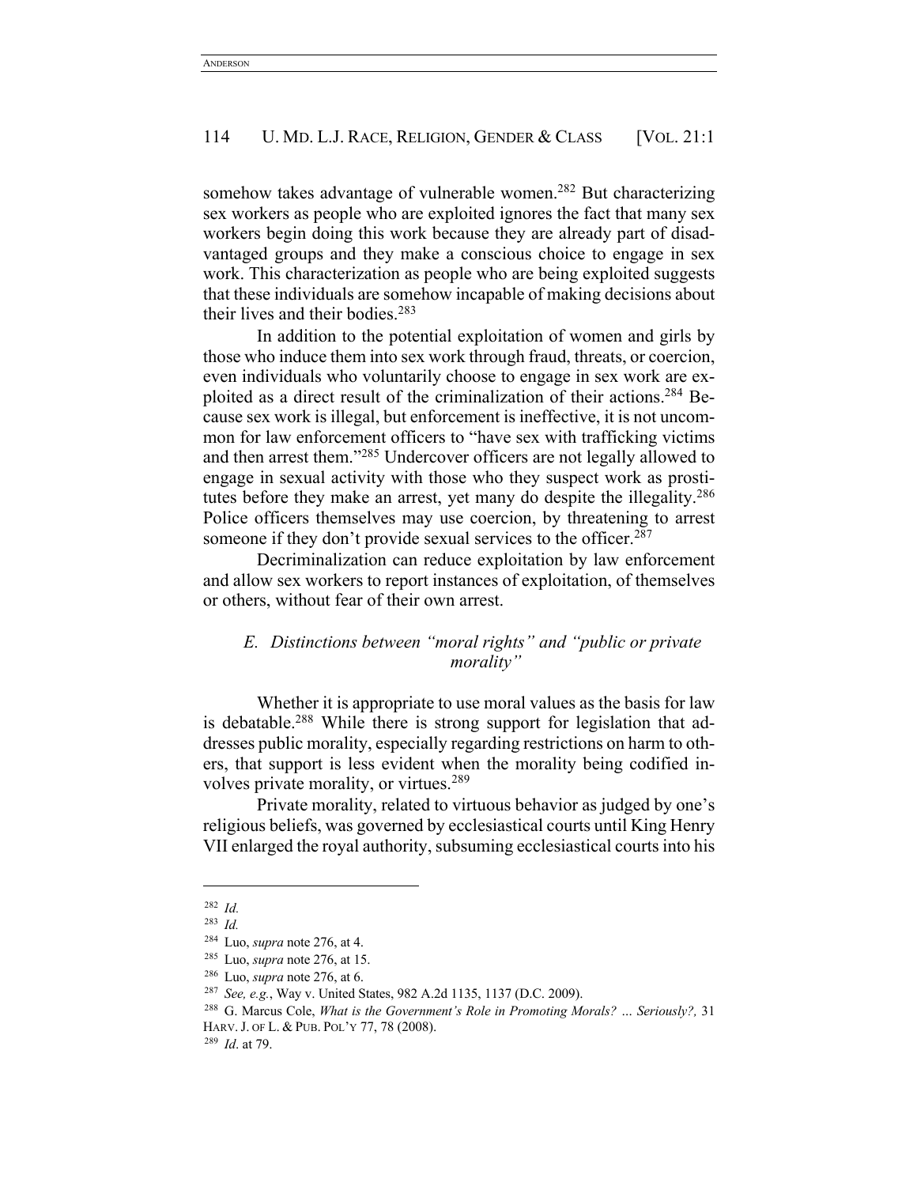somehow takes advantage of vulnerable women.[282] But characterizing sex workers as people who are exploited ignores the fact that many sex workers begin doing this work because they are already part of disadvantaged groups and they make a conscious choice to engage in sex work. This characterization as people who are being exploited suggests that these individuals are somehow incapable of making decisions about their lives and their bodies.[283]

In addition to the potential exploitation of women and girls by those who induce them into sex work through fraud, threats, or coercion, even individuals who voluntarily choose to engage in sex work are exploited as a direct result of the criminalization of their actions.[284] Because sex work is illegal, but enforcement is ineffective, it is not uncommon for law enforcement officers to "have sex with trafficking victims and then arrest them."[285] Undercover officers are not legally allowed to engage in sexual activity with those who they suspect work as prostitutes before they make an arrest, yet many do despite the illegality.[286] Police officers themselves may use coercion, by threatening to arrest someone if they don't provide sexual services to the officer.[287]

Decriminalization can reduce exploitation by law enforcement and allow sex workers to report instances of exploitation, of themselves or others, without fear of their own arrest.

### *E. Distinctions between "moral rights" and "public or private morality"*

Whether it is appropriate to use moral values as the basis for law is debatable.[288] While there is strong support for legislation that addresses public morality, especially regarding restrictions on harm to others, that support is less evident when the morality being codified involves private morality, or virtues.[289]

Private morality, related to virtuous behavior as judged by one's religious beliefs, was governed by ecclesiastical courts until King Henry VII enlarged the royal authority, subsuming ecclesiastical courts into his

---

[282] *Id.*

[283] *Id.*

[284] Luo, *supra* note 276, at 4.

[285] Luo, *supra* note 276, at 15.

[286] Luo, *supra* note 276, at 6.

[287] *See, e.g.*, Way v. United States, 982 A.2d 1135, 1137 (D.C. 2009).

[288] G. Marcus Cole, *What is the Government's Role in Promoting Morals? … Seriously?,* 31 HARV. J. OF L. & PUB. POL'Y 77, 78 (2008).

[289] *Id*. at 79.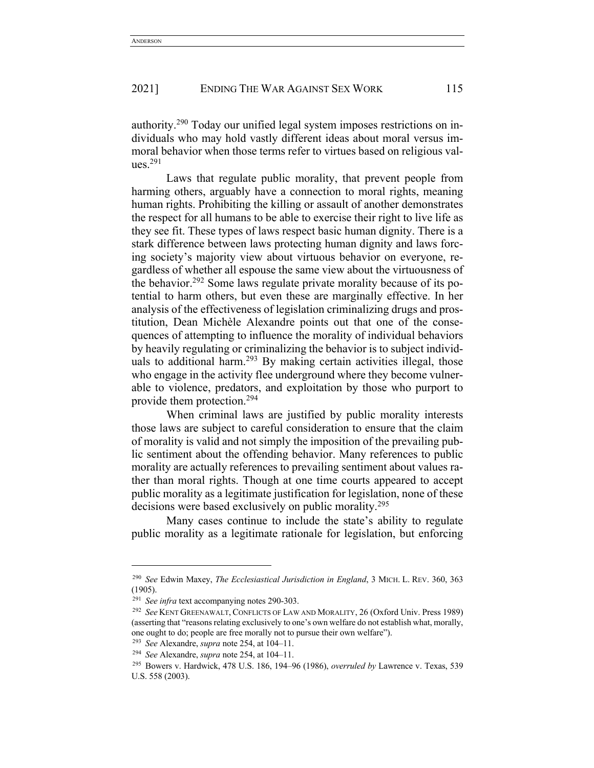authority.[290] Today our unified legal system imposes restrictions on individuals who may hold vastly different ideas about moral versus immoral behavior when those terms refer to virtues based on religious values.[291]

Laws that regulate public morality, that prevent people from harming others, arguably have a connection to moral rights, meaning human rights. Prohibiting the killing or assault of another demonstrates the respect for all humans to be able to exercise their right to live life as they see fit. These types of laws respect basic human dignity. There is a stark difference between laws protecting human dignity and laws forcing society's majority view about virtuous behavior on everyone, regardless of whether all espouse the same view about the virtuousness of the behavior.[292] Some laws regulate private morality because of its potential to harm others, but even these are marginally effective. In her analysis of the effectiveness of legislation criminalizing drugs and prostitution, Dean Michèle Alexandre points out that one of the consequences of attempting to influence the morality of individual behaviors by heavily regulating or criminalizing the behavior is to subject individuals to additional harm.[293] By making certain activities illegal, those who engage in the activity flee underground where they become vulnerable to violence, predators, and exploitation by those who purport to provide them protection.[294]

When criminal laws are justified by public morality interests those laws are subject to careful consideration to ensure that the claim of morality is valid and not simply the imposition of the prevailing public sentiment about the offending behavior. Many references to public morality are actually references to prevailing sentiment about values rather than moral rights. Though at one time courts appeared to accept public morality as a legitimate justification for legislation, none of these decisions were based exclusively on public morality.[295]

Many cases continue to include the state's ability to regulate public morality as a legitimate rationale for legislation, but enforcing

---

[290] *See* Edwin Maxey, *The Ecclesiastical Jurisdiction in England*, 3 MICH. L. REV. 360, 363 (1905).

[291] *See infra* text accompanying notes 290-303.

[292] *See* KENT GREENAWALT, CONFLICTS OF LAW AND MORALITY, 26 (Oxford Univ. Press 1989) (asserting that "reasons relating exclusively to one's own welfare do not establish what, morally, one ought to do; people are free morally not to pursue their own welfare").

[293] *See* Alexandre, *supra* note 254, at 104–11.

[294] *See* Alexandre, *supra* note 254, at 104–11.

[295] Bowers v. Hardwick, 478 U.S. 186, 194–96 (1986), *overruled by* Lawrence v. Texas, 539 U.S. 558 (2003).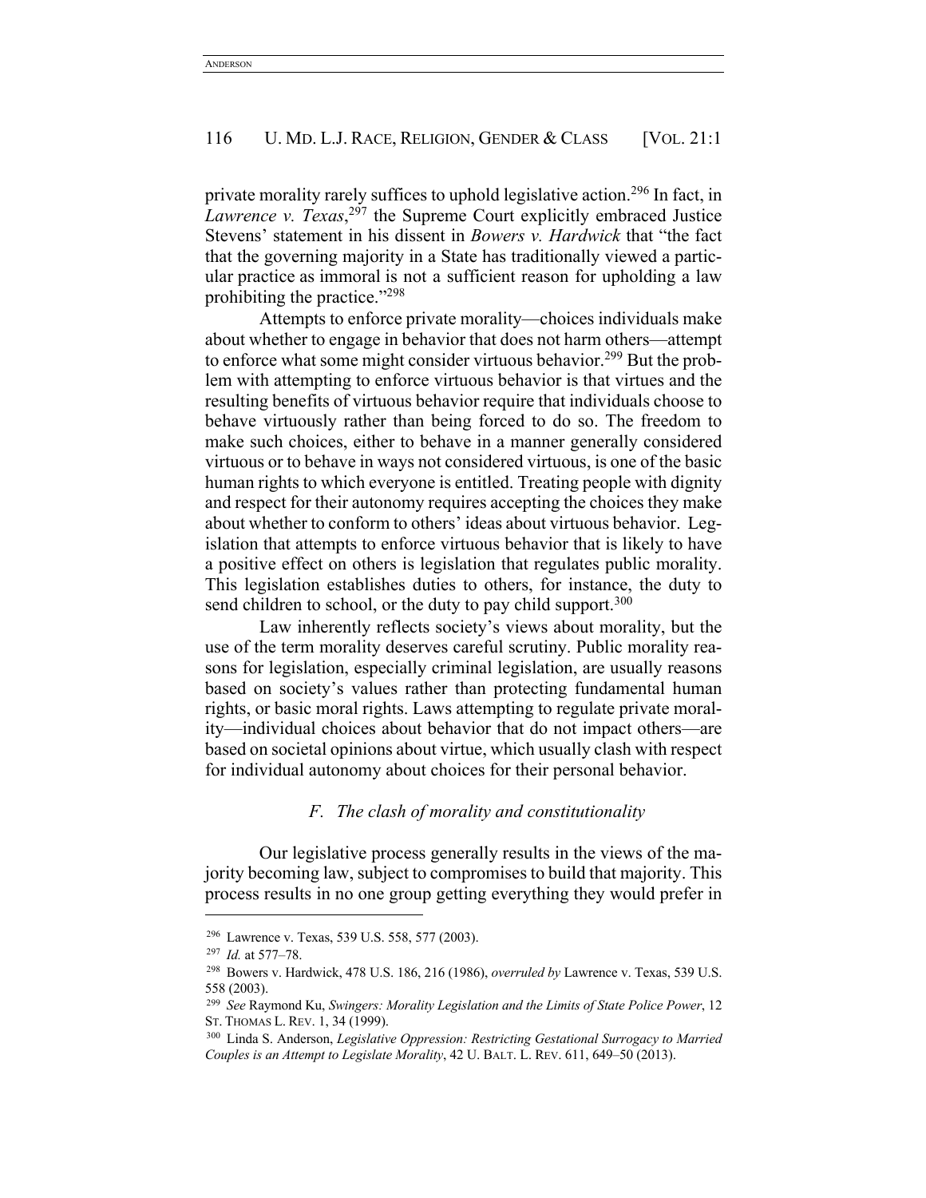private morality rarely suffices to uphold legislative action.[296] In fact, in *Lawrence v. Texas*,[297] the Supreme Court explicitly embraced Justice Stevens' statement in his dissent in *Bowers v. Hardwick* that "the fact that the governing majority in a State has traditionally viewed a particular practice as immoral is not a sufficient reason for upholding a law prohibiting the practice."[298]

Attempts to enforce private morality—choices individuals make about whether to engage in behavior that does not harm others—attempt to enforce what some might consider virtuous behavior.[299] But the problem with attempting to enforce virtuous behavior is that virtues and the resulting benefits of virtuous behavior require that individuals choose to behave virtuously rather than being forced to do so. The freedom to make such choices, either to behave in a manner generally considered virtuous or to behave in ways not considered virtuous, is one of the basic human rights to which everyone is entitled. Treating people with dignity and respect for their autonomy requires accepting the choices they make about whether to conform to others' ideas about virtuous behavior. Legislation that attempts to enforce virtuous behavior that is likely to have a positive effect on others is legislation that regulates public morality. This legislation establishes duties to others, for instance, the duty to send children to school, or the duty to pay child support.[300]

Law inherently reflects society's views about morality, but the use of the term morality deserves careful scrutiny. Public morality reasons for legislation, especially criminal legislation, are usually reasons based on society's values rather than protecting fundamental human rights, or basic moral rights. Laws attempting to regulate private morality—individual choices about behavior that do not impact others—are based on societal opinions about virtue, which usually clash with respect for individual autonomy about choices for their personal behavior.

### *F. The clash of morality and constitutionality*

Our legislative process generally results in the views of the majority becoming law, subject to compromises to build that majority. This process results in no one group getting everything they would prefer in

---

[296] Lawrence v. Texas, 539 U.S. 558, 577 (2003).

[297] *Id.* at 577–78.

[298] Bowers v. Hardwick, 478 U.S. 186, 216 (1986), *overruled by* Lawrence v. Texas, 539 U.S. 558 (2003).

[299] *See* Raymond Ku, *Swingers: Morality Legislation and the Limits of State Police Power*, 12 ST. THOMAS L. REV. 1, 34 (1999).

[300] Linda S. Anderson, *Legislative Oppression: Restricting Gestational Surrogacy to Married Couples is an Attempt to Legislate Morality*, 42 U. BALT. L. REV. 611, 649–50 (2013).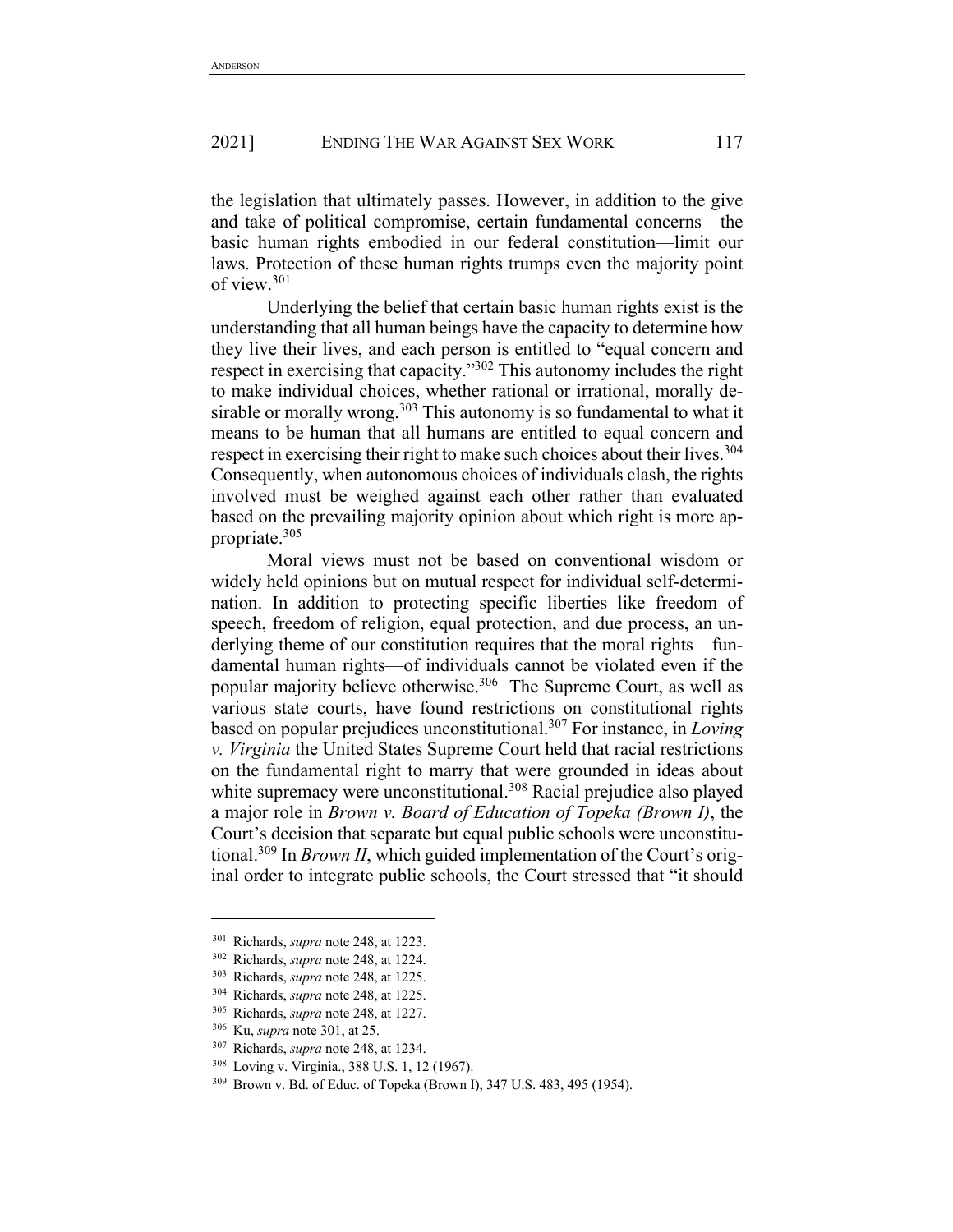the legislation that ultimately passes. However, in addition to the give and take of political compromise, certain fundamental concerns—the basic human rights embodied in our federal constitution—limit our laws. Protection of these human rights trumps even the majority point of view.[301]

Underlying the belief that certain basic human rights exist is the understanding that all human beings have the capacity to determine how they live their lives, and each person is entitled to "equal concern and respect in exercising that capacity."[302] This autonomy includes the right to make individual choices, whether rational or irrational, morally desirable or morally wrong.[303] This autonomy is so fundamental to what it means to be human that all humans are entitled to equal concern and respect in exercising their right to make such choices about their lives.[304] Consequently, when autonomous choices of individuals clash, the rights involved must be weighed against each other rather than evaluated based on the prevailing majority opinion about which right is more appropriate.[305]

Moral views must not be based on conventional wisdom or widely held opinions but on mutual respect for individual self-determination. In addition to protecting specific liberties like freedom of speech, freedom of religion, equal protection, and due process, an underlying theme of our constitution requires that the moral rights—fundamental human rights—of individuals cannot be violated even if the popular majority believe otherwise.[306] The Supreme Court, as well as various state courts, have found restrictions on constitutional rights based on popular prejudices unconstitutional.[307] For instance, in *Loving v. Virginia* the United States Supreme Court held that racial restrictions on the fundamental right to marry that were grounded in ideas about white supremacy were unconstitutional.[308] Racial prejudice also played a major role in *Brown v. Board of Education of Topeka (Brown I)*, the Court's decision that separate but equal public schools were unconstitutional.[309] In *Brown II*, which guided implementation of the Court's original order to integrate public schools, the Court stressed that "it should

---

[301] Richards, *supra* note 248, at 1223.

[302] Richards, *supra* note 248, at 1224.

[303] Richards, *supra* note 248, at 1225.

[304] Richards, *supra* note 248, at 1225.

[305] Richards, *supra* note 248, at 1227.

[306] Ku, *supra* note 301, at 25.

[307] Richards, *supra* note 248, at 1234.

[308] Loving v. Virginia., 388 U.S. 1, 12 (1967).

[309] Brown v. Bd. of Educ. of Topeka (Brown I), 347 U.S. 483, 495 (1954).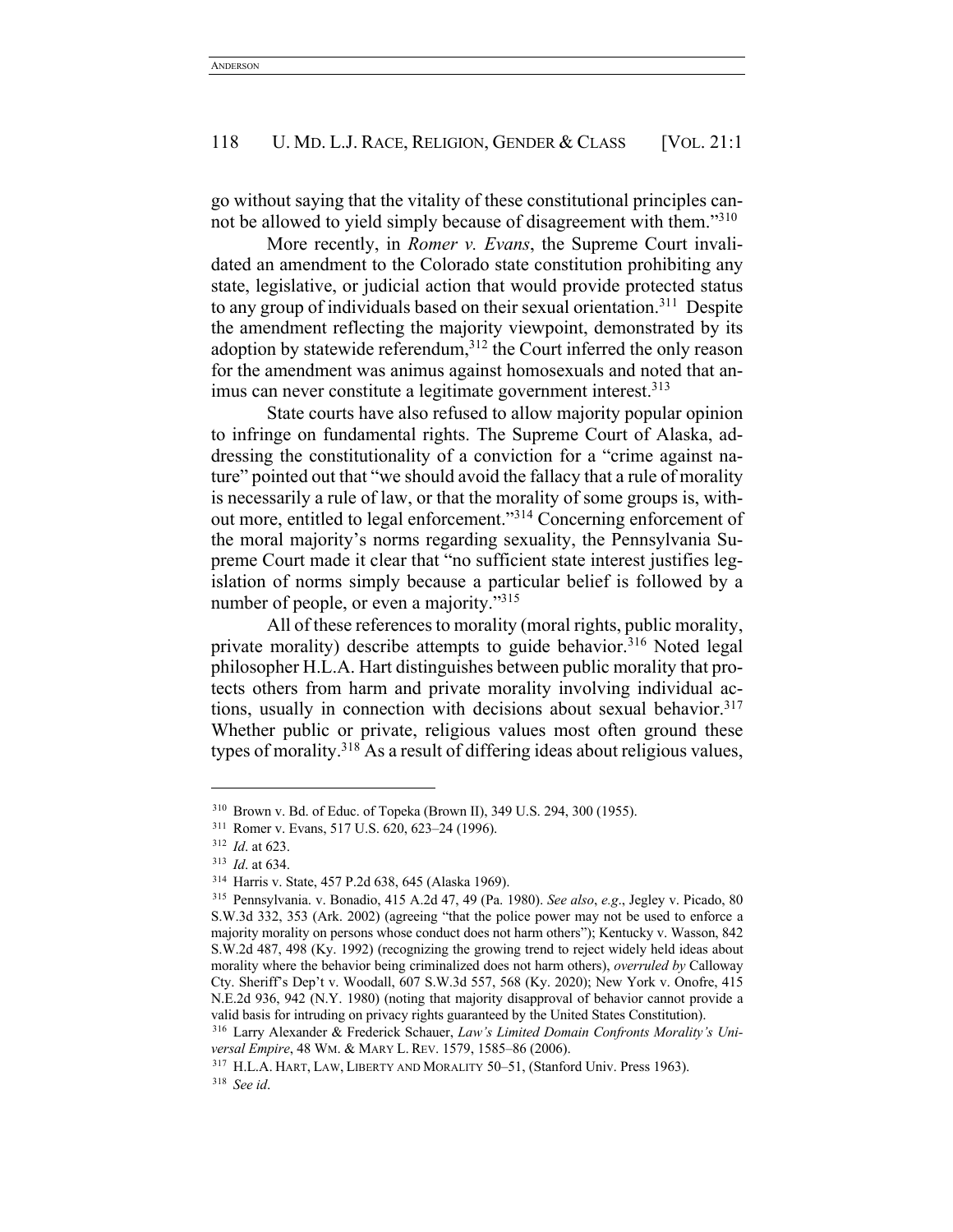go without saying that the vitality of these constitutional principles cannot be allowed to yield simply because of disagreement with them."[310]

More recently, in *Romer v. Evans*, the Supreme Court invalidated an amendment to the Colorado state constitution prohibiting any state, legislative, or judicial action that would provide protected status to any group of individuals based on their sexual orientation.[311] Despite the amendment reflecting the majority viewpoint, demonstrated by its adoption by statewide referendum,[312] the Court inferred the only reason for the amendment was animus against homosexuals and noted that animus can never constitute a legitimate government interest.[313]

State courts have also refused to allow majority popular opinion to infringe on fundamental rights. The Supreme Court of Alaska, addressing the constitutionality of a conviction for a "crime against nature" pointed out that "we should avoid the fallacy that a rule of morality is necessarily a rule of law, or that the morality of some groups is, without more, entitled to legal enforcement."[314] Concerning enforcement of the moral majority's norms regarding sexuality, the Pennsylvania Supreme Court made it clear that "no sufficient state interest justifies legislation of norms simply because a particular belief is followed by a number of people, or even a majority."[315]

All of these references to morality (moral rights, public morality, private morality) describe attempts to guide behavior.[316] Noted legal philosopher H.L.A. Hart distinguishes between public morality that protects others from harm and private morality involving individual actions, usually in connection with decisions about sexual behavior.[317] Whether public or private, religious values most often ground these types of morality.[318] As a result of differing ideas about religious values,

---

[310] Brown v. Bd. of Educ. of Topeka (Brown II), 349 U.S. 294, 300 (1955).

[311] Romer v. Evans, 517 U.S. 620, 623–24 (1996).

[312] *Id*. at 623.

[313] *Id*. at 634.

[314] Harris v. State, 457 P.2d 638, 645 (Alaska 1969).

[315] Pennsylvania. v. Bonadio, 415 A.2d 47, 49 (Pa. 1980). *See also*, *e.g*., Jegley v. Picado, 80 S.W.3d 332, 353 (Ark. 2002) (agreeing "that the police power may not be used to enforce a majority morality on persons whose conduct does not harm others"); Kentucky v. Wasson, 842 S.W.2d 487, 498 (Ky. 1992) (recognizing the growing trend to reject widely held ideas about morality where the behavior being criminalized does not harm others), *overruled by* Calloway Cty. Sheriff's Dep't v. Woodall, 607 S.W.3d 557, 568 (Ky. 2020); New York v. Onofre, 415 N.E.2d 936, 942 (N.Y. 1980) (noting that majority disapproval of behavior cannot provide a valid basis for intruding on privacy rights guaranteed by the United States Constitution).

[316] Larry Alexander & Frederick Schauer, *Law's Limited Domain Confronts Morality's Universal Empire*, 48 WM. & MARY L. REV. 1579, 1585–86 (2006).

[317] H.L.A. HART, LAW, LIBERTY AND MORALITY 50–51, (Stanford Univ. Press 1963).

[318] *See id*.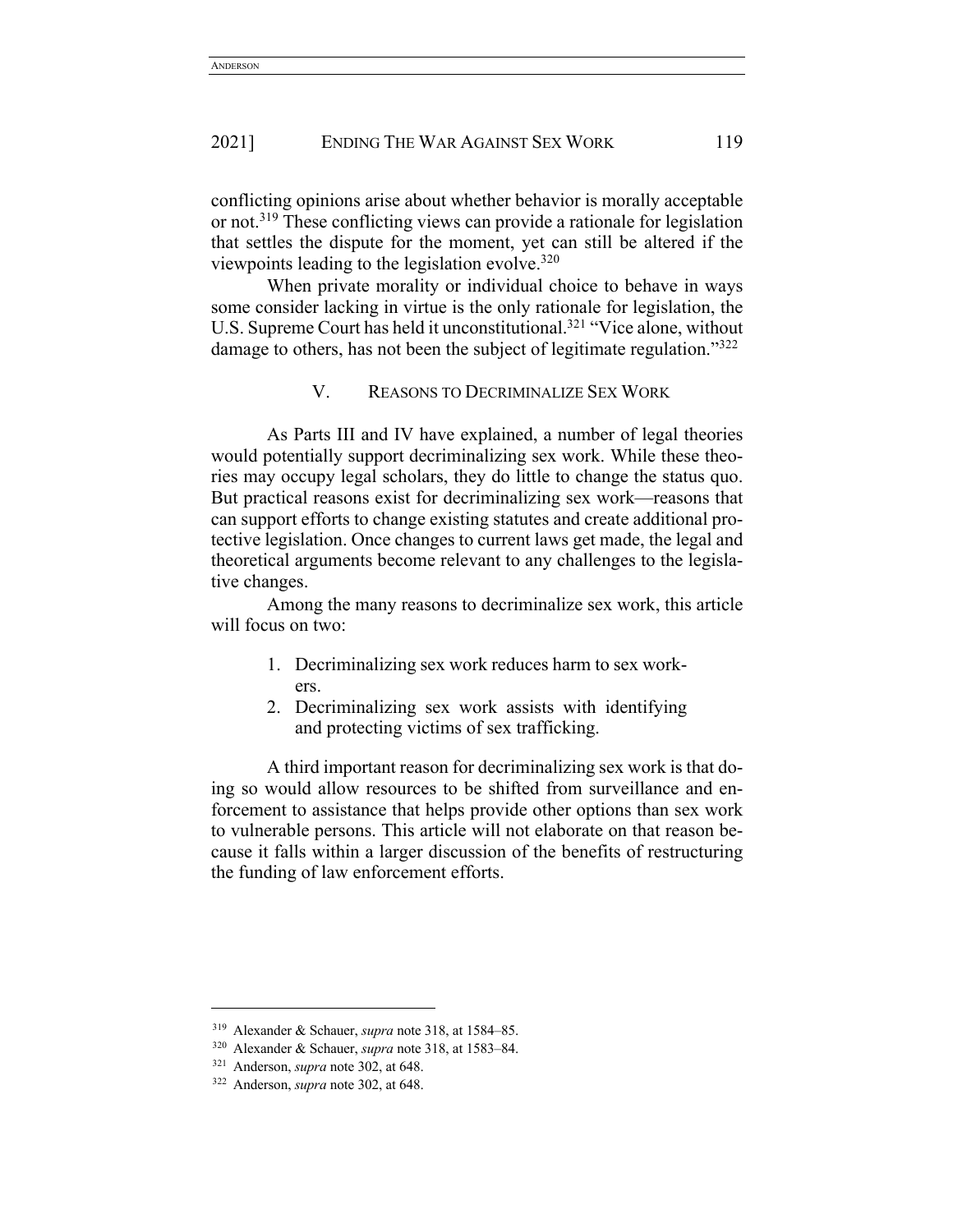conflicting opinions arise about whether behavior is morally acceptable or not.[319] These conflicting views can provide a rationale for legislation that settles the dispute for the moment, yet can still be altered if the viewpoints leading to the legislation evolve.[320]

When private morality or individual choice to behave in ways some consider lacking in virtue is the only rationale for legislation, the U.S. Supreme Court has held it unconstitutional.[321] "Vice alone, without damage to others, has not been the subject of legitimate regulation."[322]

## V. Reasons to Decriminalize Sex Work

As Parts III and IV have explained, a number of legal theories would potentially support decriminalizing sex work. While these theories may occupy legal scholars, they do little to change the status quo. But practical reasons exist for decriminalizing sex work—reasons that can support efforts to change existing statutes and create additional protective legislation. Once changes to current laws get made, the legal and theoretical arguments become relevant to any challenges to the legislative changes.

Among the many reasons to decriminalize sex work, this article will focus on two:

1. Decriminalizing sex work reduces harm to sex workers.
2. Decriminalizing sex work assists with identifying and protecting victims of sex trafficking.

A third important reason for decriminalizing sex work is that doing so would allow resources to be shifted from surveillance and enforcement to assistance that helps provide other options than sex work to vulnerable persons. This article will not elaborate on that reason because it falls within a larger discussion of the benefits of restructuring the funding of law enforcement efforts.

---

[319] Alexander & Schauer, *supra* note 318, at 1584–85.

[320] Alexander & Schauer, *supra* note 318, at 1583–84.

[321] Anderson, *supra* note 302, at 648.

[322] Anderson, *supra* note 302, at 648.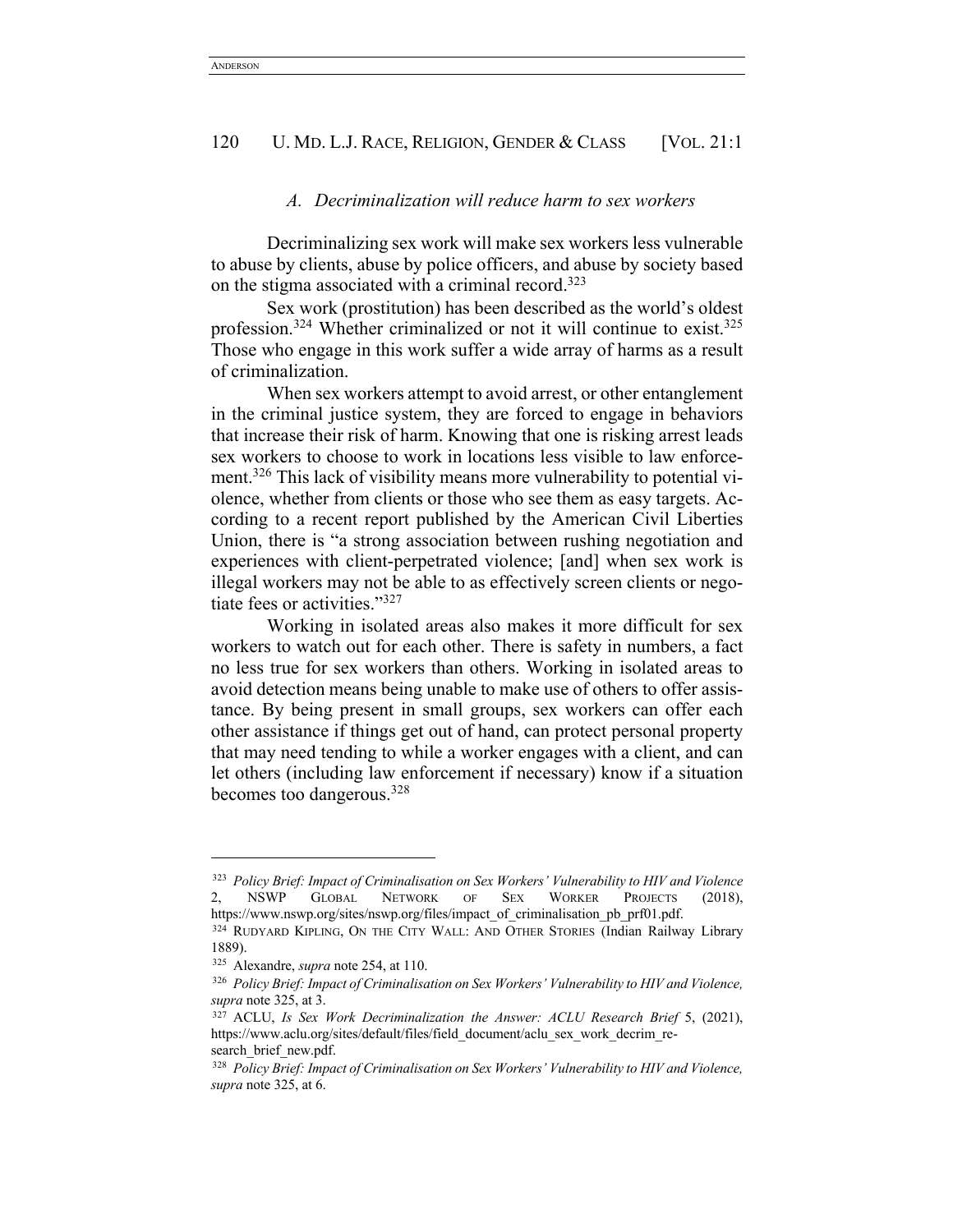### A. Decriminalization will reduce harm to sex workers

Decriminalizing sex work will make sex workers less vulnerable to abuse by clients, abuse by police officers, and abuse by society based on the stigma associated with a criminal record.[323]

Sex work (prostitution) has been described as the world's oldest profession.[324] Whether criminalized or not it will continue to exist.[325] Those who engage in this work suffer a wide array of harms as a result of criminalization.

When sex workers attempt to avoid arrest, or other entanglement in the criminal justice system, they are forced to engage in behaviors that increase their risk of harm. Knowing that one is risking arrest leads sex workers to choose to work in locations less visible to law enforcement.[326] This lack of visibility means more vulnerability to potential violence, whether from clients or those who see them as easy targets. According to a recent report published by the American Civil Liberties Union, there is "a strong association between rushing negotiation and experiences with client-perpetrated violence; [and] when sex work is illegal workers may not be able to as effectively screen clients or negotiate fees or activities."[327]

Working in isolated areas also makes it more difficult for sex workers to watch out for each other. There is safety in numbers, a fact no less true for sex workers than others. Working in isolated areas to avoid detection means being unable to make use of others to offer assistance. By being present in small groups, sex workers can offer each other assistance if things get out of hand, can protect personal property that may need tending to while a worker engages with a client, and can let others (including law enforcement if necessary) know if a situation becomes too dangerous.[328]

---

[323] *Policy Brief: Impact of Criminalisation on Sex Workers' Vulnerability to HIV and Violence* 2, NSWP GLOBAL NETWORK OF SEX WORKER PROJECTS (2018), https://www.nswp.org/sites/nswp.org/files/impact_of_criminalisation_pb_prf01.pdf.

[324] RUDYARD KIPLING, ON THE CITY WALL: AND OTHER STORIES (Indian Railway Library 1889).

[325] Alexandre, *supra* note 254, at 110.

[326] *Policy Brief: Impact of Criminalisation on Sex Workers' Vulnerability to HIV and Violence, supra* note 325, at 3.

[327] ACLU, *Is Sex Work Decriminalization the Answer: ACLU Research Brief* 5, (2021), https://www.aclu.org/sites/default/files/field_document/aclu_sex_work_decrim_research_brief_new.pdf.

[328] *Policy Brief: Impact of Criminalisation on Sex Workers' Vulnerability to HIV and Violence, supra* note 325, at 6.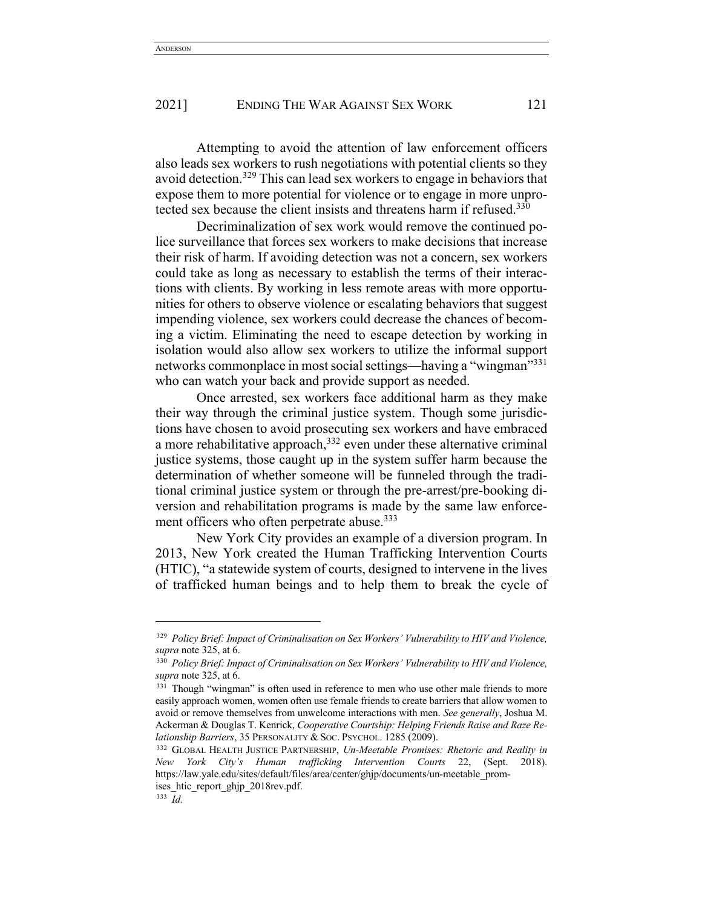Attempting to avoid the attention of law enforcement officers also leads sex workers to rush negotiations with potential clients so they avoid detection.[329] This can lead sex workers to engage in behaviors that expose them to more potential for violence or to engage in more unprotected sex because the client insists and threatens harm if refused.[330]

Decriminalization of sex work would remove the continued police surveillance that forces sex workers to make decisions that increase their risk of harm. If avoiding detection was not a concern, sex workers could take as long as necessary to establish the terms of their interactions with clients. By working in less remote areas with more opportunities for others to observe violence or escalating behaviors that suggest impending violence, sex workers could decrease the chances of becoming a victim. Eliminating the need to escape detection by working in isolation would also allow sex workers to utilize the informal support networks commonplace in most social settings—having a "wingman"[331] who can watch your back and provide support as needed.

Once arrested, sex workers face additional harm as they make their way through the criminal justice system. Though some jurisdictions have chosen to avoid prosecuting sex workers and have embraced a more rehabilitative approach,[332] even under these alternative criminal justice systems, those caught up in the system suffer harm because the determination of whether someone will be funneled through the traditional criminal justice system or through the pre-arrest/pre-booking diversion and rehabilitation programs is made by the same law enforcement officers who often perpetrate abuse.[333]

New York City provides an example of a diversion program. In 2013, New York created the Human Trafficking Intervention Courts (HTIC), "a statewide system of courts, designed to intervene in the lives of trafficked human beings and to help them to break the cycle of

---

[329] *Policy Brief: Impact of Criminalisation on Sex Workers' Vulnerability to HIV and Violence*, *supra* note 325, at 6.

[330] *Policy Brief: Impact of Criminalisation on Sex Workers' Vulnerability to HIV and Violence*, *supra* note 325, at 6.

[331] Though "wingman" is often used in reference to men who use other male friends to more easily approach women, women often use female friends to create barriers that allow women to avoid or remove themselves from unwelcome interactions with men. *See generally*, Joshua M. Ackerman & Douglas T. Kenrick, *Cooperative Courtship: Helping Friends Raise and Raze Relationship Barriers*, 35 PERSONALITY & SOC. PSYCHOL. 1285 (2009).

[332] GLOBAL HEALTH JUSTICE PARTNERSHIP, *Un-Meetable Promises: Rhetoric and Reality in New York City's Human trafficking Intervention Courts* 22, (Sept. 2018). https://law.yale.edu/sites/default/files/area/center/ghjp/documents/un-meetable_promises_htic_report_ghjp_2018rev.pdf.

[333] *Id.*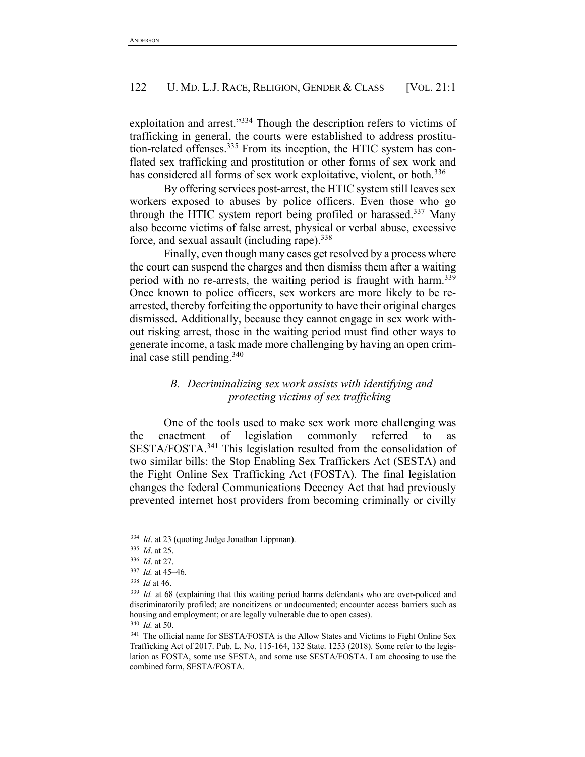exploitation and arrest."[334] Though the description refers to victims of trafficking in general, the courts were established to address prostitution-related offenses.[335] From its inception, the HTIC system has conflated sex trafficking and prostitution or other forms of sex work and has considered all forms of sex work exploitative, violent, or both.[336]

By offering services post-arrest, the HTIC system still leaves sex workers exposed to abuses by police officers. Even those who go through the HTIC system report being profiled or harassed.[337] Many also become victims of false arrest, physical or verbal abuse, excessive force, and sexual assault (including rape).[338]

Finally, even though many cases get resolved by a process where the court can suspend the charges and then dismiss them after a waiting period with no re-arrests, the waiting period is fraught with harm.[339] Once known to police officers, sex workers are more likely to be re-arrested, thereby forfeiting the opportunity to have their original charges dismissed. Additionally, because they cannot engage in sex work without risking arrest, those in the waiting period must find other ways to generate income, a task made more challenging by having an open criminal case still pending.[340]

### *B. Decriminalizing sex work assists with identifying and protecting victims of sex trafficking*

One of the tools used to make sex work more challenging was the enactment of legislation commonly referred to as SESTA/FOSTA.[341] This legislation resulted from the consolidation of two similar bills: the Stop Enabling Sex Traffickers Act (SESTA) and the Fight Online Sex Trafficking Act (FOSTA). The final legislation changes the federal Communications Decency Act that had previously prevented internet host providers from becoming criminally or civilly

---

[334] *Id*. at 23 (quoting Judge Jonathan Lippman).

[335] *Id*. at 25.

[336] *Id*. at 27.

[337] *Id.* at 45–46.

[338] *Id* at 46.

[339] *Id.* at 68 (explaining that this waiting period harms defendants who are over-policed and discriminatorily profiled; are noncitizens or undocumented; encounter access barriers such as housing and employment; or are legally vulnerable due to open cases).

[340] *Id.* at 50.

[341] The official name for SESTA/FOSTA is the Allow States and Victims to Fight Online Sex Trafficking Act of 2017. Pub. L. No. 115-164, 132 State. 1253 (2018). Some refer to the legislation as FOSTA, some use SESTA, and some use SESTA/FOSTA. I am choosing to use the combined form, SESTA/FOSTA.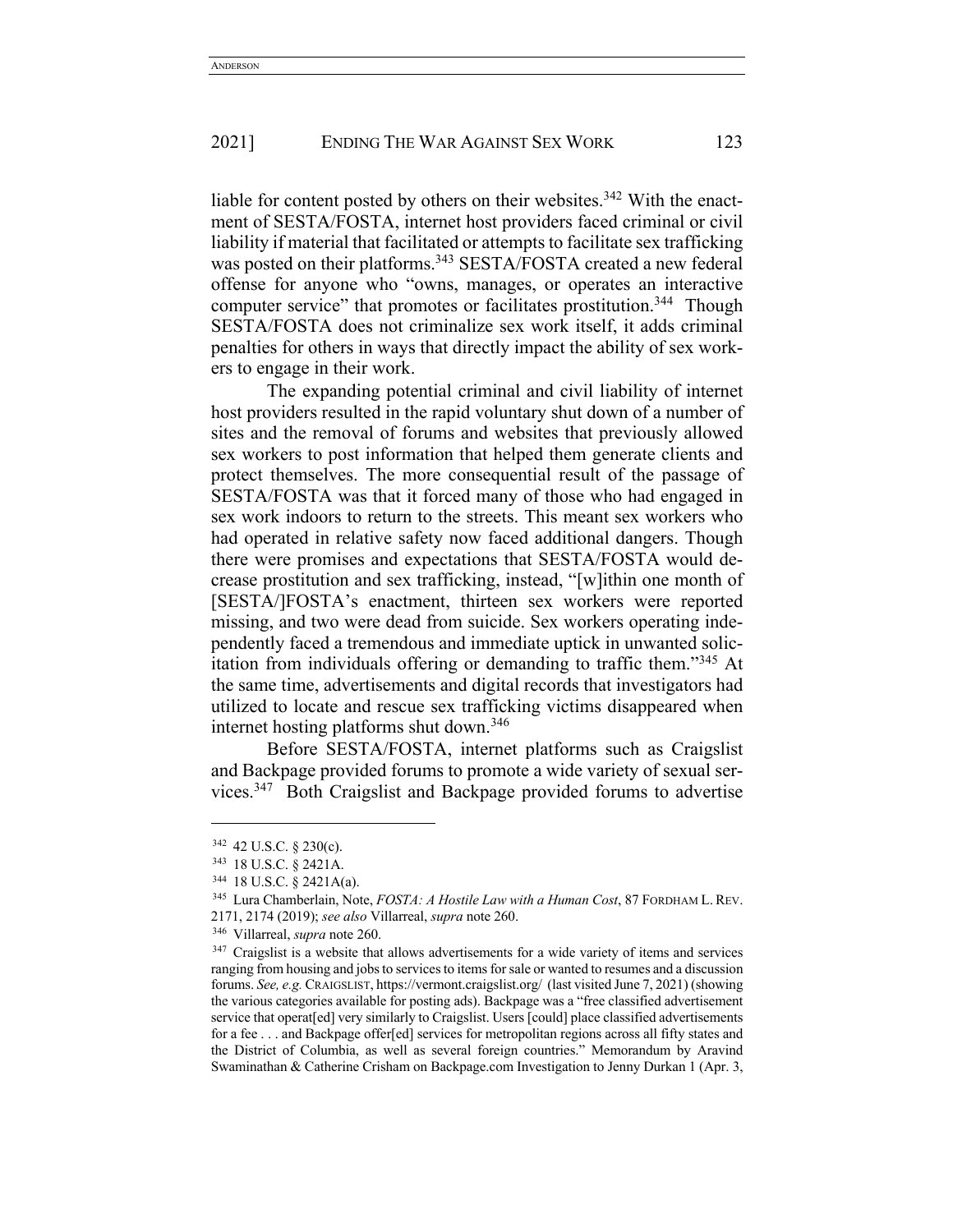liable for content posted by others on their websites.[342] With the enactment of SESTA/FOSTA, internet host providers faced criminal or civil liability if material that facilitated or attempts to facilitate sex trafficking was posted on their platforms.[343] SESTA/FOSTA created a new federal offense for anyone who "owns, manages, or operates an interactive computer service" that promotes or facilitates prostitution.[344] Though SESTA/FOSTA does not criminalize sex work itself, it adds criminal penalties for others in ways that directly impact the ability of sex workers to engage in their work.

The expanding potential criminal and civil liability of internet host providers resulted in the rapid voluntary shut down of a number of sites and the removal of forums and websites that previously allowed sex workers to post information that helped them generate clients and protect themselves. The more consequential result of the passage of SESTA/FOSTA was that it forced many of those who had engaged in sex work indoors to return to the streets. This meant sex workers who had operated in relative safety now faced additional dangers. Though there were promises and expectations that SESTA/FOSTA would decrease prostitution and sex trafficking, instead, "[w]ithin one month of [SESTA/]FOSTA's enactment, thirteen sex workers were reported missing, and two were dead from suicide. Sex workers operating independently faced a tremendous and immediate uptick in unwanted solicitation from individuals offering or demanding to traffic them."[345] At the same time, advertisements and digital records that investigators had utilized to locate and rescue sex trafficking victims disappeared when internet hosting platforms shut down.[346]

Before SESTA/FOSTA, internet platforms such as Craigslist and Backpage provided forums to promote a wide variety of sexual services.[347] Both Craigslist and Backpage provided forums to advertise

---

[342] 42 U.S.C. § 230(c).

[343] 18 U.S.C. § 2421A.

[344] 18 U.S.C. § 2421A(a).

[345] Lura Chamberlain, Note, *FOSTA: A Hostile Law with a Human Cost*, 87 FORDHAM L. REV. 2171, 2174 (2019); *see also* Villarreal, *supra* note 260.

[346] Villarreal, *supra* note 260.

[347] Craigslist is a website that allows advertisements for a wide variety of items and services ranging from housing and jobs to services to items for sale or wanted to resumes and a discussion forums. *See, e.g.* CRAIGSLIST, https://vermont.craigslist.org/ (last visited June 7, 2021) (showing the various categories available for posting ads). Backpage was a "free classified advertisement service that operat[ed] very similarly to Craigslist. Users [could] place classified advertisements for a fee . . . and Backpage offer[ed] services for metropolitan regions across all fifty states and the District of Columbia, as well as several foreign countries." Memorandum by Aravind Swaminathan & Catherine Crisham on Backpage.com Investigation to Jenny Durkan 1 (Apr. 3,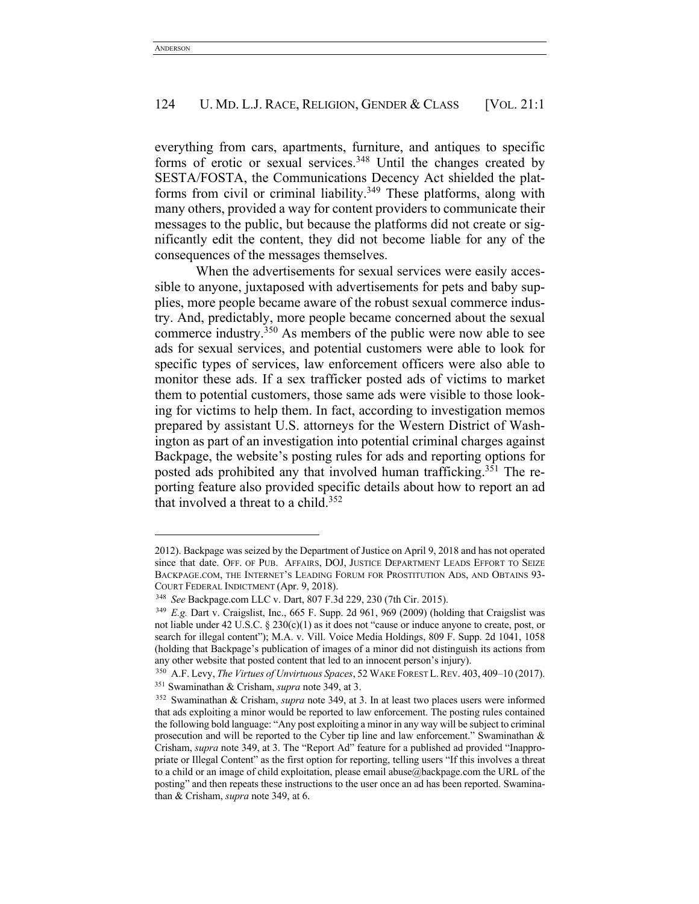everything from cars, apartments, furniture, and antiques to specific forms of erotic or sexual services.[348] Until the changes created by SESTA/FOSTA, the Communications Decency Act shielded the platforms from civil or criminal liability.[349] These platforms, along with many others, provided a way for content providers to communicate their messages to the public, but because the platforms did not create or significantly edit the content, they did not become liable for any of the consequences of the messages themselves.

When the advertisements for sexual services were easily accessible to anyone, juxtaposed with advertisements for pets and baby supplies, more people became aware of the robust sexual commerce industry. And, predictably, more people became concerned about the sexual commerce industry.[350] As members of the public were now able to see ads for sexual services, and potential customers were able to look for specific types of services, law enforcement officers were also able to monitor these ads. If a sex trafficker posted ads of victims to market them to potential customers, those same ads were visible to those looking for victims to help them. In fact, according to investigation memos prepared by assistant U.S. attorneys for the Western District of Washington as part of an investigation into potential criminal charges against Backpage, the website's posting rules for ads and reporting options for posted ads prohibited any that involved human trafficking.[351] The reporting feature also provided specific details about how to report an ad that involved a threat to a child.[352]

---

2012). Backpage was seized by the Department of Justice on April 9, 2018 and has not operated since that date. OFF. OF PUB. AFFAIRS, DOJ, JUSTICE DEPARTMENT LEADS EFFORT TO SEIZE BACKPAGE.COM, THE INTERNET'S LEADING FORUM FOR PROSTITUTION ADS, AND OBTAINS 93-COURT FEDERAL INDICTMENT (Apr. 9, 2018).

[348] *See* Backpage.com LLC v. Dart, 807 F.3d 229, 230 (7th Cir. 2015).

[349] *E.g.* Dart v. Craigslist, Inc., 665 F. Supp. 2d 961, 969 (2009) (holding that Craigslist was not liable under 42 U.S.C. § 230(c)(1) as it does not "cause or induce anyone to create, post, or search for illegal content"); M.A. v. Vill. Voice Media Holdings, 809 F. Supp. 2d 1041, 1058 (holding that Backpage's publication of images of a minor did not distinguish its actions from any other website that posted content that led to an innocent person's injury).

[350] A.F. Levy, *The Virtues of Unvirtuous Spaces*, 52 WAKE FOREST L. REV. 403, 409–10 (2017).

[351] Swaminathan & Crisham, *supra* note 349, at 3.

[352] Swaminathan & Crisham, *supra* note 349, at 3. In at least two places users were informed that ads exploiting a minor would be reported to law enforcement. The posting rules contained the following bold language: "Any post exploiting a minor in any way will be subject to criminal prosecution and will be reported to the Cyber tip line and law enforcement." Swaminathan & Crisham, *supra* note 349, at 3. The "Report Ad" feature for a published ad provided "Inappropriate or Illegal Content" as the first option for reporting, telling users "If this involves a threat to a child or an image of child exploitation, please email abuse@backpage.com the URL of the posting" and then repeats these instructions to the user once an ad has been reported. Swaminathan & Crisham, *supra* note 349, at 6.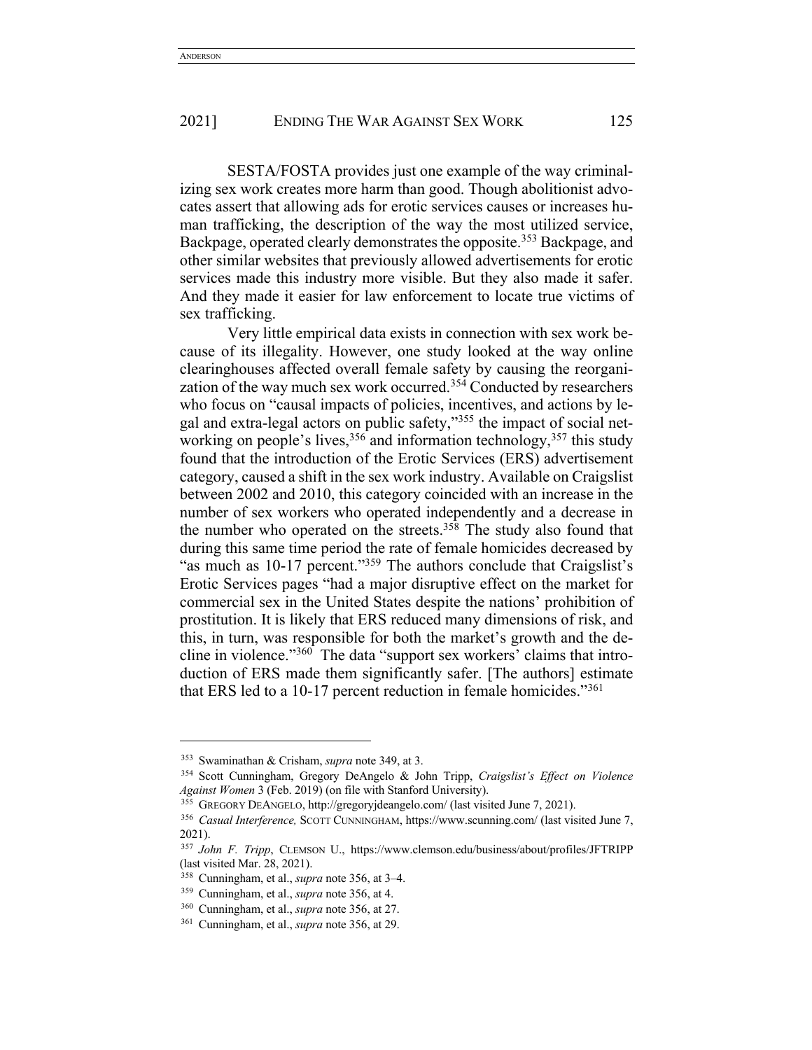SESTA/FOSTA provides just one example of the way criminalizing sex work creates more harm than good. Though abolitionist advocates assert that allowing ads for erotic services causes or increases human trafficking, the description of the way the most utilized service, Backpage, operated clearly demonstrates the opposite.[353] Backpage, and other similar websites that previously allowed advertisements for erotic services made this industry more visible. But they also made it safer. And they made it easier for law enforcement to locate true victims of sex trafficking.

Very little empirical data exists in connection with sex work because of its illegality. However, one study looked at the way online clearinghouses affected overall female safety by causing the reorganization of the way much sex work occurred.[354] Conducted by researchers who focus on "causal impacts of policies, incentives, and actions by legal and extra-legal actors on public safety,"[355] the impact of social networking on people's lives,[356] and information technology,[357] this study found that the introduction of the Erotic Services (ERS) advertisement category, caused a shift in the sex work industry. Available on Craigslist between 2002 and 2010, this category coincided with an increase in the number of sex workers who operated independently and a decrease in the number who operated on the streets.[358] The study also found that during this same time period the rate of female homicides decreased by "as much as 10-17 percent."[359] The authors conclude that Craigslist's Erotic Services pages "had a major disruptive effect on the market for commercial sex in the United States despite the nations' prohibition of prostitution. It is likely that ERS reduced many dimensions of risk, and this, in turn, was responsible for both the market's growth and the decline in violence."[360] The data "support sex workers' claims that introduction of ERS made them significantly safer. [The authors] estimate that ERS led to a 10-17 percent reduction in female homicides."[361]

---

[353] Swaminathan & Crisham, *supra* note 349, at 3.

[354] Scott Cunningham, Gregory DeAngelo & John Tripp, *Craigslist's Effect on Violence Against Women* 3 (Feb. 2019) (on file with Stanford University).

[355] GREGORY DEANGELO, http://gregoryjdeangelo.com/ (last visited June 7, 2021).

[356] *Casual Interference,* SCOTT CUNNINGHAM, https://www.scunning.com/ (last visited June 7, 2021).

[357] *John F. Tripp*, CLEMSON U., https://www.clemson.edu/business/about/profiles/JFTRIPP (last visited Mar. 28, 2021).

[358] Cunningham, et al., *supra* note 356, at 3–4.

[359] Cunningham, et al., *supra* note 356, at 4.

[360] Cunningham, et al., *supra* note 356, at 27.

[361] Cunningham, et al., *supra* note 356, at 29.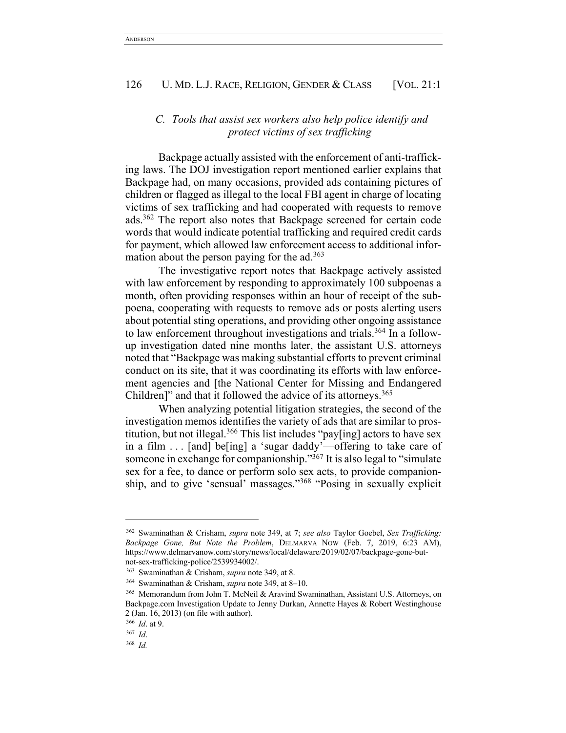### C. *Tools that assist sex workers also help police identify and protect victims of sex trafficking*

Backpage actually assisted with the enforcement of anti-trafficking laws. The DOJ investigation report mentioned earlier explains that Backpage had, on many occasions, provided ads containing pictures of children or flagged as illegal to the local FBI agent in charge of locating victims of sex trafficking and had cooperated with requests to remove ads.[362] The report also notes that Backpage screened for certain code words that would indicate potential trafficking and required credit cards for payment, which allowed law enforcement access to additional information about the person paying for the ad.[363]

The investigative report notes that Backpage actively assisted with law enforcement by responding to approximately 100 subpoenas a month, often providing responses within an hour of receipt of the subpoena, cooperating with requests to remove ads or posts alerting users about potential sting operations, and providing other ongoing assistance to law enforcement throughout investigations and trials.[364] In a follow-up investigation dated nine months later, the assistant U.S. attorneys noted that "Backpage was making substantial efforts to prevent criminal conduct on its site, that it was coordinating its efforts with law enforcement agencies and [the National Center for Missing and Endangered Children]" and that it followed the advice of its attorneys.[365]

When analyzing potential litigation strategies, the second of the investigation memos identifies the variety of ads that are similar to prostitution, but not illegal.[366] This list includes "pay[ing] actors to have sex in a film . . . [and] be[ing] a 'sugar daddy'—offering to take care of someone in exchange for companionship."[367] It is also legal to "simulate sex for a fee, to dance or perform solo sex acts, to provide companionship, and to give 'sensual' massages."[368] "Posing in sexually explicit

---

[362] Swaminathan & Crisham, *supra* note 349, at 7; *see also* Taylor Goebel, *Sex Trafficking: Backpage Gone, But Note the Problem*, DELMARVA NOW (Feb. 7, 2019, 6:23 AM), https://www.delmarvanow.com/story/news/local/delaware/2019/02/07/backpage-gone-but-not-sex-trafficking-police/2539934002/.

[363] Swaminathan & Crisham, *supra* note 349, at 8.

[364] Swaminathan & Crisham, *supra* note 349, at 8–10.

[365] Memorandum from John T. McNeil & Aravind Swaminathan, Assistant U.S. Attorneys, on Backpage.com Investigation Update to Jenny Durkan, Annette Hayes & Robert Westinghouse 2 (Jan. 16, 2013) (on file with author).

[366] *Id*. at 9.

[367] *Id*.

[368] *Id.*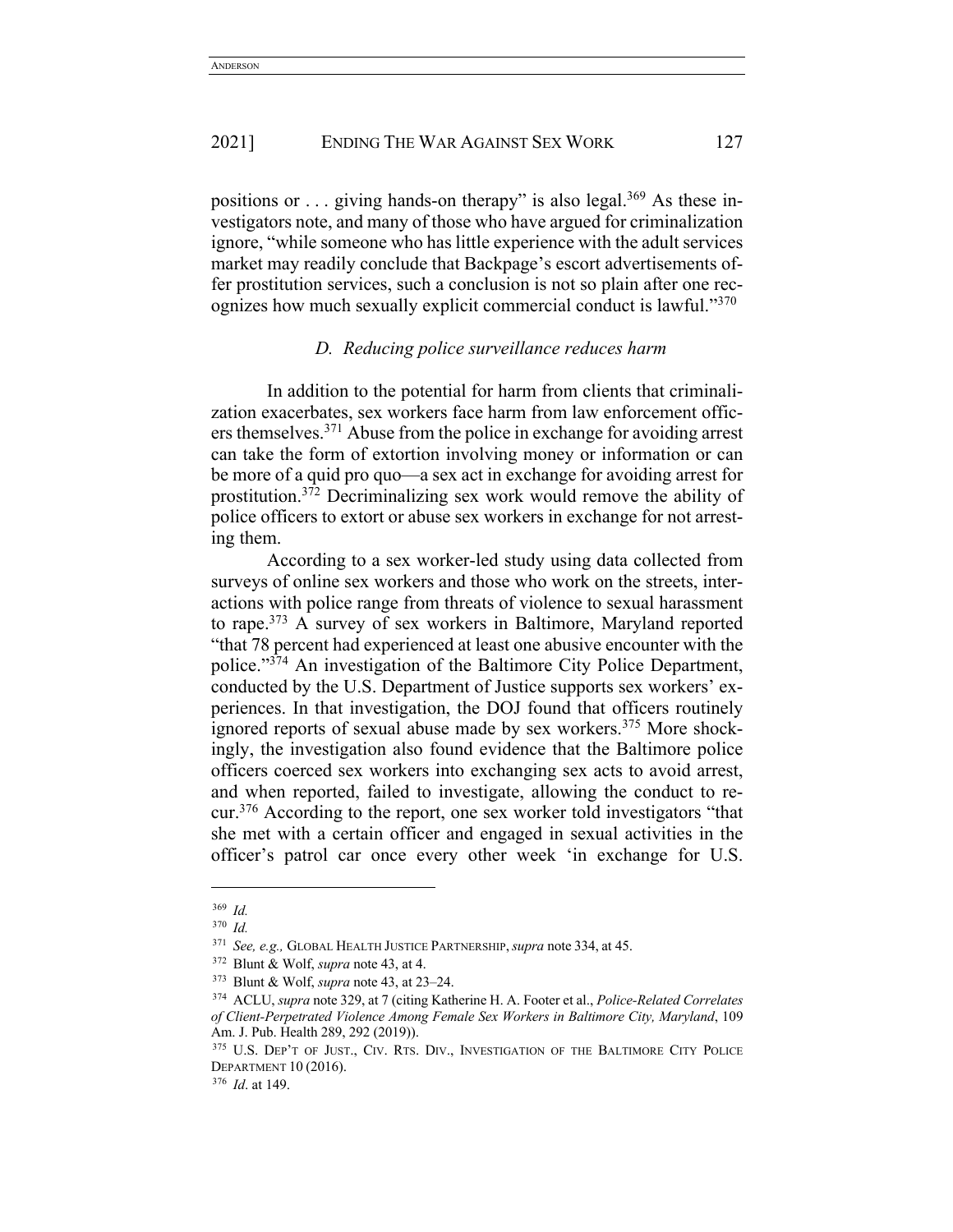positions or . . . giving hands-on therapy" is also legal.[369] As these investigators note, and many of those who have argued for criminalization ignore, "while someone who has little experience with the adult services market may readily conclude that Backpage's escort advertisements offer prostitution services, such a conclusion is not so plain after one recognizes how much sexually explicit commercial conduct is lawful."[370]

### *D. Reducing police surveillance reduces harm*

In addition to the potential for harm from clients that criminalization exacerbates, sex workers face harm from law enforcement officers themselves.[371] Abuse from the police in exchange for avoiding arrest can take the form of extortion involving money or information or can be more of a quid pro quo—a sex act in exchange for avoiding arrest for prostitution.[372] Decriminalizing sex work would remove the ability of police officers to extort or abuse sex workers in exchange for not arresting them.

According to a sex worker-led study using data collected from surveys of online sex workers and those who work on the streets, interactions with police range from threats of violence to sexual harassment to rape.[373] A survey of sex workers in Baltimore, Maryland reported "that 78 percent had experienced at least one abusive encounter with the police."[374] An investigation of the Baltimore City Police Department, conducted by the U.S. Department of Justice supports sex workers' experiences. In that investigation, the DOJ found that officers routinely ignored reports of sexual abuse made by sex workers.[375] More shockingly, the investigation also found evidence that the Baltimore police officers coerced sex workers into exchanging sex acts to avoid arrest, and when reported, failed to investigate, allowing the conduct to recur.[376] According to the report, one sex worker told investigators "that she met with a certain officer and engaged in sexual activities in the officer's patrol car once every other week 'in exchange for U.S.

---

[369] *Id.*

[370] *Id.*

[371] *See, e.g.,* GLOBAL HEALTH JUSTICE PARTNERSHIP, *supra* note 334, at 45.

[372] Blunt & Wolf, *supra* note 43, at 4.

[373] Blunt & Wolf, *supra* note 43, at 23–24.

[374] ACLU, *supra* note 329, at 7 (citing Katherine H. A. Footer et al., *Police-Related Correlates of Client-Perpetrated Violence Among Female Sex Workers in Baltimore City, Maryland*, 109 Am. J. Pub. Health 289, 292 (2019)).

[375] U.S. DEP'T OF JUST., CIV. RTS. DIV., INVESTIGATION OF THE BALTIMORE CITY POLICE DEPARTMENT 10 (2016).

[376] *Id*. at 149.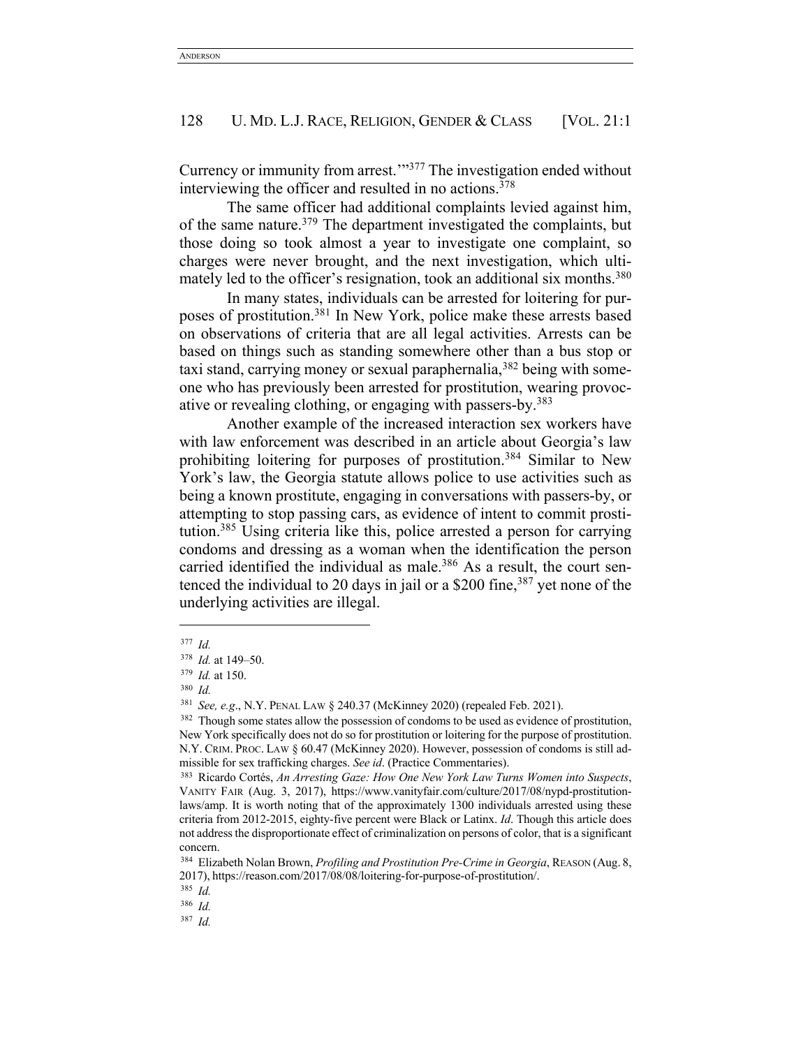Currency or immunity from arrest.'"[377] The investigation ended without interviewing the officer and resulted in no actions.[378]

The same officer had additional complaints levied against him, of the same nature.[379] The department investigated the complaints, but those doing so took almost a year to investigate one complaint, so charges were never brought, and the next investigation, which ultimately led to the officer's resignation, took an additional six months.[380]

In many states, individuals can be arrested for loitering for purposes of prostitution.[381] In New York, police make these arrests based on observations of criteria that are all legal activities. Arrests can be based on things such as standing somewhere other than a bus stop or taxi stand, carrying money or sexual paraphernalia,[382] being with someone who has previously been arrested for prostitution, wearing provocative or revealing clothing, or engaging with passers-by.[383]

Another example of the increased interaction sex workers have with law enforcement was described in an article about Georgia's law prohibiting loitering for purposes of prostitution.[384] Similar to New York's law, the Georgia statute allows police to use activities such as being a known prostitute, engaging in conversations with passers-by, or attempting to stop passing cars, as evidence of intent to commit prostitution.[385] Using criteria like this, police arrested a person for carrying condoms and dressing as a woman when the identification the person carried identified the individual as male.[386] As a result, the court sentenced the individual to 20 days in jail or a $200 fine,[387] yet none of the underlying activities are illegal.

---

[377] *Id.*

[378] *Id.* at 149–50.

[379] *Id.* at 150.

[380] *Id.*

[381] *See, e.g.*, N.Y. PENAL LAW § 240.37 (McKinney 2020) (repealed Feb. 2021).

[382] Though some states allow the possession of condoms to be used as evidence of prostitution, New York specifically does not do so for prostitution or loitering for the purpose of prostitution. N.Y. CRIM. PROC. LAW § 60.47 (McKinney 2020). However, possession of condoms is still admissible for sex trafficking charges. *See id*. (Practice Commentaries).

[383] Ricardo Cortés, *An Arresting Gaze: How One New York Law Turns Women into Suspects*, VANITY FAIR (Aug. 3, 2017), https://www.vanityfair.com/culture/2017/08/nypd-prostitution-laws/amp. It is worth noting that of the approximately 1300 individuals arrested using these criteria from 2012-2015, eighty-five percent were Black or Latinx. *Id*. Though this article does not address the disproportionate effect of criminalization on persons of color, that is a significant concern.

[384] Elizabeth Nolan Brown, *Profiling and Prostitution Pre-Crime in Georgia*, REASON (Aug. 8, 2017), https://reason.com/2017/08/08/loitering-for-purpose-of-prostitution/.

[385] *Id.*

[386] *Id.*

[387] *Id.*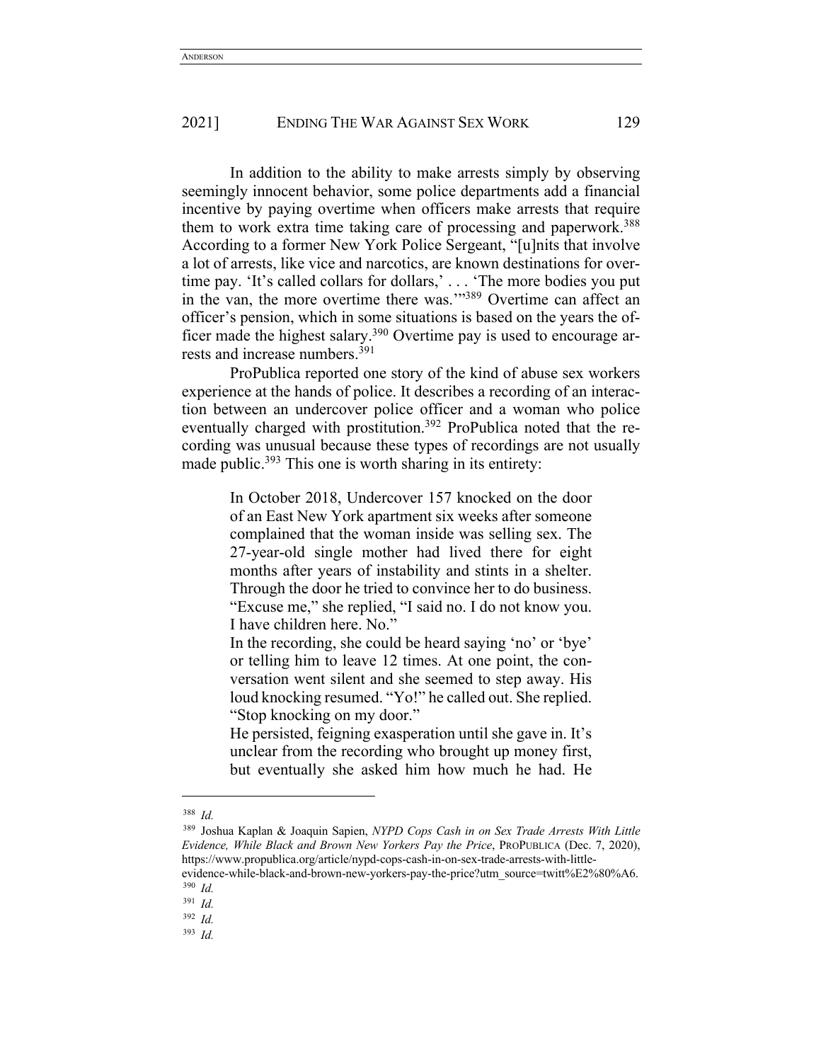In addition to the ability to make arrests simply by observing seemingly innocent behavior, some police departments add a financial incentive by paying overtime when officers make arrests that require them to work extra time taking care of processing and paperwork.[388] According to a former New York Police Sergeant, "[u]nits that involve a lot of arrests, like vice and narcotics, are known destinations for overtime pay. 'It's called collars for dollars,' . . . 'The more bodies you put in the van, the more overtime there was.'"[389] Overtime can affect an officer's pension, which in some situations is based on the years the officer made the highest salary.[390] Overtime pay is used to encourage arrests and increase numbers.[391]

ProPublica reported one story of the kind of abuse sex workers experience at the hands of police. It describes a recording of an interaction between an undercover police officer and a woman who police eventually charged with prostitution.[392] ProPublica noted that the recording was unusual because these types of recordings are not usually made public.[393] This one is worth sharing in its entirety:

> In October 2018, Undercover 157 knocked on the door of an East New York apartment six weeks after someone complained that the woman inside was selling sex. The 27-year-old single mother had lived there for eight months after years of instability and stints in a shelter. Through the door he tried to convince her to do business. "Excuse me," she replied, "I said no. I do not know you. I have children here. No."
>
> In the recording, she could be heard saying 'no' or 'bye' or telling him to leave 12 times. At one point, the conversation went silent and she seemed to step away. His loud knocking resumed. "Yo!" he called out. She replied. "Stop knocking on my door."
>
> He persisted, feigning exasperation until she gave in. It's unclear from the recording who brought up money first, but eventually she asked him how much he had. He

---

[388] *Id.*

[389] Joshua Kaplan & Joaquin Sapien, *NYPD Cops Cash in on Sex Trade Arrests With Little Evidence, While Black and Brown New Yorkers Pay the Price*, PROPUBLICA (Dec. 7, 2020), https://www.propublica.org/article/nypd-cops-cash-in-on-sex-trade-arrests-with-little-evidence-while-black-and-brown-new-yorkers-pay-the-price?utm_source=twitt%E2%80%A6.

[390] *Id.*

[391] *Id.*

[392] *Id.*

[393] *Id.*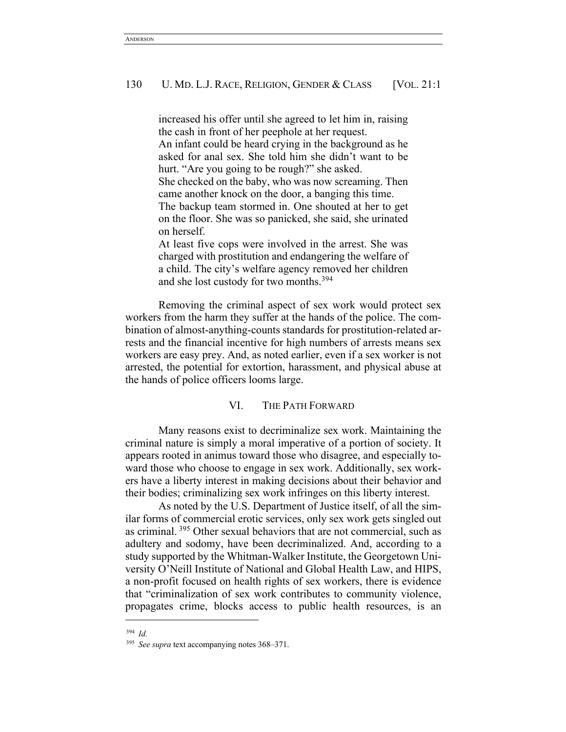> increased his offer until she agreed to let him in, raising the cash in front of her peephole at her request.
>
> An infant could be heard crying in the background as he asked for anal sex. She told him she didn't want to be hurt. "Are you going to be rough?" she asked.
>
> She checked on the baby, who was now screaming. Then came another knock on the door, a banging this time.
>
> The backup team stormed in. One shouted at her to get on the floor. She was so panicked, she said, she urinated on herself.
>
> At least five cops were involved in the arrest. She was charged with prostitution and endangering the welfare of a child. The city's welfare agency removed her children and she lost custody for two months.[394]

Removing the criminal aspect of sex work would protect sex workers from the harm they suffer at the hands of the police. The combination of almost-anything-counts standards for prostitution-related arrests and the financial incentive for high numbers of arrests means sex workers are easy prey. And, as noted earlier, even if a sex worker is not arrested, the potential for extortion, harassment, and physical abuse at the hands of police officers looms large.

## VI. THE PATH FORWARD

Many reasons exist to decriminalize sex work. Maintaining the criminal nature is simply a moral imperative of a portion of society. It appears rooted in animus toward those who disagree, and especially toward those who choose to engage in sex work. Additionally, sex workers have a liberty interest in making decisions about their behavior and their bodies; criminalizing sex work infringes on this liberty interest.

As noted by the U.S. Department of Justice itself, of all the similar forms of commercial erotic services, only sex work gets singled out as criminal.[395] Other sexual behaviors that are not commercial, such as adultery and sodomy, have been decriminalized. And, according to a study supported by the Whitman-Walker Institute, the Georgetown University O'Neill Institute of National and Global Health Law, and HIPS, a non-profit focused on health rights of sex workers, there is evidence that "criminalization of sex work contributes to community violence, propagates crime, blocks access to public health resources, is an

---

[394] *Id.*

[395] *See supra* text accompanying notes 368–371.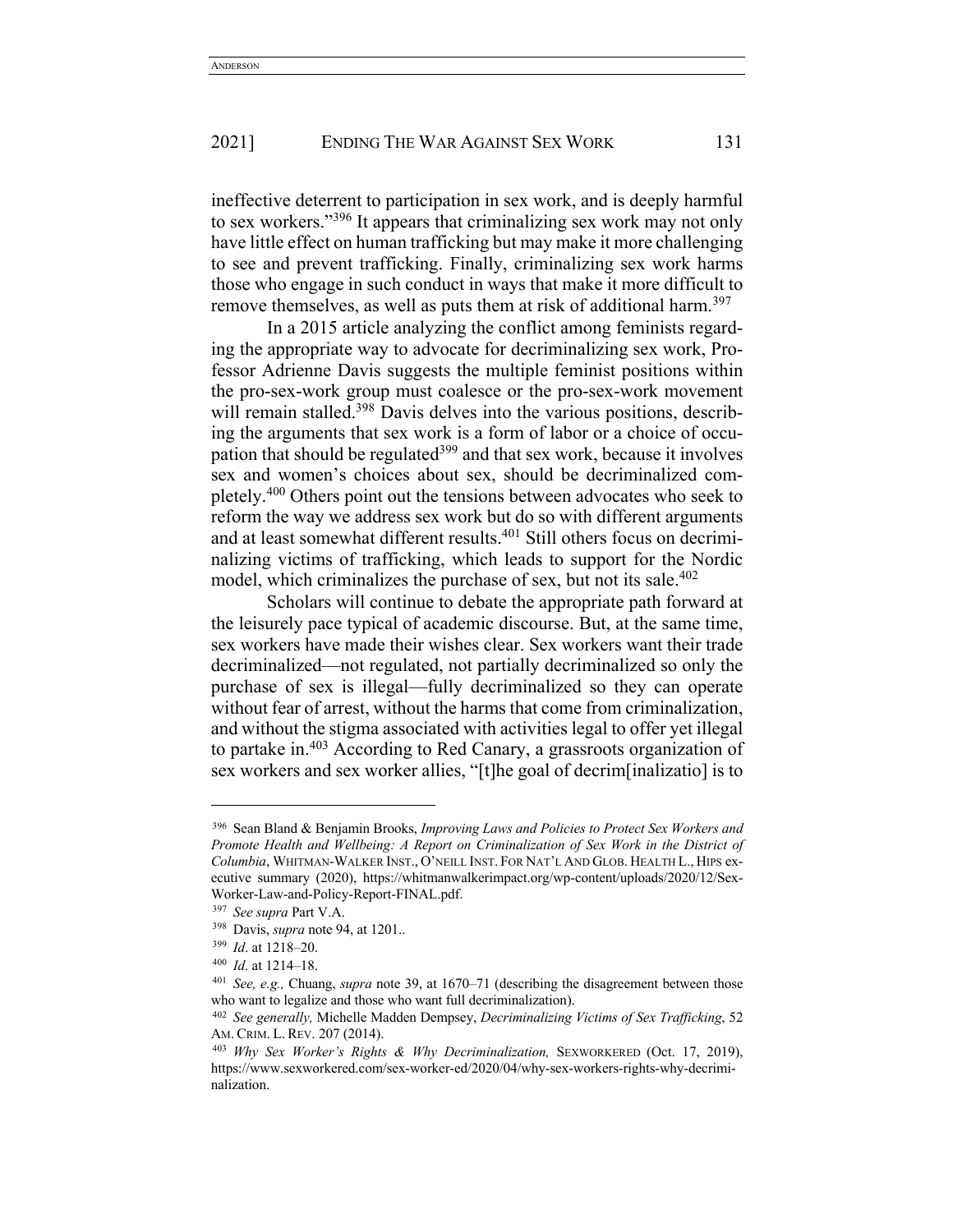ineffective deterrent to participation in sex work, and is deeply harmful to sex workers."[396] It appears that criminalizing sex work may not only have little effect on human trafficking but may make it more challenging to see and prevent trafficking. Finally, criminalizing sex work harms those who engage in such conduct in ways that make it more difficult to remove themselves, as well as puts them at risk of additional harm.[397]

In a 2015 article analyzing the conflict among feminists regarding the appropriate way to advocate for decriminalizing sex work, Professor Adrienne Davis suggests the multiple feminist positions within the pro-sex-work group must coalesce or the pro-sex-work movement will remain stalled.[398] Davis delves into the various positions, describing the arguments that sex work is a form of labor or a choice of occupation that should be regulated[399] and that sex work, because it involves sex and women's choices about sex, should be decriminalized completely.[400] Others point out the tensions between advocates who seek to reform the way we address sex work but do so with different arguments and at least somewhat different results.[401] Still others focus on decriminalizing victims of trafficking, which leads to support for the Nordic model, which criminalizes the purchase of sex, but not its sale.[402]

Scholars will continue to debate the appropriate path forward at the leisurely pace typical of academic discourse. But, at the same time, sex workers have made their wishes clear. Sex workers want their trade decriminalized—not regulated, not partially decriminalized so only the purchase of sex is illegal—fully decriminalized so they can operate without fear of arrest, without the harms that come from criminalization, and without the stigma associated with activities legal to offer yet illegal to partake in.[403] According to Red Canary, a grassroots organization of sex workers and sex worker allies, "[t]he goal of decrim[inalizatio] is to

---

[396] Sean Bland & Benjamin Brooks, *Improving Laws and Policies to Protect Sex Workers and Promote Health and Wellbeing: A Report on Criminalization of Sex Work in the District of Columbia*, WHITMAN-WALKER INST., O'NEILL INST. FOR NAT'L AND GLOB. HEALTH L., HIPS executive summary (2020), https://whitmanwalkerimpact.org/wp-content/uploads/2020/12/Sex-Worker-Law-and-Policy-Report-FINAL.pdf.

[397] *See supra* Part V.A.

[398] Davis, *supra* note 94, at 1201..

[399] *Id*. at 1218–20.

[400] *Id*. at 1214–18.

[401] *See, e.g.,* Chuang, *supra* note 39, at 1670–71 (describing the disagreement between those who want to legalize and those who want full decriminalization).

[402] *See generally,* Michelle Madden Dempsey, *Decriminalizing Victims of Sex Trafficking*, 52 AM. CRIM. L. REV. 207 (2014).

[403] *Why Sex Worker's Rights & Why Decriminalization,* SEXWORKERED (Oct. 17, 2019), https://www.sexworkered.com/sex-worker-ed/2020/04/why-sex-workers-rights-why-decriminalization.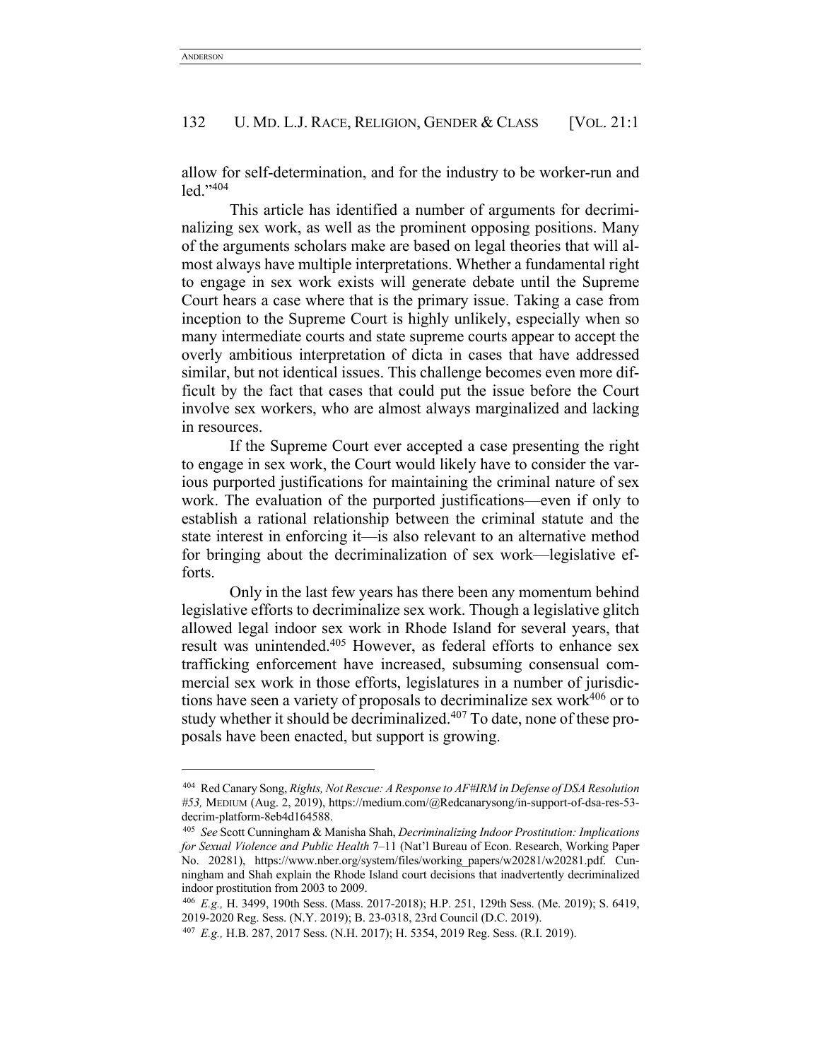allow for self-determination, and for the industry to be worker-run and led."[404]

This article has identified a number of arguments for decriminalizing sex work, as well as the prominent opposing positions. Many of the arguments scholars make are based on legal theories that will almost always have multiple interpretations. Whether a fundamental right to engage in sex work exists will generate debate until the Supreme Court hears a case where that is the primary issue. Taking a case from inception to the Supreme Court is highly unlikely, especially when so many intermediate courts and state supreme courts appear to accept the overly ambitious interpretation of dicta in cases that have addressed similar, but not identical issues. This challenge becomes even more difficult by the fact that cases that could put the issue before the Court involve sex workers, who are almost always marginalized and lacking in resources.

If the Supreme Court ever accepted a case presenting the right to engage in sex work, the Court would likely have to consider the various purported justifications for maintaining the criminal nature of sex work. The evaluation of the purported justifications—even if only to establish a rational relationship between the criminal statute and the state interest in enforcing it—is also relevant to an alternative method for bringing about the decriminalization of sex work—legislative efforts.

Only in the last few years has there been any momentum behind legislative efforts to decriminalize sex work. Though a legislative glitch allowed legal indoor sex work in Rhode Island for several years, that result was unintended.[405] However, as federal efforts to enhance sex trafficking enforcement have increased, subsuming consensual commercial sex work in those efforts, legislatures in a number of jurisdictions have seen a variety of proposals to decriminalize sex work[406] or to study whether it should be decriminalized.[407] To date, none of these proposals have been enacted, but support is growing.

---

[404] Red Canary Song, *Rights, Not Rescue: A Response to AF#IRM in Defense of DSA Resolution #53,* MEDIUM (Aug. 2, 2019), https://medium.com/@Redcanarysong/in-support-of-dsa-res-53-decrim-platform-8eb4d164588.

[405] *See* Scott Cunningham & Manisha Shah, *Decriminalizing Indoor Prostitution: Implications for Sexual Violence and Public Health* 7–11 (Nat'l Bureau of Econ. Research, Working Paper No. 20281), https://www.nber.org/system/files/working_papers/w20281/w20281.pdf. Cunningham and Shah explain the Rhode Island court decisions that inadvertently decriminalized indoor prostitution from 2003 to 2009.

[406] *E.g.,* H. 3499, 190th Sess. (Mass. 2017-2018); H.P. 251, 129th Sess. (Me. 2019); S. 6419, 2019-2020 Reg. Sess. (N.Y. 2019); B. 23-0318, 23rd Council (D.C. 2019).

[407] *E.g.,* H.B. 287, 2017 Sess. (N.H. 2017); H. 5354, 2019 Reg. Sess. (R.I. 2019).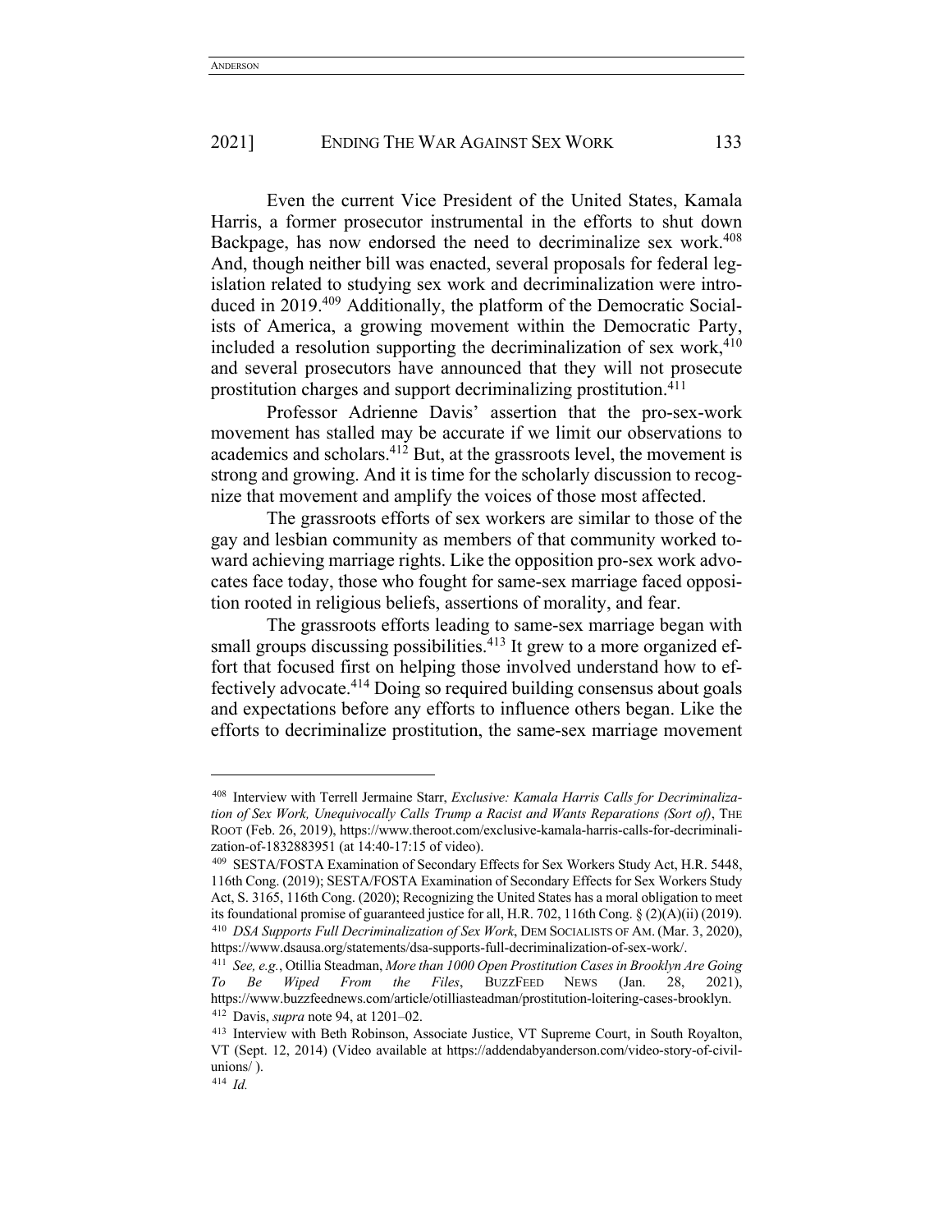Even the current Vice President of the United States, Kamala Harris, a former prosecutor instrumental in the efforts to shut down Backpage, has now endorsed the need to decriminalize sex work.[408] And, though neither bill was enacted, several proposals for federal legislation related to studying sex work and decriminalization were introduced in 2019.[409] Additionally, the platform of the Democratic Socialists of America, a growing movement within the Democratic Party, included a resolution supporting the decriminalization of sex work,[410] and several prosecutors have announced that they will not prosecute prostitution charges and support decriminalizing prostitution.[411]

Professor Adrienne Davis' assertion that the pro-sex-work movement has stalled may be accurate if we limit our observations to academics and scholars.[412] But, at the grassroots level, the movement is strong and growing. And it is time for the scholarly discussion to recognize that movement and amplify the voices of those most affected.

The grassroots efforts of sex workers are similar to those of the gay and lesbian community as members of that community worked toward achieving marriage rights. Like the opposition pro-sex work advocates face today, those who fought for same-sex marriage faced opposition rooted in religious beliefs, assertions of morality, and fear.

The grassroots efforts leading to same-sex marriage began with small groups discussing possibilities.[413] It grew to a more organized effort that focused first on helping those involved understand how to effectively advocate.[414] Doing so required building consensus about goals and expectations before any efforts to influence others began. Like the efforts to decriminalize prostitution, the same-sex marriage movement

---

[408] Interview with Terrell Jermaine Starr, *Exclusive: Kamala Harris Calls for Decriminalization of Sex Work, Unequivocally Calls Trump a Racist and Wants Reparations (Sort of)*, THE ROOT (Feb. 26, 2019), https://www.theroot.com/exclusive-kamala-harris-calls-for-decriminalization-of-1832883951 (at 14:40-17:15 of video).

[409] SESTA/FOSTA Examination of Secondary Effects for Sex Workers Study Act, H.R. 5448, 116th Cong. (2019); SESTA/FOSTA Examination of Secondary Effects for Sex Workers Study Act, S. 3165, 116th Cong. (2020); Recognizing the United States has a moral obligation to meet its foundational promise of guaranteed justice for all, H.R. 702, 116th Cong. § (2)(A)(ii) (2019).

[410] *DSA Supports Full Decriminalization of Sex Work*, DEM SOCIALISTS OF AM. (Mar. 3, 2020), https://www.dsausa.org/statements/dsa-supports-full-decriminalization-of-sex-work/.

[411] *See, e.g.*, Otillia Steadman, *More than 1000 Open Prostitution Cases in Brooklyn Are Going To Be Wiped From the Files*, BUZZFEED NEWS (Jan. 28, 2021), https://www.buzzfeednews.com/article/otilliasteadman/prostitution-loitering-cases-brooklyn.

[412] Davis, *supra* note 94, at 1201–02.

[413] Interview with Beth Robinson, Associate Justice, VT Supreme Court, in South Royalton, VT (Sept. 12, 2014) (Video available at https://addendabyanderson.com/video-story-of-civil-unions/ ).

[414] *Id.*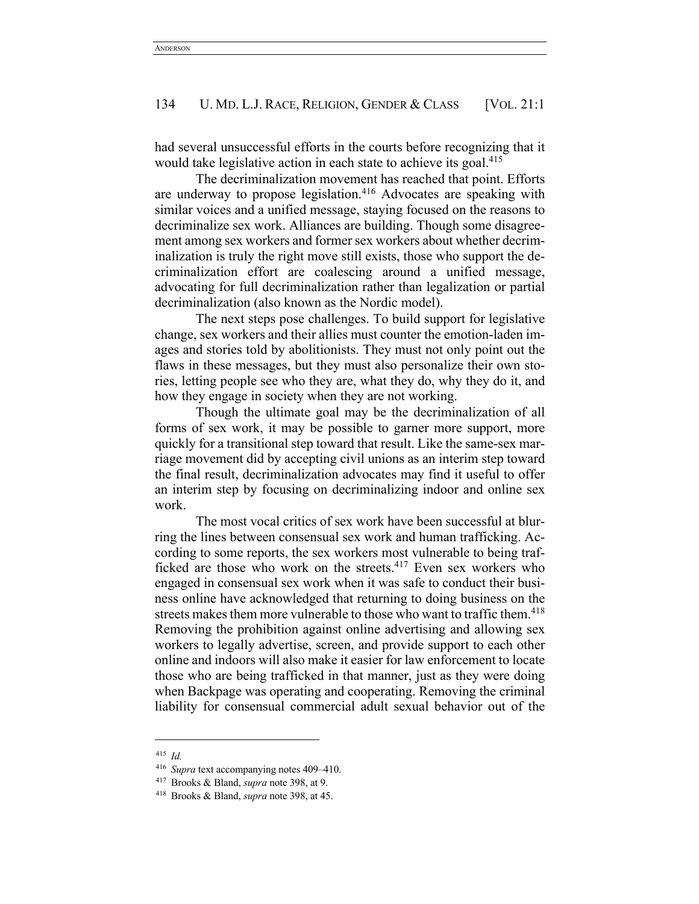had several unsuccessful efforts in the courts before recognizing that it would take legislative action in each state to achieve its goal.[415]

The decriminalization movement has reached that point. Efforts are underway to propose legislation.[416] Advocates are speaking with similar voices and a unified message, staying focused on the reasons to decriminalize sex work. Alliances are building. Though some disagreement among sex workers and former sex workers about whether decriminalization is truly the right move still exists, those who support the decriminalization effort are coalescing around a unified message, advocating for full decriminalization rather than legalization or partial decriminalization (also known as the Nordic model).

The next steps pose challenges. To build support for legislative change, sex workers and their allies must counter the emotion-laden images and stories told by abolitionists. They must not only point out the flaws in these messages, but they must also personalize their own stories, letting people see who they are, what they do, why they do it, and how they engage in society when they are not working.

Though the ultimate goal may be the decriminalization of all forms of sex work, it may be possible to garner more support, more quickly for a transitional step toward that result. Like the same-sex marriage movement did by accepting civil unions as an interim step toward the final result, decriminalization advocates may find it useful to offer an interim step by focusing on decriminalizing indoor and online sex work.

The most vocal critics of sex work have been successful at blurring the lines between consensual sex work and human trafficking. According to some reports, the sex workers most vulnerable to being trafficked are those who work on the streets.[417] Even sex workers who engaged in consensual sex work when it was safe to conduct their business online have acknowledged that returning to doing business on the streets makes them more vulnerable to those who want to traffic them.[418] Removing the prohibition against online advertising and allowing sex workers to legally advertise, screen, and provide support to each other online and indoors will also make it easier for law enforcement to locate those who are being trafficked in that manner, just as they were doing when Backpage was operating and cooperating. Removing the criminal liability for consensual commercial adult sexual behavior out of the

---

[415] *Id.*

[416] *Supra* text accompanying notes 409–410.

[417] Brooks & Bland, *supra* note 398, at 9.

[418] Brooks & Bland, *supra* note 398, at 45.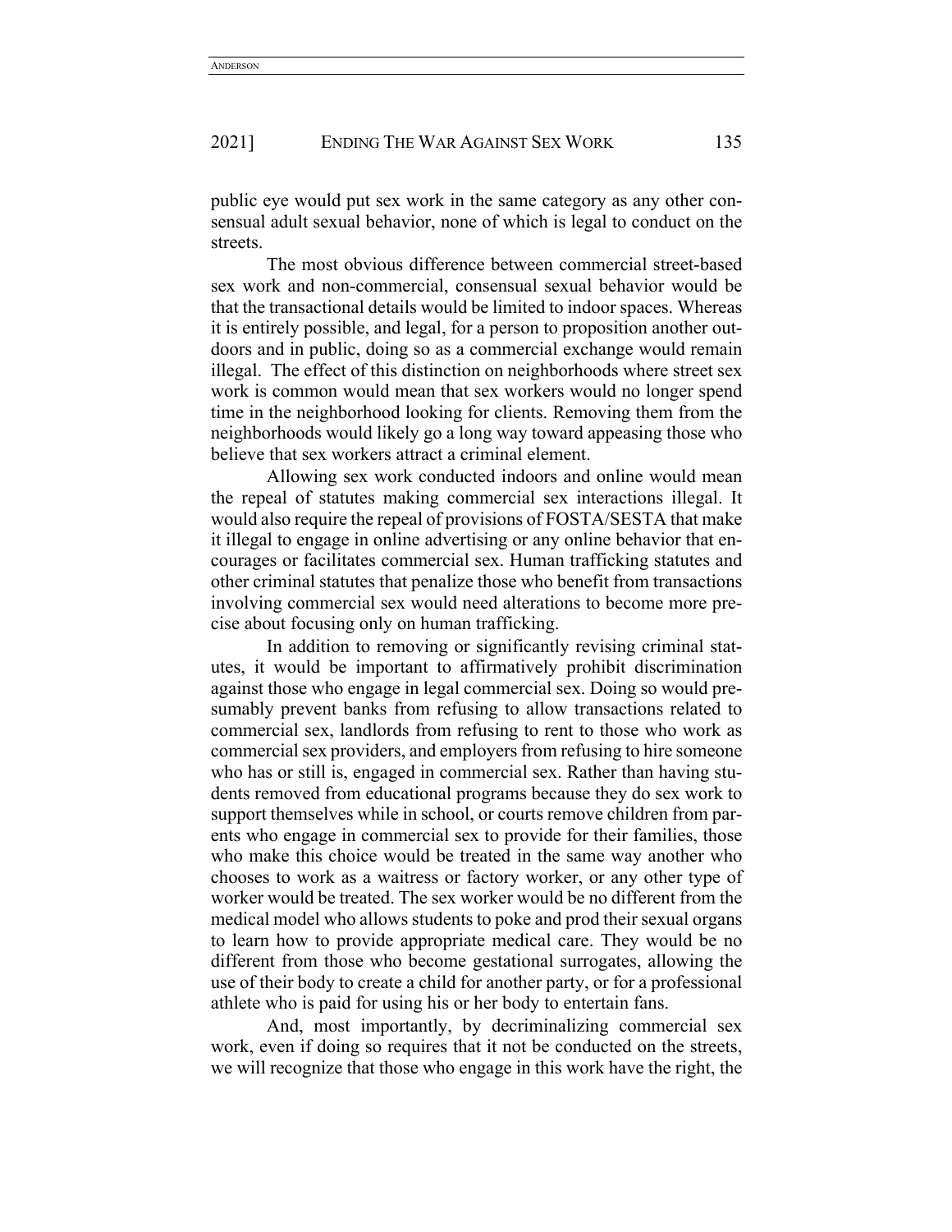public eye would put sex work in the same category as any other consensual adult sexual behavior, none of which is legal to conduct on the streets.

The most obvious difference between commercial street-based sex work and non-commercial, consensual sexual behavior would be that the transactional details would be limited to indoor spaces. Whereas it is entirely possible, and legal, for a person to proposition another outdoors and in public, doing so as a commercial exchange would remain illegal. The effect of this distinction on neighborhoods where street sex work is common would mean that sex workers would no longer spend time in the neighborhood looking for clients. Removing them from the neighborhoods would likely go a long way toward appeasing those who believe that sex workers attract a criminal element.

Allowing sex work conducted indoors and online would mean the repeal of statutes making commercial sex interactions illegal. It would also require the repeal of provisions of FOSTA/SESTA that make it illegal to engage in online advertising or any online behavior that encourages or facilitates commercial sex. Human trafficking statutes and other criminal statutes that penalize those who benefit from transactions involving commercial sex would need alterations to become more precise about focusing only on human trafficking.

In addition to removing or significantly revising criminal statutes, it would be important to affirmatively prohibit discrimination against those who engage in legal commercial sex. Doing so would presumably prevent banks from refusing to allow transactions related to commercial sex, landlords from refusing to rent to those who work as commercial sex providers, and employers from refusing to hire someone who has or still is, engaged in commercial sex. Rather than having students removed from educational programs because they do sex work to support themselves while in school, or courts remove children from parents who engage in commercial sex to provide for their families, those who make this choice would be treated in the same way another who chooses to work as a waitress or factory worker, or any other type of worker would be treated. The sex worker would be no different from the medical model who allows students to poke and prod their sexual organs to learn how to provide appropriate medical care. They would be no different from those who become gestational surrogates, allowing the use of their body to create a child for another party, or for a professional athlete who is paid for using his or her body to entertain fans.

And, most importantly, by decriminalizing commercial sex work, even if doing so requires that it not be conducted on the streets, we will recognize that those who engage in this work have the right, the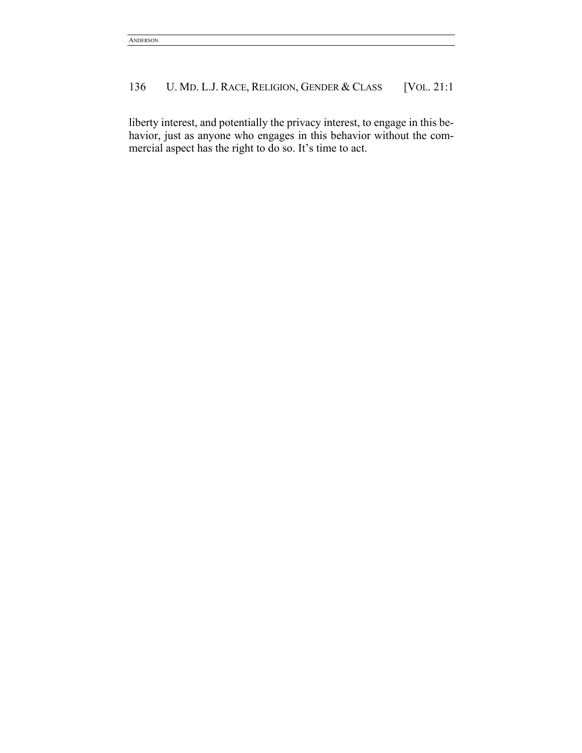liberty interest, and potentially the privacy interest, to engage in this behavior, just as anyone who engages in this behavior without the commercial aspect has the right to do so. It's time to act.